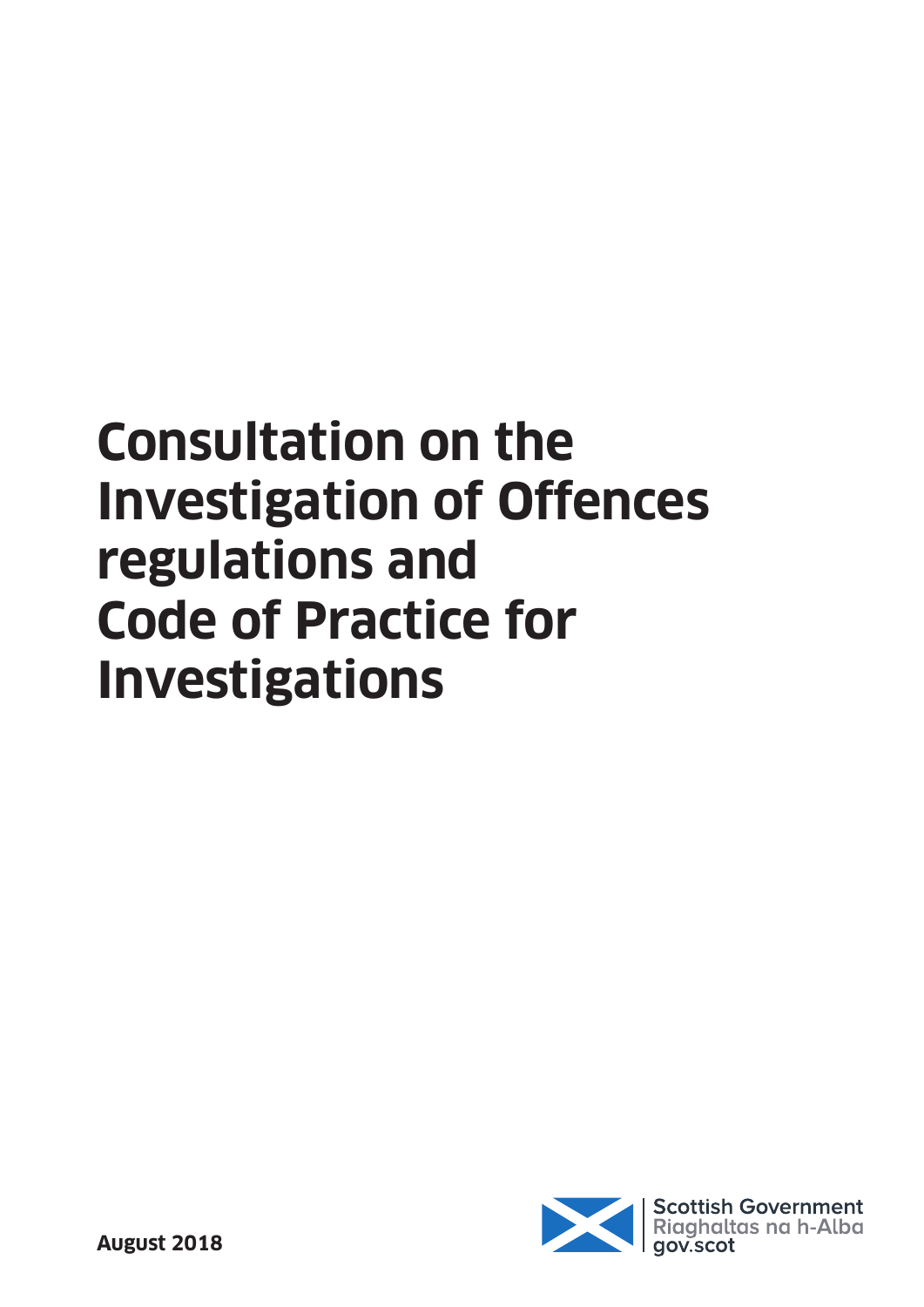# Consultation on the Investigation of Offences regulations and Code of Practice for Investigations

**August 2018**

Scottish Government
Riaghaltas na h-Alba
gov.scot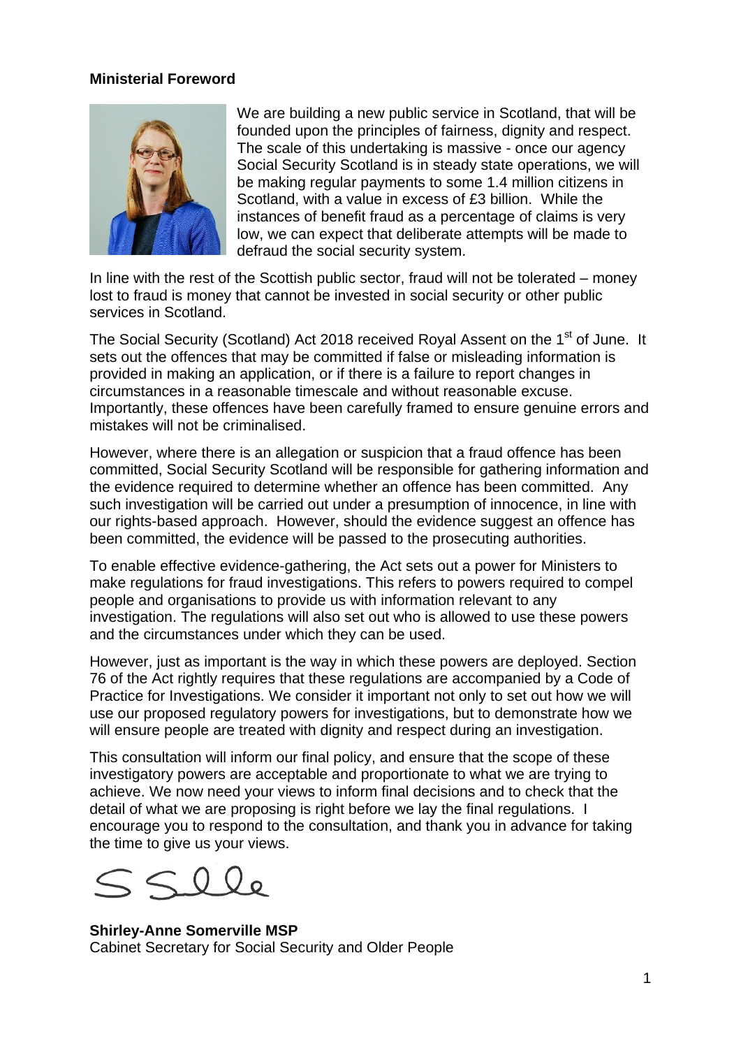**Ministerial Foreword**

We are building a new public service in Scotland, that will be founded upon the principles of fairness, dignity and respect. The scale of this undertaking is massive - once our agency Social Security Scotland is in steady state operations, we will be making regular payments to some 1.4 million citizens in Scotland, with a value in excess of £3 billion. While the instances of benefit fraud as a percentage of claims is very low, we can expect that deliberate attempts will be made to defraud the social security system.

In line with the rest of the Scottish public sector, fraud will not be tolerated – money lost to fraud is money that cannot be invested in social security or other public services in Scotland.

The Social Security (Scotland) Act 2018 received Royal Assent on the 1st of June. It sets out the offences that may be committed if false or misleading information is provided in making an application, or if there is a failure to report changes in circumstances in a reasonable timescale and without reasonable excuse. Importantly, these offences have been carefully framed to ensure genuine errors and mistakes will not be criminalised.

However, where there is an allegation or suspicion that a fraud offence has been committed, Social Security Scotland will be responsible for gathering information and the evidence required to determine whether an offence has been committed. Any such investigation will be carried out under a presumption of innocence, in line with our rights-based approach. However, should the evidence suggest an offence has been committed, the evidence will be passed to the prosecuting authorities.

To enable effective evidence-gathering, the Act sets out a power for Ministers to make regulations for fraud investigations. This refers to powers required to compel people and organisations to provide us with information relevant to any investigation. The regulations will also set out who is allowed to use these powers and the circumstances under which they can be used.

However, just as important is the way in which these powers are deployed. Section 76 of the Act rightly requires that these regulations are accompanied by a Code of Practice for Investigations. We consider it important not only to set out how we will use our proposed regulatory powers for investigations, but to demonstrate how we will ensure people are treated with dignity and respect during an investigation.

This consultation will inform our final policy, and ensure that the scope of these investigatory powers are acceptable and proportionate to what we are trying to achieve. We now need your views to inform final decisions and to check that the detail of what we are proposing is right before we lay the final regulations. I encourage you to respond to the consultation, and thank you in advance for taking the time to give us your views.

**Shirley-Anne Somerville MSP**
Cabinet Secretary for Social Security and Older People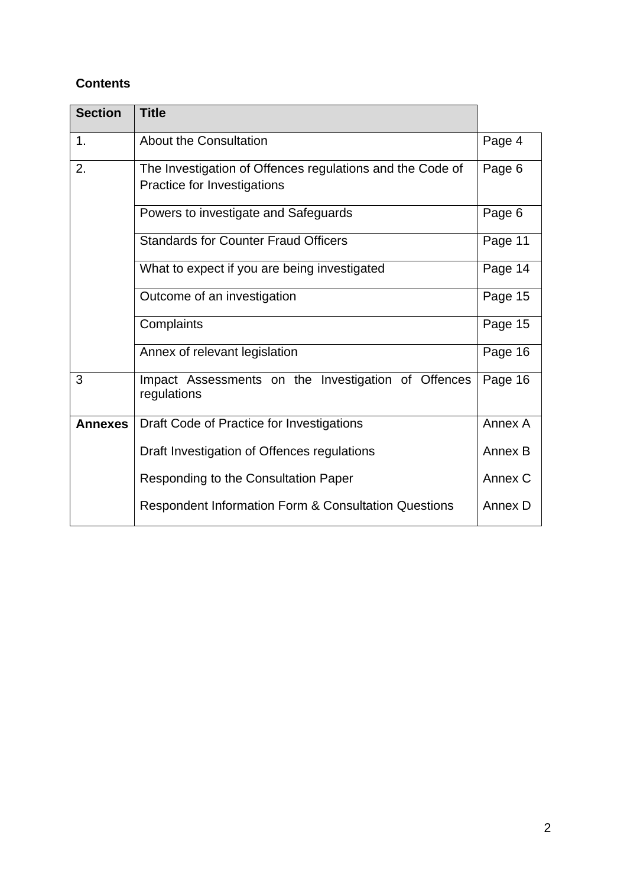**Contents**

| Section | Title | |
|---|---|---|
| 1. | About the Consultation | Page 4 |
| 2. | The Investigation of Offences regulations and the Code of Practice for Investigations | Page 6 |
| | Powers to investigate and Safeguards | Page 6 |
| | Standards for Counter Fraud Officers | Page 11 |
| | What to expect if you are being investigated | Page 14 |
| | Outcome of an investigation | Page 15 |
| | Complaints | Page 15 |
| | Annex of relevant legislation | Page 16 |
| 3 | Impact Assessments on the Investigation of Offences regulations | Page 16 |
| **Annexes** | Draft Code of Practice for Investigations | Annex A |
| | Draft Investigation of Offences regulations | Annex B |
| | Responding to the Consultation Paper | Annex C |
| | Respondent Information Form & Consultation Questions | Annex D |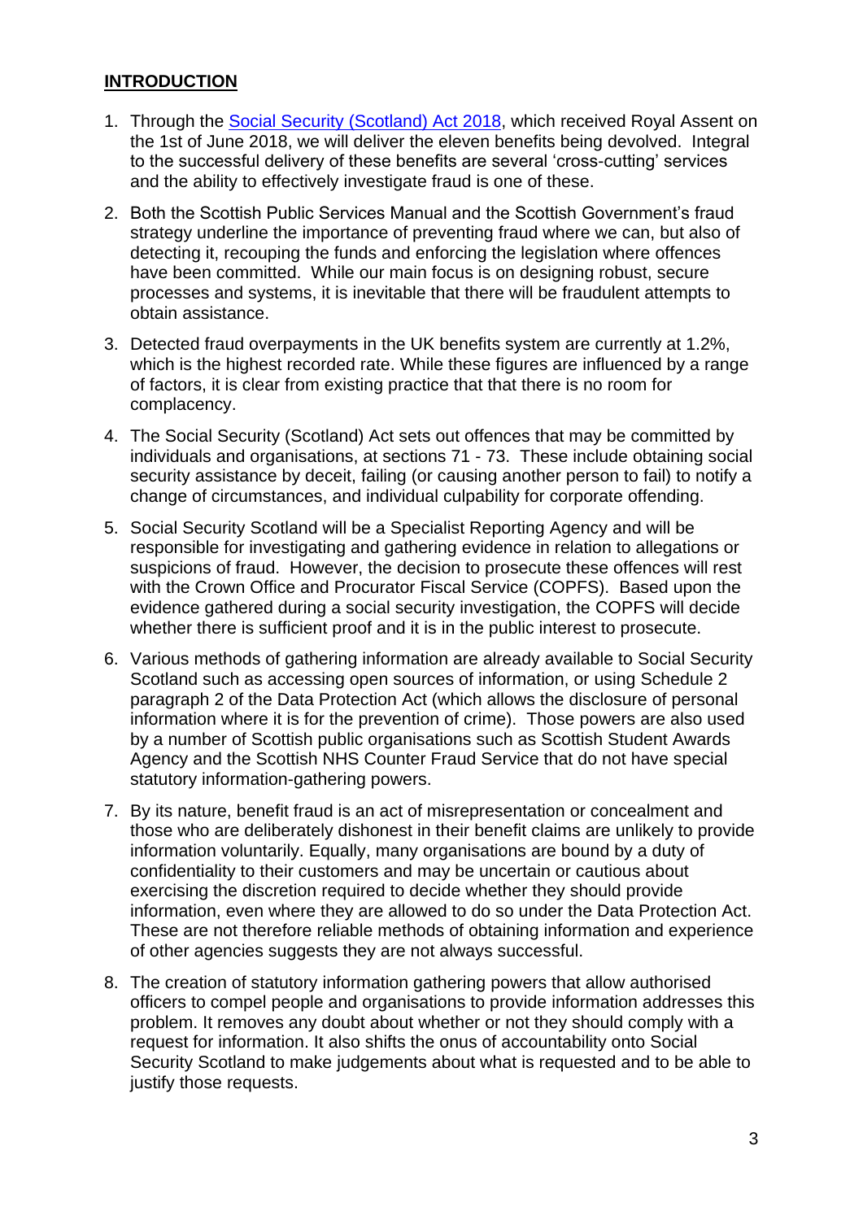## **INTRODUCTION**

1. Through the [Social Security (Scotland) Act 2018](), which received Royal Assent on the 1st of June 2018, we will deliver the eleven benefits being devolved. Integral to the successful delivery of these benefits are several 'cross-cutting' services and the ability to effectively investigate fraud is one of these.

2. Both the Scottish Public Services Manual and the Scottish Government's fraud strategy underline the importance of preventing fraud where we can, but also of detecting it, recouping the funds and enforcing the legislation where offences have been committed. While our main focus is on designing robust, secure processes and systems, it is inevitable that there will be fraudulent attempts to obtain assistance.

3. Detected fraud overpayments in the UK benefits system are currently at 1.2%, which is the highest recorded rate. While these figures are influenced by a range of factors, it is clear from existing practice that that there is no room for complacency.

4. The Social Security (Scotland) Act sets out offences that may be committed by individuals and organisations, at sections 71 - 73. These include obtaining social security assistance by deceit, failing (or causing another person to fail) to notify a change of circumstances, and individual culpability for corporate offending.

5. Social Security Scotland will be a Specialist Reporting Agency and will be responsible for investigating and gathering evidence in relation to allegations or suspicions of fraud. However, the decision to prosecute these offences will rest with the Crown Office and Procurator Fiscal Service (COPFS). Based upon the evidence gathered during a social security investigation, the COPFS will decide whether there is sufficient proof and it is in the public interest to prosecute.

6. Various methods of gathering information are already available to Social Security Scotland such as accessing open sources of information, or using Schedule 2 paragraph 2 of the Data Protection Act (which allows the disclosure of personal information where it is for the prevention of crime). Those powers are also used by a number of Scottish public organisations such as Scottish Student Awards Agency and the Scottish NHS Counter Fraud Service that do not have special statutory information-gathering powers.

7. By its nature, benefit fraud is an act of misrepresentation or concealment and those who are deliberately dishonest in their benefit claims are unlikely to provide information voluntarily. Equally, many organisations are bound by a duty of confidentiality to their customers and may be uncertain or cautious about exercising the discretion required to decide whether they should provide information, even where they are allowed to do so under the Data Protection Act. These are not therefore reliable methods of obtaining information and experience of other agencies suggests they are not always successful.

8. The creation of statutory information gathering powers that allow authorised officers to compel people and organisations to provide information addresses this problem. It removes any doubt about whether or not they should comply with a request for information. It also shifts the onus of accountability onto Social Security Scotland to make judgements about what is requested and to be able to justify those requests.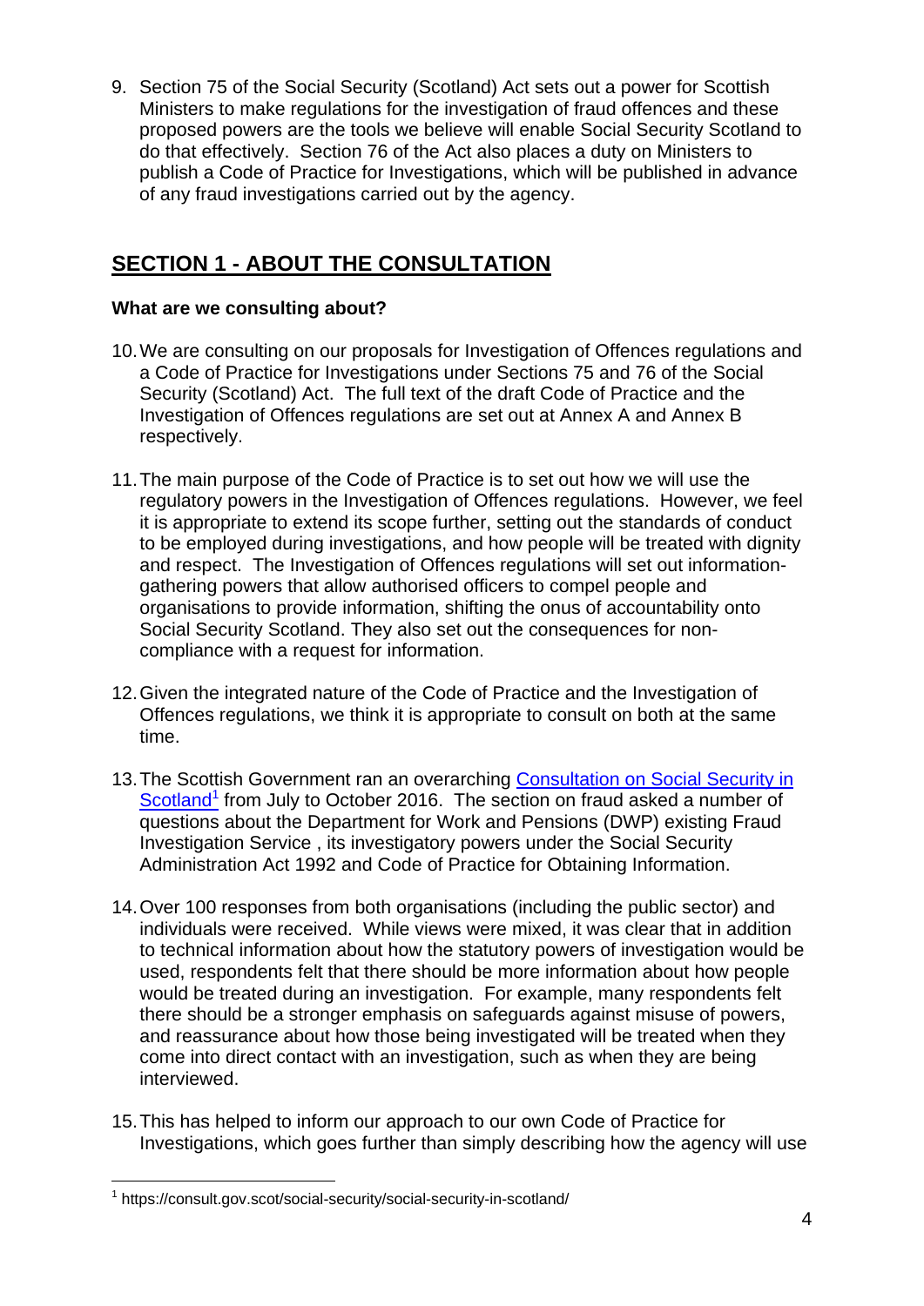9. Section 75 of the Social Security (Scotland) Act sets out a power for Scottish Ministers to make regulations for the investigation of fraud offences and these proposed powers are the tools we believe will enable Social Security Scotland to do that effectively. Section 76 of the Act also places a duty on Ministers to publish a Code of Practice for Investigations, which will be published in advance of any fraud investigations carried out by the agency.

## SECTION 1 - ABOUT THE CONSULTATION

**What are we consulting about?**

10. We are consulting on our proposals for Investigation of Offences regulations and a Code of Practice for Investigations under Sections 75 and 76 of the Social Security (Scotland) Act. The full text of the draft Code of Practice and the Investigation of Offences regulations are set out at Annex A and Annex B respectively.

11. The main purpose of the Code of Practice is to set out how we will use the regulatory powers in the Investigation of Offences regulations. However, we feel it is appropriate to extend its scope further, setting out the standards of conduct to be employed during investigations, and how people will be treated with dignity and respect. The Investigation of Offences regulations will set out information-gathering powers that allow authorised officers to compel people and organisations to provide information, shifting the onus of accountability onto Social Security Scotland. They also set out the consequences for non-compliance with a request for information.

12. Given the integrated nature of the Code of Practice and the Investigation of Offences regulations, we think it is appropriate to consult on both at the same time.

13. The Scottish Government ran an overarching Consultation on Social Security in Scotland[1] from July to October 2016. The section on fraud asked a number of questions about the Department for Work and Pensions (DWP) existing Fraud Investigation Service , its investigatory powers under the Social Security Administration Act 1992 and Code of Practice for Obtaining Information.

14. Over 100 responses from both organisations (including the public sector) and individuals were received. While views were mixed, it was clear that in addition to technical information about how the statutory powers of investigation would be used, respondents felt that there should be more information about how people would be treated during an investigation. For example, many respondents felt there should be a stronger emphasis on safeguards against misuse of powers, and reassurance about how those being investigated will be treated when they come into direct contact with an investigation, such as when they are being interviewed.

15. This has helped to inform our approach to our own Code of Practice for Investigations, which goes further than simply describing how the agency will use

[1] https://consult.gov.scot/social-security/social-security-in-scotland/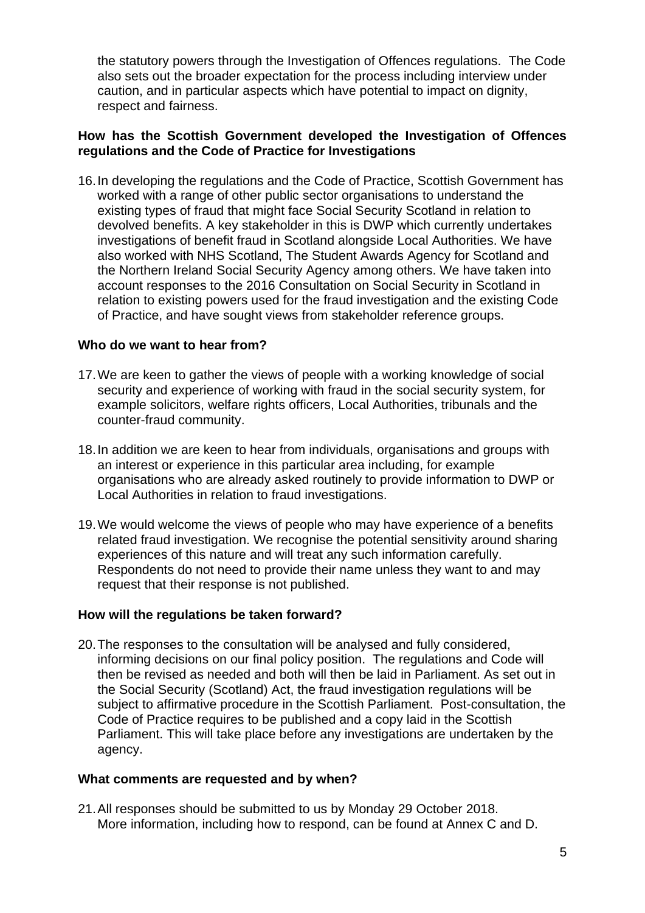the statutory powers through the Investigation of Offences regulations. The Code also sets out the broader expectation for the process including interview under caution, and in particular aspects which have potential to impact on dignity, respect and fairness.

**How has the Scottish Government developed the Investigation of Offences regulations and the Code of Practice for Investigations**

16. In developing the regulations and the Code of Practice, Scottish Government has worked with a range of other public sector organisations to understand the existing types of fraud that might face Social Security Scotland in relation to devolved benefits. A key stakeholder in this is DWP which currently undertakes investigations of benefit fraud in Scotland alongside Local Authorities. We have also worked with NHS Scotland, The Student Awards Agency for Scotland and the Northern Ireland Social Security Agency among others. We have taken into account responses to the 2016 Consultation on Social Security in Scotland in relation to existing powers used for the fraud investigation and the existing Code of Practice, and have sought views from stakeholder reference groups.

**Who do we want to hear from?**

17. We are keen to gather the views of people with a working knowledge of social security and experience of working with fraud in the social security system, for example solicitors, welfare rights officers, Local Authorities, tribunals and the counter-fraud community.

18. In addition we are keen to hear from individuals, organisations and groups with an interest or experience in this particular area including, for example organisations who are already asked routinely to provide information to DWP or Local Authorities in relation to fraud investigations.

19. We would welcome the views of people who may have experience of a benefits related fraud investigation. We recognise the potential sensitivity around sharing experiences of this nature and will treat any such information carefully. Respondents do not need to provide their name unless they want to and may request that their response is not published.

**How will the regulations be taken forward?**

20. The responses to the consultation will be analysed and fully considered, informing decisions on our final policy position. The regulations and Code will then be revised as needed and both will then be laid in Parliament. As set out in the Social Security (Scotland) Act, the fraud investigation regulations will be subject to affirmative procedure in the Scottish Parliament. Post-consultation, the Code of Practice requires to be published and a copy laid in the Scottish Parliament. This will take place before any investigations are undertaken by the agency.

**What comments are requested and by when?**

21. All responses should be submitted to us by Monday 29 October 2018. More information, including how to respond, can be found at Annex C and D.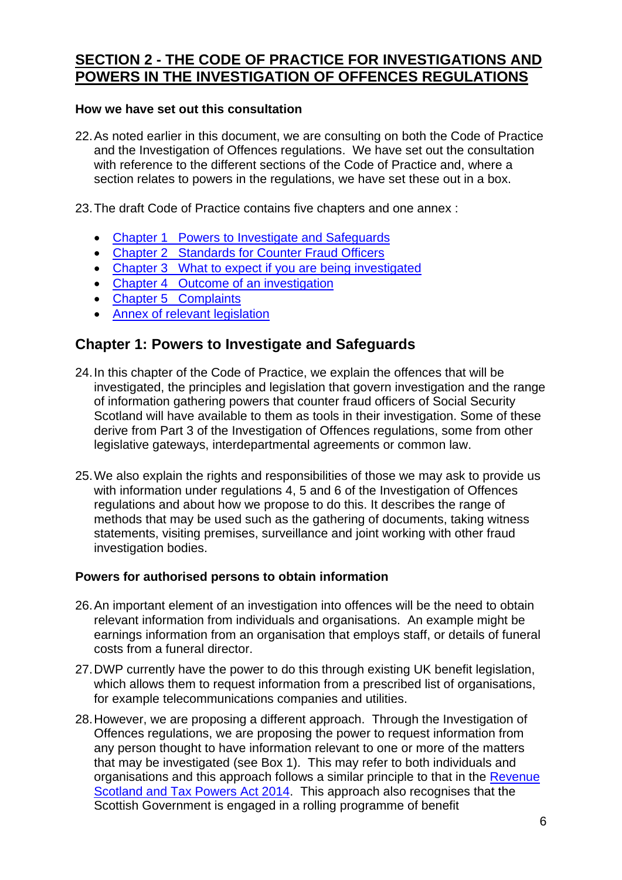## SECTION 2 - THE CODE OF PRACTICE FOR INVESTIGATIONS AND POWERS IN THE INVESTIGATION OF OFFENCES REGULATIONS

**How we have set out this consultation**

22. As noted earlier in this document, we are consulting on both the Code of Practice and the Investigation of Offences regulations. We have set out the consultation with reference to the different sections of the Code of Practice and, where a section relates to powers in the regulations, we have set these out in a box.

23. The draft Code of Practice contains five chapters and one annex :

- Chapter 1 Powers to Investigate and Safeguards
- Chapter 2 Standards for Counter Fraud Officers
- Chapter 3 What to expect if you are being investigated
- Chapter 4 Outcome of an investigation
- Chapter 5 Complaints
- Annex of relevant legislation

## Chapter 1: Powers to Investigate and Safeguards

24. In this chapter of the Code of Practice, we explain the offences that will be investigated, the principles and legislation that govern investigation and the range of information gathering powers that counter fraud officers of Social Security Scotland will have available to them as tools in their investigation. Some of these derive from Part 3 of the Investigation of Offences regulations, some from other legislative gateways, interdepartmental agreements or common law.

25. We also explain the rights and responsibilities of those we may ask to provide us with information under regulations 4, 5 and 6 of the Investigation of Offences regulations and about how we propose to do this. It describes the range of methods that may be used such as the gathering of documents, taking witness statements, visiting premises, surveillance and joint working with other fraud investigation bodies.

**Powers for authorised persons to obtain information**

26. An important element of an investigation into offences will be the need to obtain relevant information from individuals and organisations. An example might be earnings information from an organisation that employs staff, or details of funeral costs from a funeral director.

27. DWP currently have the power to do this through existing UK benefit legislation, which allows them to request information from a prescribed list of organisations, for example telecommunications companies and utilities.

28. However, we are proposing a different approach. Through the Investigation of Offences regulations, we are proposing the power to request information from any person thought to have information relevant to one or more of the matters that may be investigated (see Box 1). This may refer to both individuals and organisations and this approach follows a similar principle to that in the Revenue Scotland and Tax Powers Act 2014. This approach also recognises that the Scottish Government is engaged in a rolling programme of benefit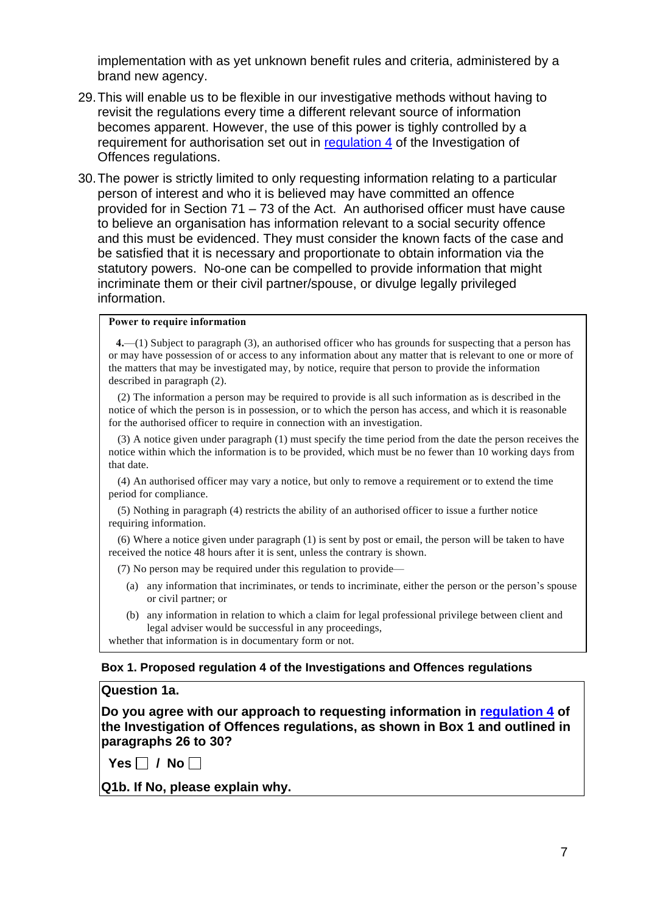implementation with as yet unknown benefit rules and criteria, administered by a brand new agency.

29. This will enable us to be flexible in our investigative methods without having to revisit the regulations every time a different relevant source of information becomes apparent. However, the use of this power is tighly controlled by a requirement for authorisation set out in regulation 4 of the Investigation of Offences regulations.

30. The power is strictly limited to only requesting information relating to a particular person of interest and who it is believed may have committed an offence provided for in Section 71 – 73 of the Act. An authorised officer must have cause to believe an organisation has information relevant to a social security offence and this must be evidenced. They must consider the known facts of the case and be satisfied that it is necessary and proportionate to obtain information via the statutory powers. No-one can be compelled to provide information that might incriminate them or their civil partner/spouse, or divulge legally privileged information.

> **Power to require information**
>
> **4.**—(1) Subject to paragraph (3), an authorised officer who has grounds for suspecting that a person has or may have possession of or access to any information about any matter that is relevant to one or more of the matters that may be investigated may, by notice, require that person to provide the information described in paragraph (2).
>
> (2) The information a person may be required to provide is all such information as is described in the notice of which the person is in possession, or to which the person has access, and which it is reasonable for the authorised officer to require in connection with an investigation.
>
> (3) A notice given under paragraph (1) must specify the time period from the date the person receives the notice within which the information is to be provided, which must be no fewer than 10 working days from that date.
>
> (4) An authorised officer may vary a notice, but only to remove a requirement or to extend the time period for compliance.
>
> (5) Nothing in paragraph (4) restricts the ability of an authorised officer to issue a further notice requiring information.
>
> (6) Where a notice given under paragraph (1) is sent by post or email, the person will be taken to have received the notice 48 hours after it is sent, unless the contrary is shown.
>
> (7) No person may be required under this regulation to provide—
>
> (a) any information that incriminates, or tends to incriminate, either the person or the person's spouse or civil partner; or
>
> (b) any information in relation to which a claim for legal professional privilege between client and legal adviser would be successful in any proceedings,
>
> whether that information is in documentary form or not.

**Box 1. Proposed regulation 4 of the Investigations and Offences regulations**

**Question 1a.**

**Do you agree with our approach to requesting information in regulation 4 of the Investigation of Offences regulations, as shown in Box 1 and outlined in paragraphs 26 to 30?**

**Yes ☐ / No ☐**

**Q1b. If No, please explain why.**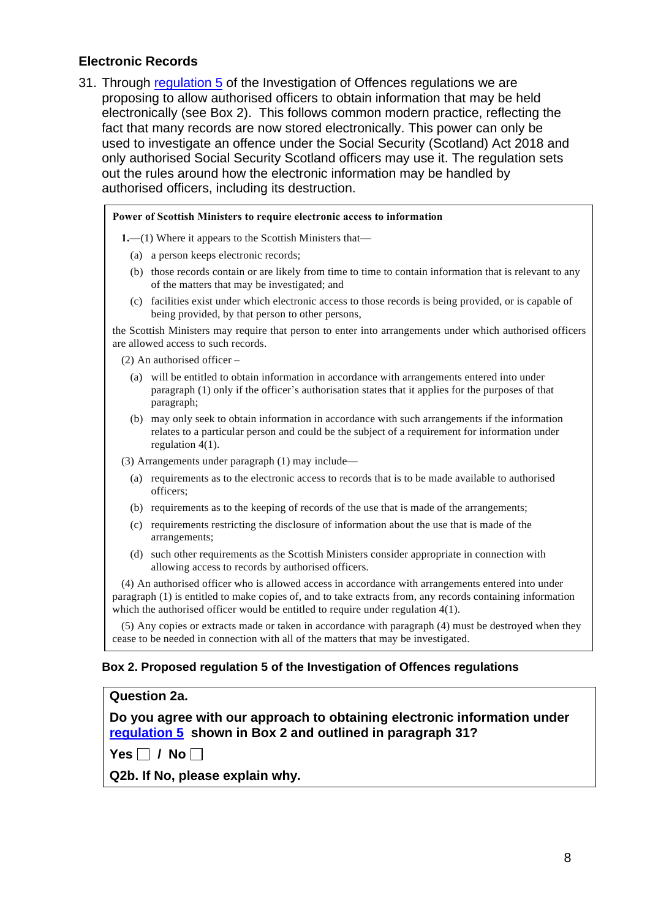## Electronic Records

31. Through regulation 5 of the Investigation of Offences regulations we are proposing to allow authorised officers to obtain information that may be held electronically (see Box 2). This follows common modern practice, reflecting the fact that many records are now stored electronically. This power can only be used to investigate an offence under the Social Security (Scotland) Act 2018 and only authorised Social Security Scotland officers may use it. The regulation sets out the rules around how the electronic information may be handled by authorised officers, including its destruction.

> **Power of Scottish Ministers to require electronic access to information**
>
> **1.**—(1) Where it appears to the Scottish Ministers that—
>
> (a) a person keeps electronic records;
>
> (b) those records contain or are likely from time to time to contain information that is relevant to any of the matters that may be investigated; and
>
> (c) facilities exist under which electronic access to those records is being provided, or is capable of being provided, by that person to other persons,
>
> the Scottish Ministers may require that person to enter into arrangements under which authorised officers are allowed access to such records.
>
> (2) An authorised officer –
>
> (a) will be entitled to obtain information in accordance with arrangements entered into under paragraph (1) only if the officer's authorisation states that it applies for the purposes of that paragraph;
>
> (b) may only seek to obtain information in accordance with such arrangements if the information relates to a particular person and could be the subject of a requirement for information under regulation 4(1).
>
> (3) Arrangements under paragraph (1) may include—
>
> (a) requirements as to the electronic access to records that is to be made available to authorised officers;
>
> (b) requirements as to the keeping of records of the use that is made of the arrangements;
>
> (c) requirements restricting the disclosure of information about the use that is made of the arrangements;
>
> (d) such other requirements as the Scottish Ministers consider appropriate in connection with allowing access to records by authorised officers.
>
> (4) An authorised officer who is allowed access in accordance with arrangements entered into under paragraph (1) is entitled to make copies of, and to take extracts from, any records containing information which the authorised officer would be entitled to require under regulation 4(1).
>
> (5) Any copies or extracts made or taken in accordance with paragraph (4) must be destroyed when they cease to be needed in connection with all of the matters that may be investigated.

**Box 2. Proposed regulation 5 of the Investigation of Offences regulations**

**Question 2a.**

**Do you agree with our approach to obtaining electronic information under regulation 5 shown in Box 2 and outlined in paragraph 31?**

**Yes ☐ / No ☐**

**Q2b. If No, please explain why.**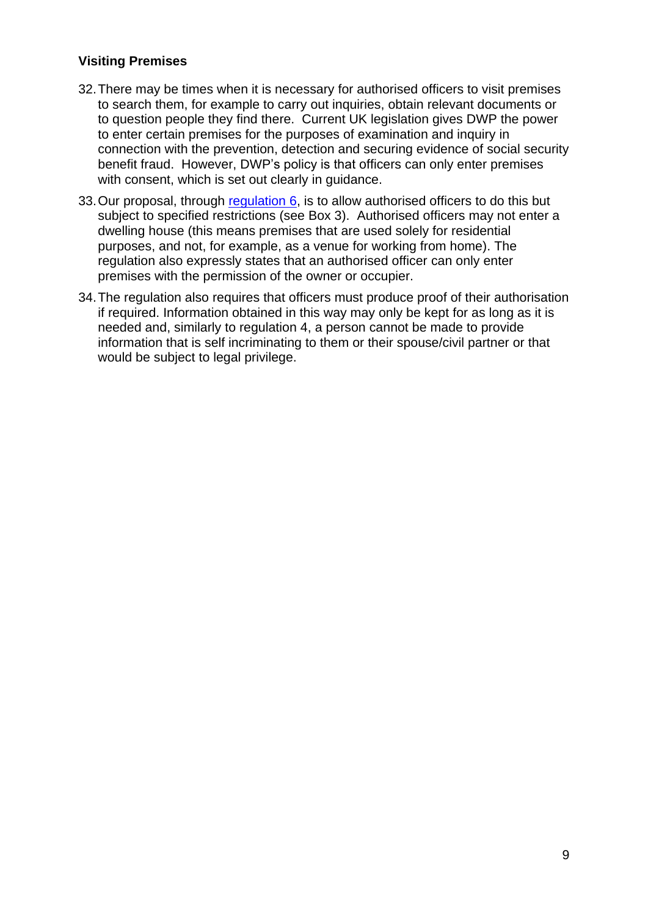### Visiting Premises

32. There may be times when it is necessary for authorised officers to visit premises to search them, for example to carry out inquiries, obtain relevant documents or to question people they find there. Current UK legislation gives DWP the power to enter certain premises for the purposes of examination and inquiry in connection with the prevention, detection and securing evidence of social security benefit fraud. However, DWP's policy is that officers can only enter premises with consent, which is set out clearly in guidance.

33. Our proposal, through regulation 6, is to allow authorised officers to do this but subject to specified restrictions (see Box 3). Authorised officers may not enter a dwelling house (this means premises that are used solely for residential purposes, and not, for example, as a venue for working from home). The regulation also expressly states that an authorised officer can only enter premises with the permission of the owner or occupier.

34. The regulation also requires that officers must produce proof of their authorisation if required. Information obtained in this way may only be kept for as long as it is needed and, similarly to regulation 4, a person cannot be made to provide information that is self incriminating to them or their spouse/civil partner or that would be subject to legal privilege.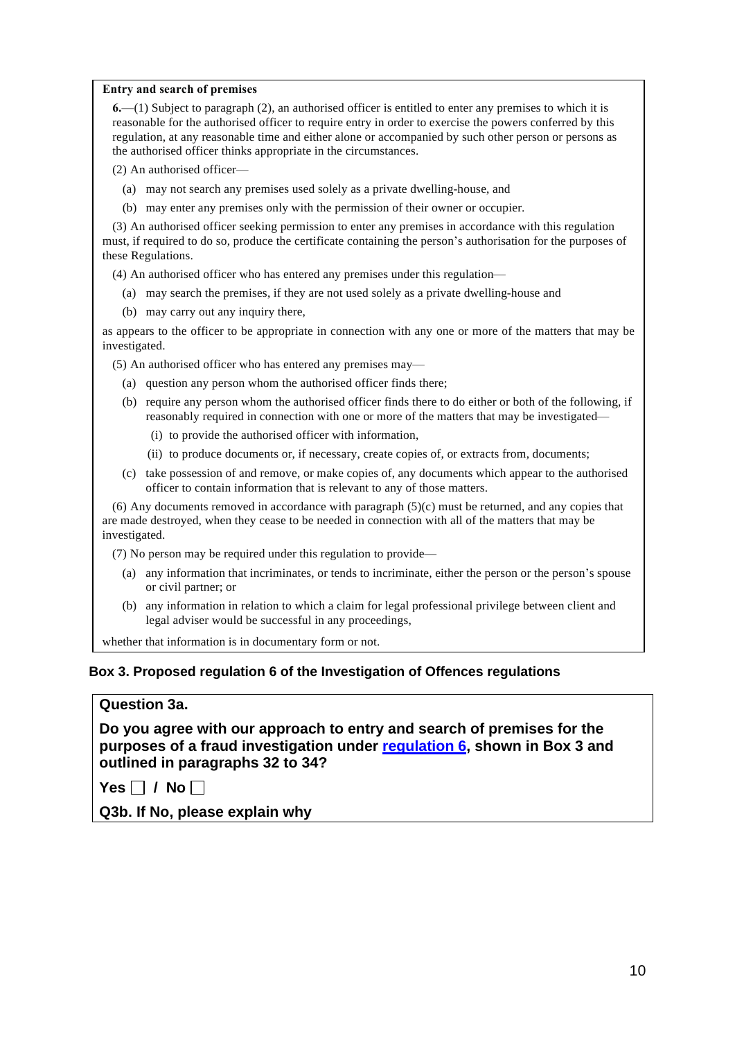**Entry and search of premises**

**6.**—(1) Subject to paragraph (2), an authorised officer is entitled to enter any premises to which it is reasonable for the authorised officer to require entry in order to exercise the powers conferred by this regulation, at any reasonable time and either alone or accompanied by such other person or persons as the authorised officer thinks appropriate in the circumstances.

(2) An authorised officer—

(a) may not search any premises used solely as a private dwelling-house, and

(b) may enter any premises only with the permission of their owner or occupier.

(3) An authorised officer seeking permission to enter any premises in accordance with this regulation must, if required to do so, produce the certificate containing the person's authorisation for the purposes of these Regulations.

(4) An authorised officer who has entered any premises under this regulation—

(a) may search the premises, if they are not used solely as a private dwelling-house and

(b) may carry out any inquiry there,

as appears to the officer to be appropriate in connection with any one or more of the matters that may be investigated.

(5) An authorised officer who has entered any premises may—

(a) question any person whom the authorised officer finds there;

(b) require any person whom the authorised officer finds there to do either or both of the following, if reasonably required in connection with one or more of the matters that may be investigated—

(i) to provide the authorised officer with information,

(ii) to produce documents or, if necessary, create copies of, or extracts from, documents;

(c) take possession of and remove, or make copies of, any documents which appear to the authorised officer to contain information that is relevant to any of those matters.

(6) Any documents removed in accordance with paragraph (5)(c) must be returned, and any copies that are made destroyed, when they cease to be needed in connection with all of the matters that may be investigated.

(7) No person may be required under this regulation to provide—

(a) any information that incriminates, or tends to incriminate, either the person or the person's spouse or civil partner; or

(b) any information in relation to which a claim for legal professional privilege between client and legal adviser would be successful in any proceedings,

whether that information is in documentary form or not.

**Box 3. Proposed regulation 6 of the Investigation of Offences regulations**

**Question 3a.**

**Do you agree with our approach to entry and search of premises for the purposes of a fraud investigation under regulation 6, shown in Box 3 and outlined in paragraphs 32 to 34?**

**Yes ☐ / No ☐**

**Q3b. If No, please explain why**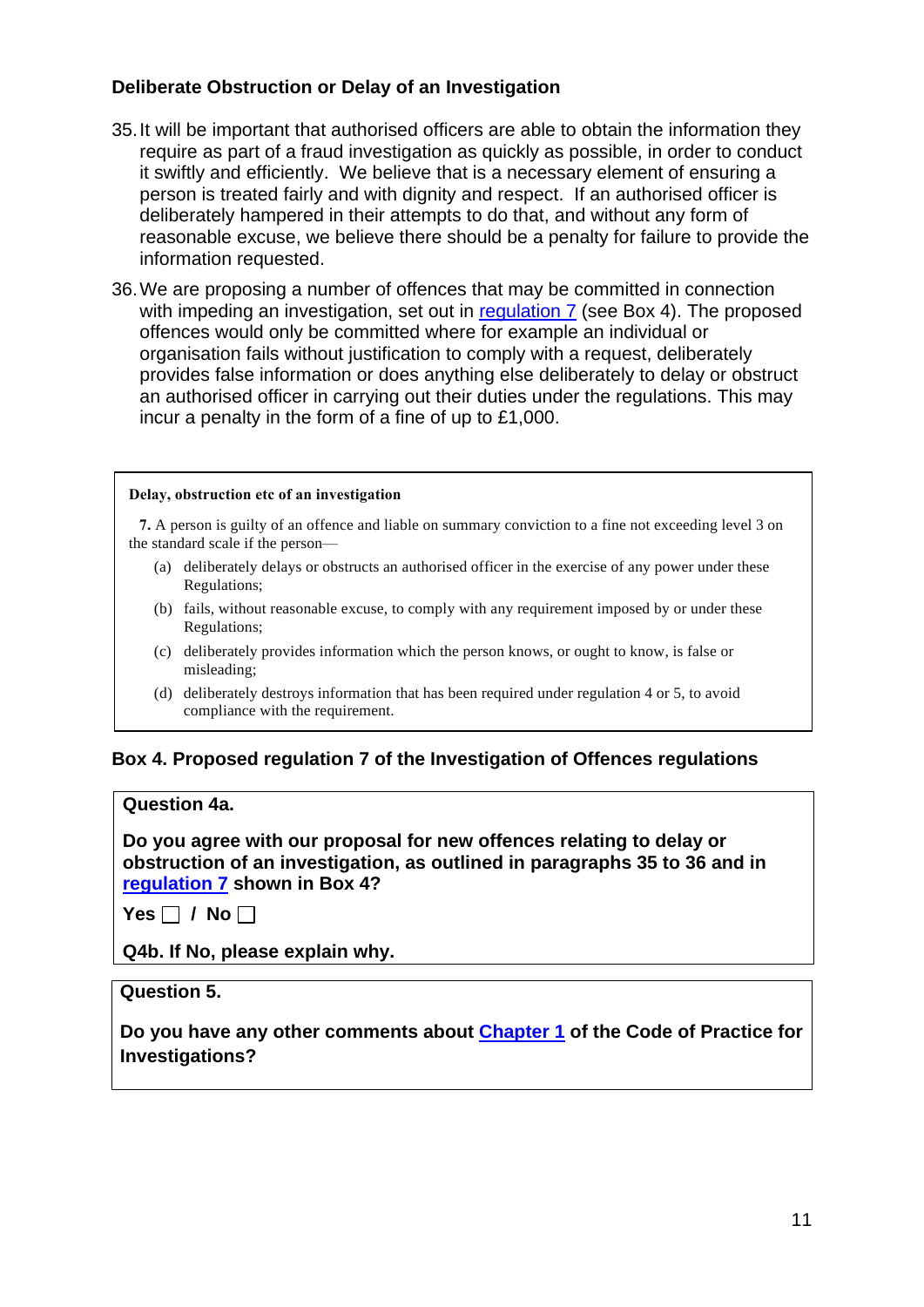### Deliberate Obstruction or Delay of an Investigation

35. It will be important that authorised officers are able to obtain the information they require as part of a fraud investigation as quickly as possible, in order to conduct it swiftly and efficiently. We believe that is a necessary element of ensuring a person is treated fairly and with dignity and respect. If an authorised officer is deliberately hampered in their attempts to do that, and without any form of reasonable excuse, we believe there should be a penalty for failure to provide the information requested.

36. We are proposing a number of offences that may be committed in connection with impeding an investigation, set out in regulation 7 (see Box 4). The proposed offences would only be committed where for example an individual or organisation fails without justification to comply with a request, deliberately provides false information or does anything else deliberately to delay or obstruct an authorised officer in carrying out their duties under the regulations. This may incur a penalty in the form of a fine of up to £1,000.

> **Delay, obstruction etc of an investigation**
>
> **7.** A person is guilty of an offence and liable on summary conviction to a fine not exceeding level 3 on the standard scale if the person—
>
> (a) deliberately delays or obstructs an authorised officer in the exercise of any power under these Regulations;
>
> (b) fails, without reasonable excuse, to comply with any requirement imposed by or under these Regulations;
>
> (c) deliberately provides information which the person knows, or ought to know, is false or misleading;
>
> (d) deliberately destroys information that has been required under regulation 4 or 5, to avoid compliance with the requirement.

**Box 4. Proposed regulation 7 of the Investigation of Offences regulations**

**Question 4a.**

**Do you agree with our proposal for new offences relating to delay or obstruction of an investigation, as outlined in paragraphs 35 to 36 and in regulation 7 shown in Box 4?**

**Yes ☐ / No ☐**

**Q4b. If No, please explain why.**

**Question 5.**

**Do you have any other comments about Chapter 1 of the Code of Practice for Investigations?**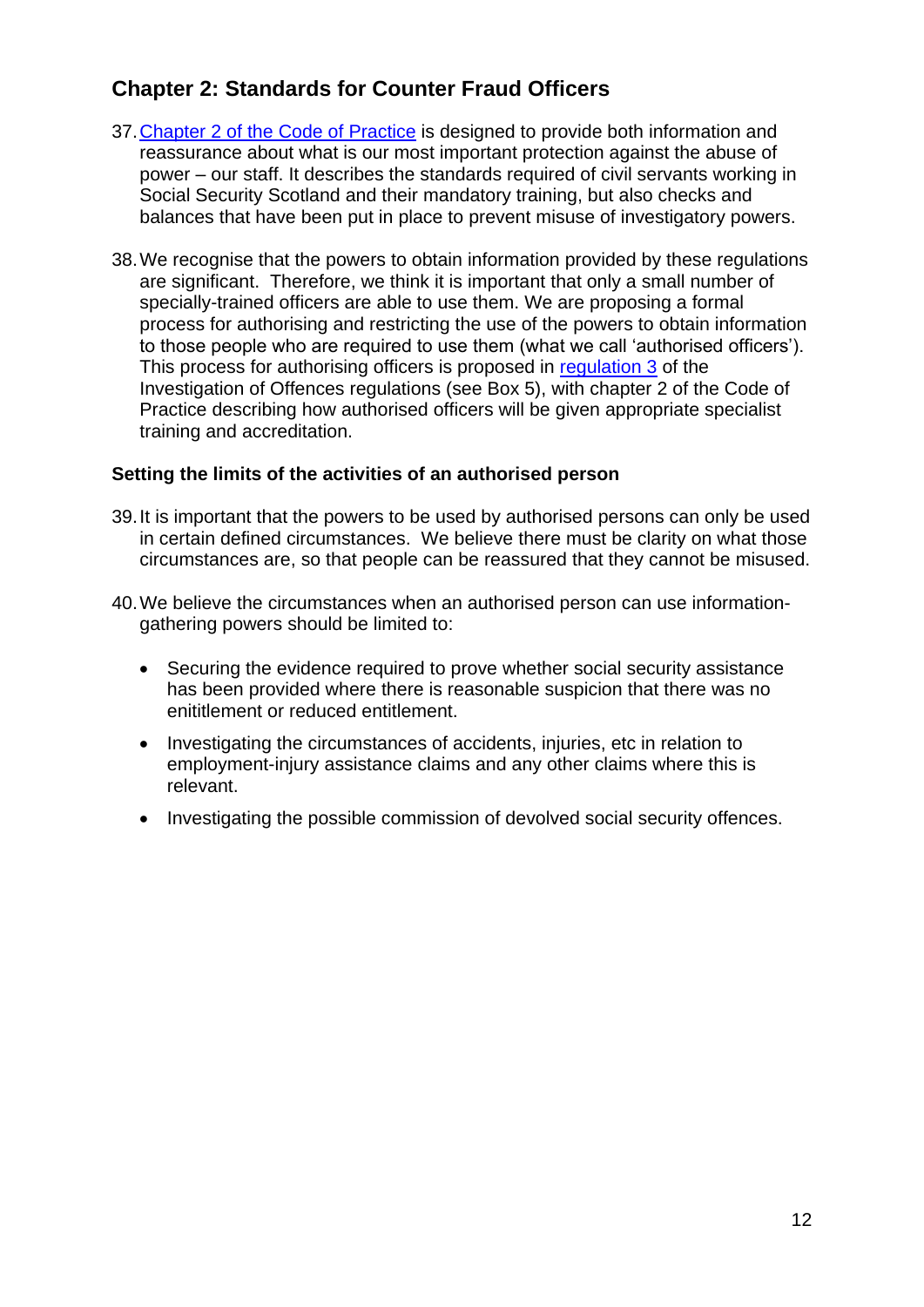## Chapter 2: Standards for Counter Fraud Officers

37. Chapter 2 of the Code of Practice is designed to provide both information and reassurance about what is our most important protection against the abuse of power – our staff. It describes the standards required of civil servants working in Social Security Scotland and their mandatory training, but also checks and balances that have been put in place to prevent misuse of investigatory powers.

38. We recognise that the powers to obtain information provided by these regulations are significant. Therefore, we think it is important that only a small number of specially-trained officers are able to use them. We are proposing a formal process for authorising and restricting the use of the powers to obtain information to those people who are required to use them (what we call 'authorised officers'). This process for authorising officers is proposed in regulation 3 of the Investigation of Offences regulations (see Box 5), with chapter 2 of the Code of Practice describing how authorised officers will be given appropriate specialist training and accreditation.

### Setting the limits of the activities of an authorised person

39. It is important that the powers to be used by authorised persons can only be used in certain defined circumstances. We believe there must be clarity on what those circumstances are, so that people can be reassured that they cannot be misused.

40. We believe the circumstances when an authorised person can use information-gathering powers should be limited to:

- Securing the evidence required to prove whether social security assistance has been provided where there is reasonable suspicion that there was no enititlement or reduced entitlement.
- Investigating the circumstances of accidents, injuries, etc in relation to employment-injury assistance claims and any other claims where this is relevant.
- Investigating the possible commission of devolved social security offences.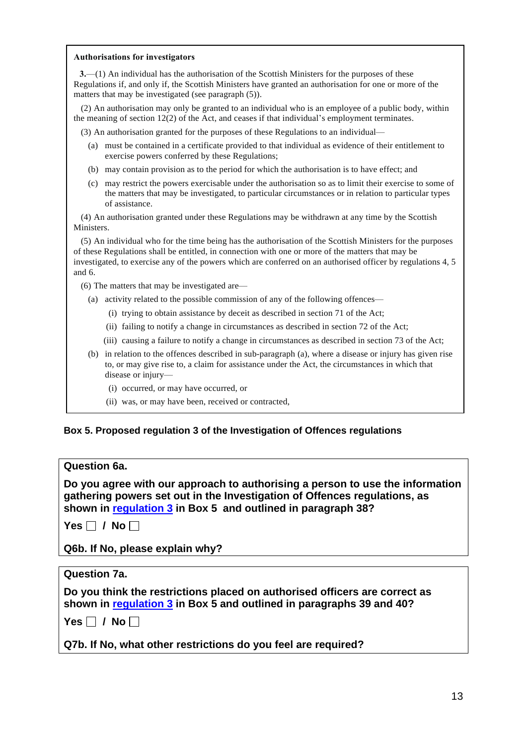**Authorisations for investigators**

**3.**—(1) An individual has the authorisation of the Scottish Ministers for the purposes of these Regulations if, and only if, the Scottish Ministers have granted an authorisation for one or more of the matters that may be investigated (see paragraph (5)).

(2) An authorisation may only be granted to an individual who is an employee of a public body, within the meaning of section 12(2) of the Act, and ceases if that individual's employment terminates.

(3) An authorisation granted for the purposes of these Regulations to an individual—

- (a) must be contained in a certificate provided to that individual as evidence of their entitlement to exercise powers conferred by these Regulations;
- (b) may contain provision as to the period for which the authorisation is to have effect; and
- (c) may restrict the powers exercisable under the authorisation so as to limit their exercise to some of the matters that may be investigated, to particular circumstances or in relation to particular types of assistance.

(4) An authorisation granted under these Regulations may be withdrawn at any time by the Scottish Ministers.

(5) An individual who for the time being has the authorisation of the Scottish Ministers for the purposes of these Regulations shall be entitled, in connection with one or more of the matters that may be investigated, to exercise any of the powers which are conferred on an authorised officer by regulations 4, 5 and 6.

(6) The matters that may be investigated are—

- (a) activity related to the possible commission of any of the following offences—
  - (i) trying to obtain assistance by deceit as described in section 71 of the Act;
  - (ii) failing to notify a change in circumstances as described in section 72 of the Act;
  - (iii) causing a failure to notify a change in circumstances as described in section 73 of the Act;
- (b) in relation to the offences described in sub-paragraph (a), where a disease or injury has given rise to, or may give rise to, a claim for assistance under the Act, the circumstances in which that disease or injury—
  - (i) occurred, or may have occurred, or
  - (ii) was, or may have been, received or contracted,

**Box 5. Proposed regulation 3 of the Investigation of Offences regulations**

**Question 6a.**

**Do you agree with our approach to authorising a person to use the information gathering powers set out in the Investigation of Offences regulations, as shown in [regulation 3] in Box 5 and outlined in paragraph 38?**

**Yes ☐ / No ☐**

**Q6b. If No, please explain why?**

**Question 7a.**

**Do you think the restrictions placed on authorised officers are correct as shown in [regulation 3] in Box 5 and outlined in paragraphs 39 and 40?**

**Yes ☐ / No ☐**

**Q7b. If No, what other restrictions do you feel are required?**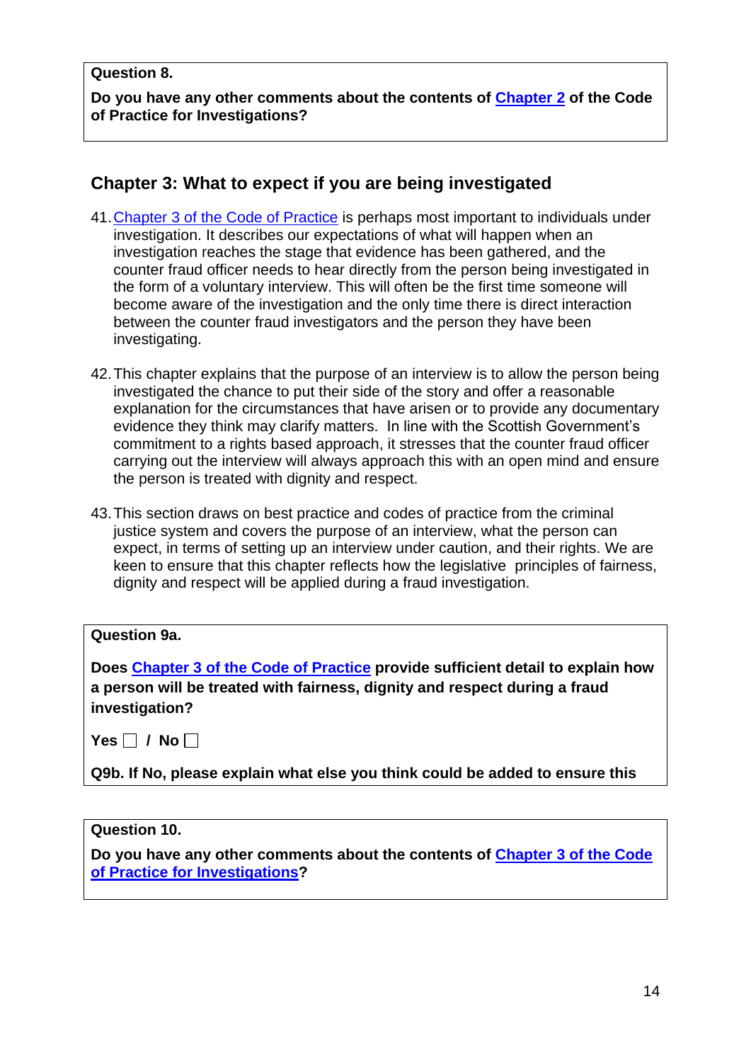**Question 8.**

**Do you have any other comments about the contents of Chapter 2 of the Code of Practice for Investigations?**

## Chapter 3: What to expect if you are being investigated

41. Chapter 3 of the Code of Practice is perhaps most important to individuals under investigation. It describes our expectations of what will happen when an investigation reaches the stage that evidence has been gathered, and the counter fraud officer needs to hear directly from the person being investigated in the form of a voluntary interview. This will often be the first time someone will become aware of the investigation and the only time there is direct interaction between the counter fraud investigators and the person they have been investigating.

42. This chapter explains that the purpose of an interview is to allow the person being investigated the chance to put their side of the story and offer a reasonable explanation for the circumstances that have arisen or to provide any documentary evidence they think may clarify matters. In line with the Scottish Government's commitment to a rights based approach, it stresses that the counter fraud officer carrying out the interview will always approach this with an open mind and ensure the person is treated with dignity and respect.

43. This section draws on best practice and codes of practice from the criminal justice system and covers the purpose of an interview, what the person can expect, in terms of setting up an interview under caution, and their rights. We are keen to ensure that this chapter reflects how the legislative principles of fairness, dignity and respect will be applied during a fraud investigation.

**Question 9a.**

**Does Chapter 3 of the Code of Practice provide sufficient detail to explain how a person will be treated with fairness, dignity and respect during a fraud investigation?**

**Yes ☐ / No ☐**

**Q9b. If No, please explain what else you think could be added to ensure this**

**Question 10.**

**Do you have any other comments about the contents of Chapter 3 of the Code of Practice for Investigations?**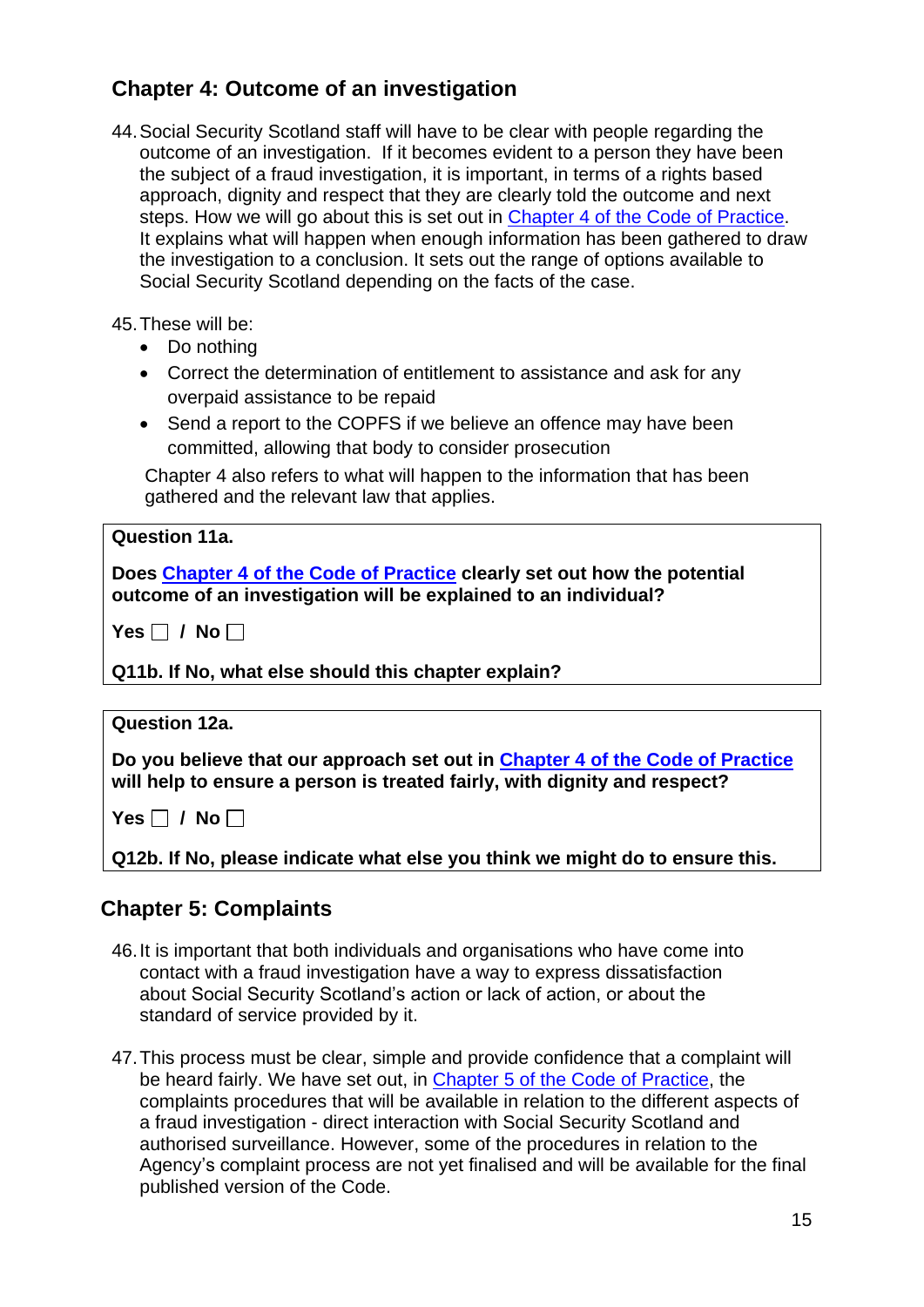## Chapter 4: Outcome of an investigation

44. Social Security Scotland staff will have to be clear with people regarding the outcome of an investigation. If it becomes evident to a person they have been the subject of a fraud investigation, it is important, in terms of a rights based approach, dignity and respect that they are clearly told the outcome and next steps. How we will go about this is set out in Chapter 4 of the Code of Practice. It explains what will happen when enough information has been gathered to draw the investigation to a conclusion. It sets out the range of options available to Social Security Scotland depending on the facts of the case.

45. These will be:
    - Do nothing
    - Correct the determination of entitlement to assistance and ask for any overpaid assistance to be repaid
    - Send a report to the COPFS if we believe an offence may have been committed, allowing that body to consider prosecution

    Chapter 4 also refers to what will happen to the information that has been gathered and the relevant law that applies.

**Question 11a.**

**Does Chapter 4 of the Code of Practice clearly set out how the potential outcome of an investigation will be explained to an individual?**

**Yes ☐ / No ☐**

**Q11b. If No, what else should this chapter explain?**

**Question 12a.**

**Do you believe that our approach set out in Chapter 4 of the Code of Practice will help to ensure a person is treated fairly, with dignity and respect?**

**Yes ☐ / No ☐**

**Q12b. If No, please indicate what else you think we might do to ensure this.**

## Chapter 5: Complaints

46. It is important that both individuals and organisations who have come into contact with a fraud investigation have a way to express dissatisfaction about Social Security Scotland's action or lack of action, or about the standard of service provided by it.

47. This process must be clear, simple and provide confidence that a complaint will be heard fairly. We have set out, in Chapter 5 of the Code of Practice, the complaints procedures that will be available in relation to the different aspects of a fraud investigation - direct interaction with Social Security Scotland and authorised surveillance. However, some of the procedures in relation to the Agency's complaint process are not yet finalised and will be available for the final published version of the Code.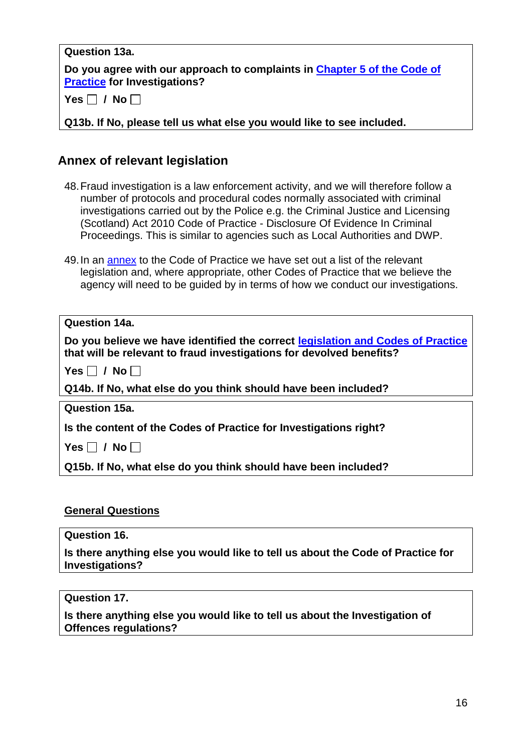**Question 13a.**

**Do you agree with our approach to complaints in Chapter 5 of the Code of Practice for Investigations?**

**Yes ☐ / No ☐**

**Q13b. If No, please tell us what else you would like to see included.**

## Annex of relevant legislation

48. Fraud investigation is a law enforcement activity, and we will therefore follow a number of protocols and procedural codes normally associated with criminal investigations carried out by the Police e.g. the Criminal Justice and Licensing (Scotland) Act 2010 Code of Practice - Disclosure Of Evidence In Criminal Proceedings. This is similar to agencies such as Local Authorities and DWP.

49. In an annex to the Code of Practice we have set out a list of the relevant legislation and, where appropriate, other Codes of Practice that we believe the agency will need to be guided by in terms of how we conduct our investigations.

**Question 14a.**

**Do you believe we have identified the correct legislation and Codes of Practice that will be relevant to fraud investigations for devolved benefits?**

**Yes ☐ / No ☐**

**Q14b. If No, what else do you think should have been included?**

**Question 15a.**

**Is the content of the Codes of Practice for Investigations right?**

**Yes ☐ / No ☐**

**Q15b. If No, what else do you think should have been included?**

**General Questions**

**Question 16.**

**Is there anything else you would like to tell us about the Code of Practice for Investigations?**

**Question 17.**

**Is there anything else you would like to tell us about the Investigation of Offences regulations?**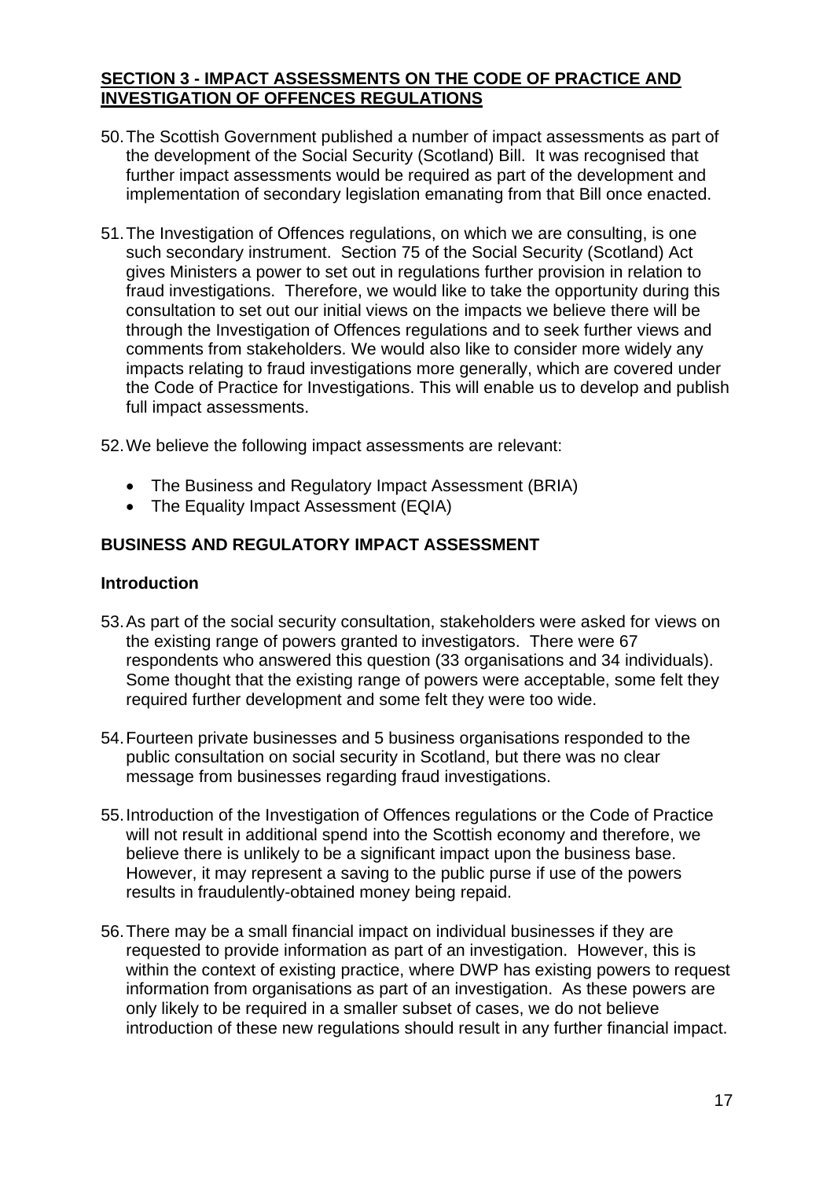## <u>SECTION 3 - IMPACT ASSESSMENTS ON THE CODE OF PRACTICE AND INVESTIGATION OF OFFENCES REGULATIONS</u>

50. The Scottish Government published a number of impact assessments as part of the development of the Social Security (Scotland) Bill. It was recognised that further impact assessments would be required as part of the development and implementation of secondary legislation emanating from that Bill once enacted.

51. The Investigation of Offences regulations, on which we are consulting, is one such secondary instrument. Section 75 of the Social Security (Scotland) Act gives Ministers a power to set out in regulations further provision in relation to fraud investigations. Therefore, we would like to take the opportunity during this consultation to set out our initial views on the impacts we believe there will be through the Investigation of Offences regulations and to seek further views and comments from stakeholders. We would also like to consider more widely any impacts relating to fraud investigations more generally, which are covered under the Code of Practice for Investigations. This will enable us to develop and publish full impact assessments.

52. We believe the following impact assessments are relevant:

- The Business and Regulatory Impact Assessment (BRIA)
- The Equality Impact Assessment (EQIA)

### BUSINESS AND REGULATORY IMPACT ASSESSMENT

#### Introduction

53. As part of the social security consultation, stakeholders were asked for views on the existing range of powers granted to investigators. There were 67 respondents who answered this question (33 organisations and 34 individuals). Some thought that the existing range of powers were acceptable, some felt they required further development and some felt they were too wide.

54. Fourteen private businesses and 5 business organisations responded to the public consultation on social security in Scotland, but there was no clear message from businesses regarding fraud investigations.

55. Introduction of the Investigation of Offences regulations or the Code of Practice will not result in additional spend into the Scottish economy and therefore, we believe there is unlikely to be a significant impact upon the business base. However, it may represent a saving to the public purse if use of the powers results in fraudulently-obtained money being repaid.

56. There may be a small financial impact on individual businesses if they are requested to provide information as part of an investigation. However, this is within the context of existing practice, where DWP has existing powers to request information from organisations as part of an investigation. As these powers are only likely to be required in a smaller subset of cases, we do not believe introduction of these new regulations should result in any further financial impact.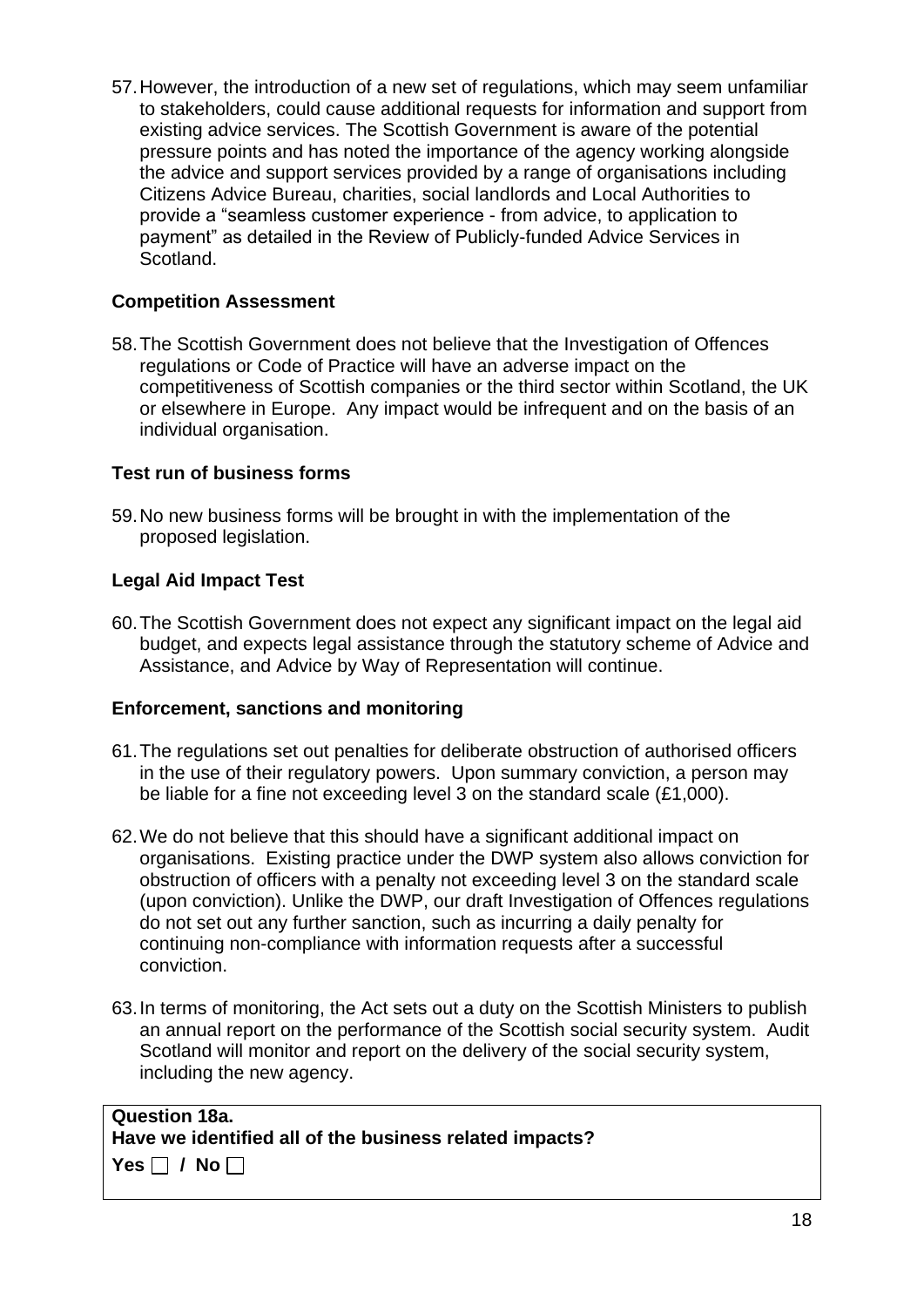57. However, the introduction of a new set of regulations, which may seem unfamiliar to stakeholders, could cause additional requests for information and support from existing advice services. The Scottish Government is aware of the potential pressure points and has noted the importance of the agency working alongside the advice and support services provided by a range of organisations including Citizens Advice Bureau, charities, social landlords and Local Authorities to provide a "seamless customer experience - from advice, to application to payment" as detailed in the Review of Publicly-funded Advice Services in Scotland.

**Competition Assessment**

58. The Scottish Government does not believe that the Investigation of Offences regulations or Code of Practice will have an adverse impact on the competitiveness of Scottish companies or the third sector within Scotland, the UK or elsewhere in Europe. Any impact would be infrequent and on the basis of an individual organisation.

**Test run of business forms**

59. No new business forms will be brought in with the implementation of the proposed legislation.

**Legal Aid Impact Test**

60. The Scottish Government does not expect any significant impact on the legal aid budget, and expects legal assistance through the statutory scheme of Advice and Assistance, and Advice by Way of Representation will continue.

**Enforcement, sanctions and monitoring**

61. The regulations set out penalties for deliberate obstruction of authorised officers in the use of their regulatory powers. Upon summary conviction, a person may be liable for a fine not exceeding level 3 on the standard scale (£1,000).

62. We do not believe that this should have a significant additional impact on organisations. Existing practice under the DWP system also allows conviction for obstruction of officers with a penalty not exceeding level 3 on the standard scale (upon conviction). Unlike the DWP, our draft Investigation of Offences regulations do not set out any further sanction, such as incurring a daily penalty for continuing non-compliance with information requests after a successful conviction.

63. In terms of monitoring, the Act sets out a duty on the Scottish Ministers to publish an annual report on the performance of the Scottish social security system. Audit Scotland will monitor and report on the delivery of the social security system, including the new agency.

**Question 18a.**
**Have we identified all of the business related impacts?**
**Yes ☐ / No ☐**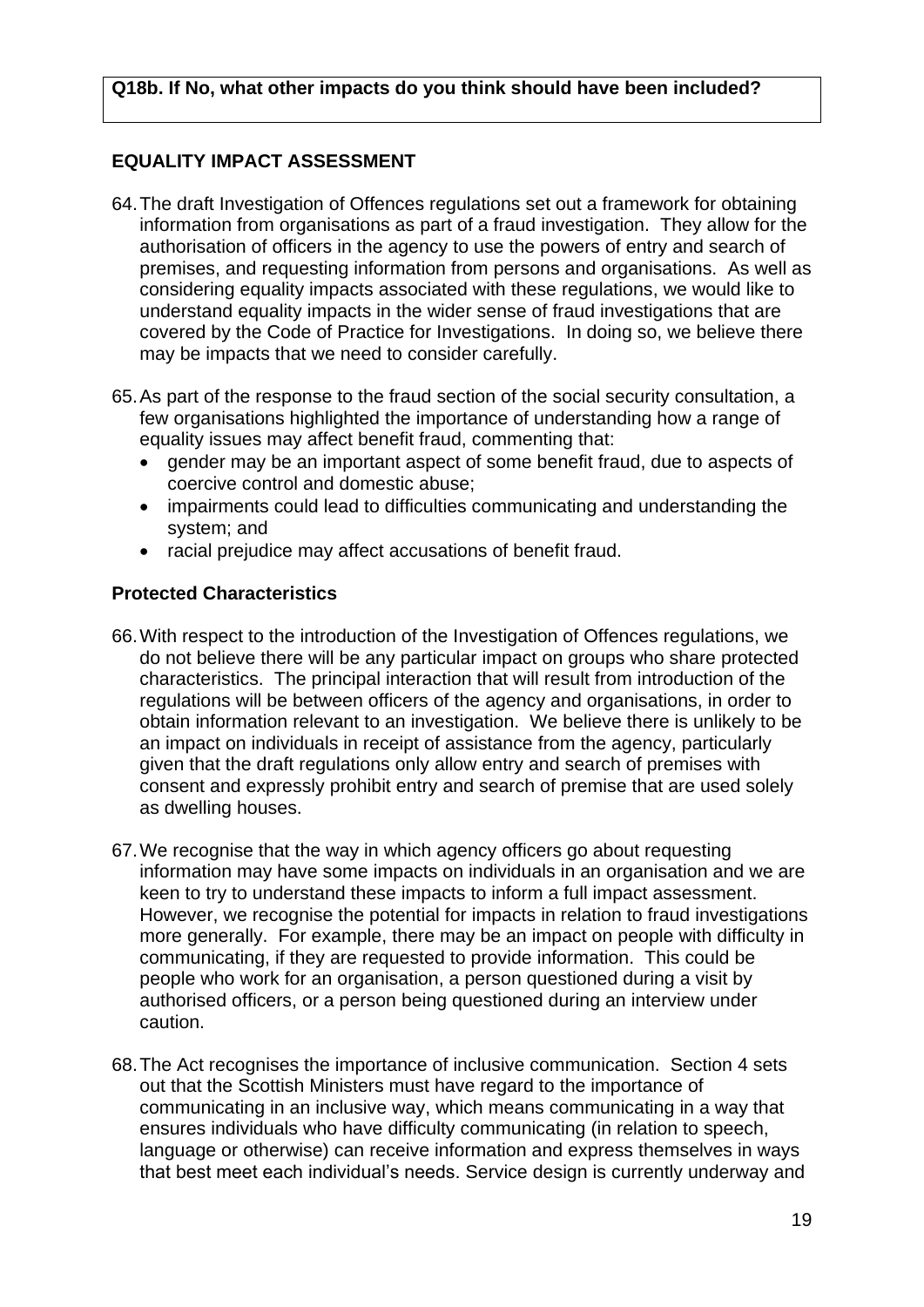**Q18b. If No, what other impacts do you think should have been included?**

## EQUALITY IMPACT ASSESSMENT

64. The draft Investigation of Offences regulations set out a framework for obtaining information from organisations as part of a fraud investigation. They allow for the authorisation of officers in the agency to use the powers of entry and search of premises, and requesting information from persons and organisations. As well as considering equality impacts associated with these regulations, we would like to understand equality impacts in the wider sense of fraud investigations that are covered by the Code of Practice for Investigations. In doing so, we believe there may be impacts that we need to consider carefully.

65. As part of the response to the fraud section of the social security consultation, a few organisations highlighted the importance of understanding how a range of equality issues may affect benefit fraud, commenting that:
    - gender may be an important aspect of some benefit fraud, due to aspects of coercive control and domestic abuse;
    - impairments could lead to difficulties communicating and understanding the system; and
    - racial prejudice may affect accusations of benefit fraud.

### Protected Characteristics

66. With respect to the introduction of the Investigation of Offences regulations, we do not believe there will be any particular impact on groups who share protected characteristics. The principal interaction that will result from introduction of the regulations will be between officers of the agency and organisations, in order to obtain information relevant to an investigation. We believe there is unlikely to be an impact on individuals in receipt of assistance from the agency, particularly given that the draft regulations only allow entry and search of premises with consent and expressly prohibit entry and search of premise that are used solely as dwelling houses.

67. We recognise that the way in which agency officers go about requesting information may have some impacts on individuals in an organisation and we are keen to try to understand these impacts to inform a full impact assessment. However, we recognise the potential for impacts in relation to fraud investigations more generally. For example, there may be an impact on people with difficulty in communicating, if they are requested to provide information. This could be people who work for an organisation, a person questioned during a visit by authorised officers, or a person being questioned during an interview under caution.

68. The Act recognises the importance of inclusive communication. Section 4 sets out that the Scottish Ministers must have regard to the importance of communicating in an inclusive way, which means communicating in a way that ensures individuals who have difficulty communicating (in relation to speech, language or otherwise) can receive information and express themselves in ways that best meet each individual's needs. Service design is currently underway and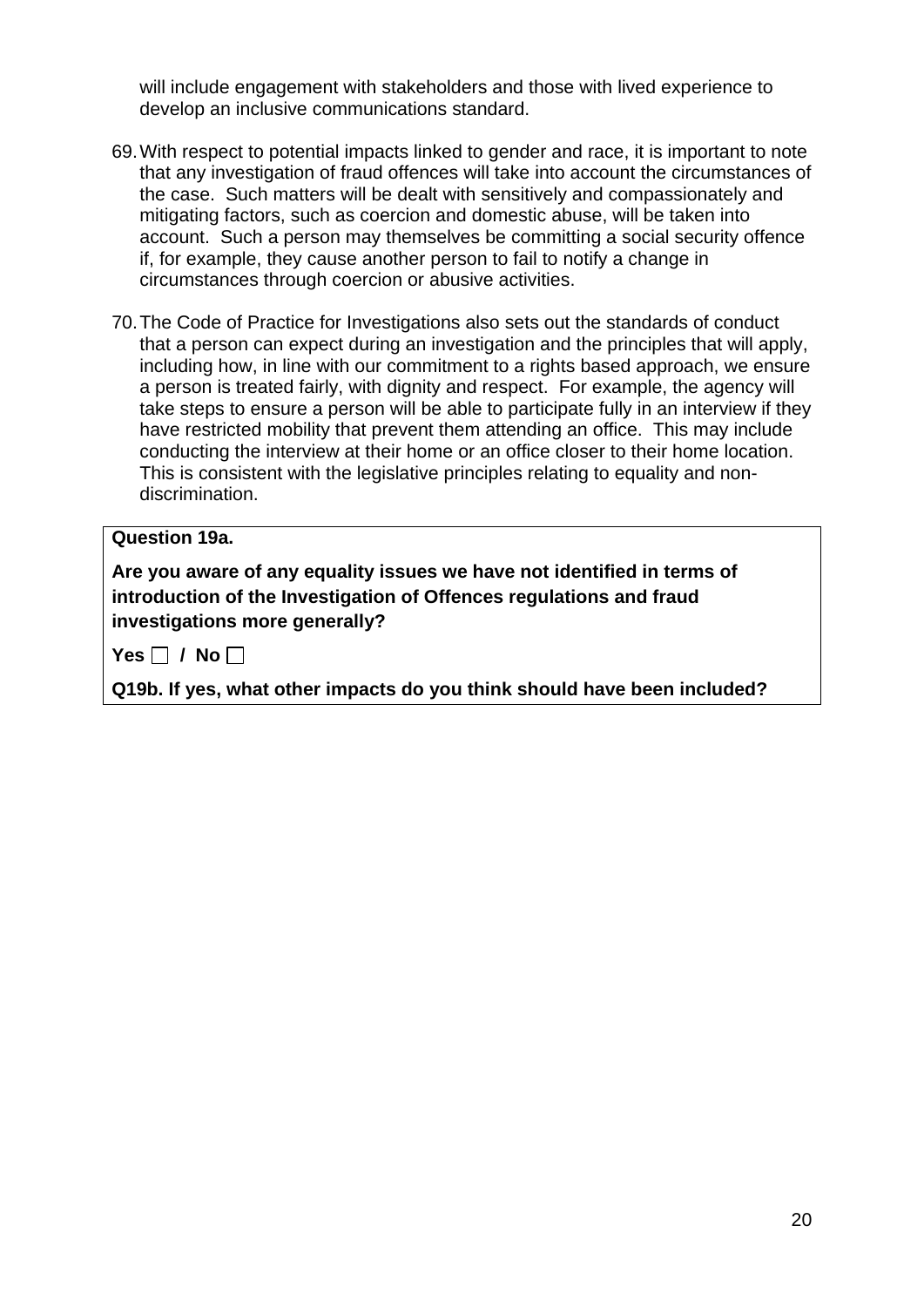will include engagement with stakeholders and those with lived experience to develop an inclusive communications standard.

69. With respect to potential impacts linked to gender and race, it is important to note that any investigation of fraud offences will take into account the circumstances of the case. Such matters will be dealt with sensitively and compassionately and mitigating factors, such as coercion and domestic abuse, will be taken into account. Such a person may themselves be committing a social security offence if, for example, they cause another person to fail to notify a change in circumstances through coercion or abusive activities.

70. The Code of Practice for Investigations also sets out the standards of conduct that a person can expect during an investigation and the principles that will apply, including how, in line with our commitment to a rights based approach, we ensure a person is treated fairly, with dignity and respect. For example, the agency will take steps to ensure a person will be able to participate fully in an interview if they have restricted mobility that prevent them attending an office. This may include conducting the interview at their home or an office closer to their home location. This is consistent with the legislative principles relating to equality and non-discrimination.

**Question 19a.**

**Are you aware of any equality issues we have not identified in terms of introduction of the Investigation of Offences regulations and fraud investigations more generally?**

**Yes ☐ / No ☐**

**Q19b. If yes, what other impacts do you think should have been included?**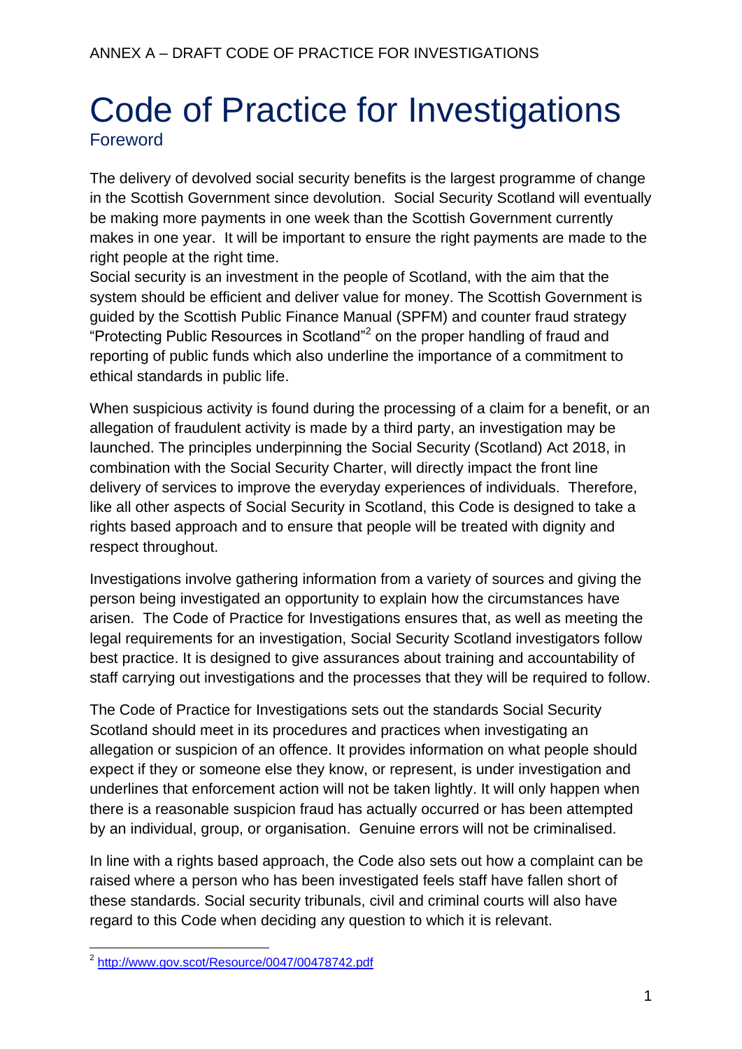ANNEX A – DRAFT CODE OF PRACTICE FOR INVESTIGATIONS

# Code of Practice for Investigations

## Foreword

The delivery of devolved social security benefits is the largest programme of change in the Scottish Government since devolution. Social Security Scotland will eventually be making more payments in one week than the Scottish Government currently makes in one year. It will be important to ensure the right payments are made to the right people at the right time.

Social security is an investment in the people of Scotland, with the aim that the system should be efficient and deliver value for money. The Scottish Government is guided by the Scottish Public Finance Manual (SPFM) and counter fraud strategy "Protecting Public Resources in Scotland"[2] on the proper handling of fraud and reporting of public funds which also underline the importance of a commitment to ethical standards in public life.

When suspicious activity is found during the processing of a claim for a benefit, or an allegation of fraudulent activity is made by a third party, an investigation may be launched. The principles underpinning the Social Security (Scotland) Act 2018, in combination with the Social Security Charter, will directly impact the front line delivery of services to improve the everyday experiences of individuals. Therefore, like all other aspects of Social Security in Scotland, this Code is designed to take a rights based approach and to ensure that people will be treated with dignity and respect throughout.

Investigations involve gathering information from a variety of sources and giving the person being investigated an opportunity to explain how the circumstances have arisen. The Code of Practice for Investigations ensures that, as well as meeting the legal requirements for an investigation, Social Security Scotland investigators follow best practice. It is designed to give assurances about training and accountability of staff carrying out investigations and the processes that they will be required to follow.

The Code of Practice for Investigations sets out the standards Social Security Scotland should meet in its procedures and practices when investigating an allegation or suspicion of an offence. It provides information on what people should expect if they or someone else they know, or represent, is under investigation and underlines that enforcement action will not be taken lightly. It will only happen when there is a reasonable suspicion fraud has actually occurred or has been attempted by an individual, group, or organisation. Genuine errors will not be criminalised.

In line with a rights based approach, the Code also sets out how a complaint can be raised where a person who has been investigated feels staff have fallen short of these standards. Social security tribunals, civil and criminal courts will also have regard to this Code when deciding any question to which it is relevant.

[2] http://www.gov.scot/Resource/0047/00478742.pdf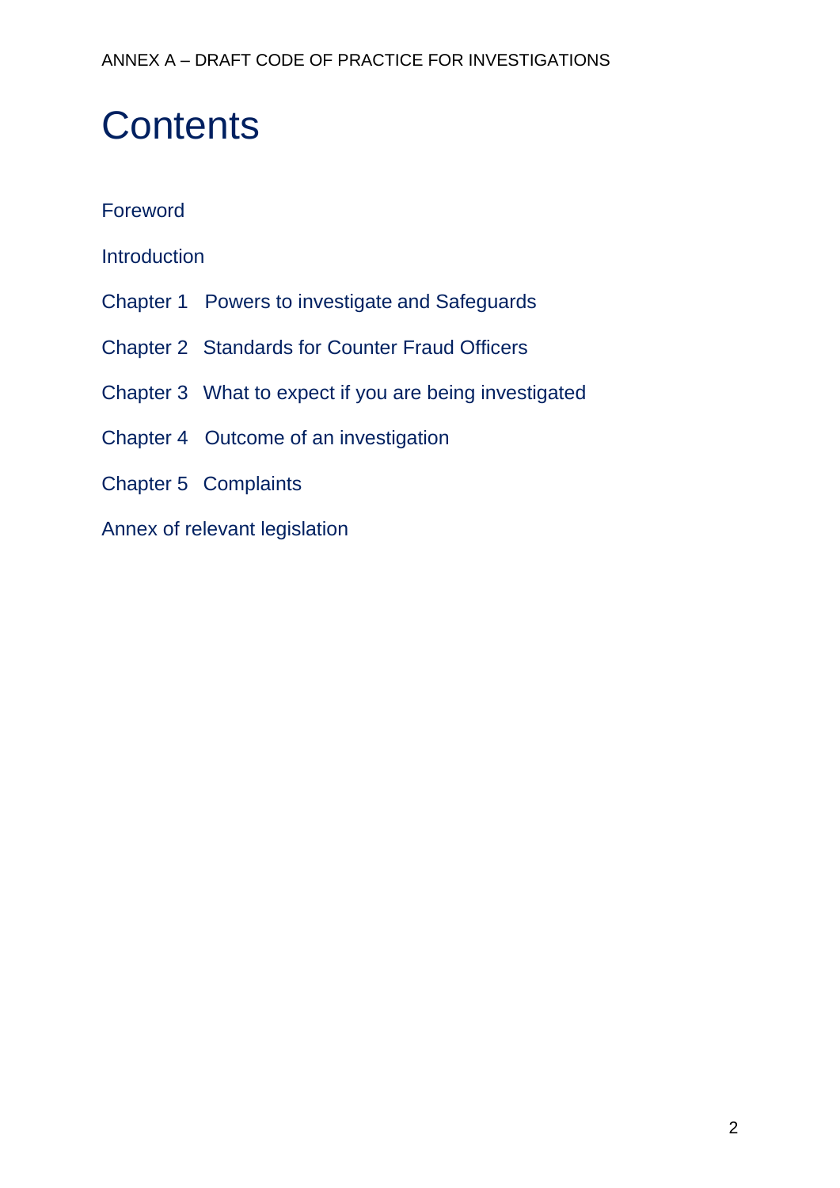# Contents

Foreword

Introduction

Chapter 1 Powers to investigate and Safeguards

Chapter 2 Standards for Counter Fraud Officers

Chapter 3 What to expect if you are being investigated

Chapter 4 Outcome of an investigation

Chapter 5 Complaints

Annex of relevant legislation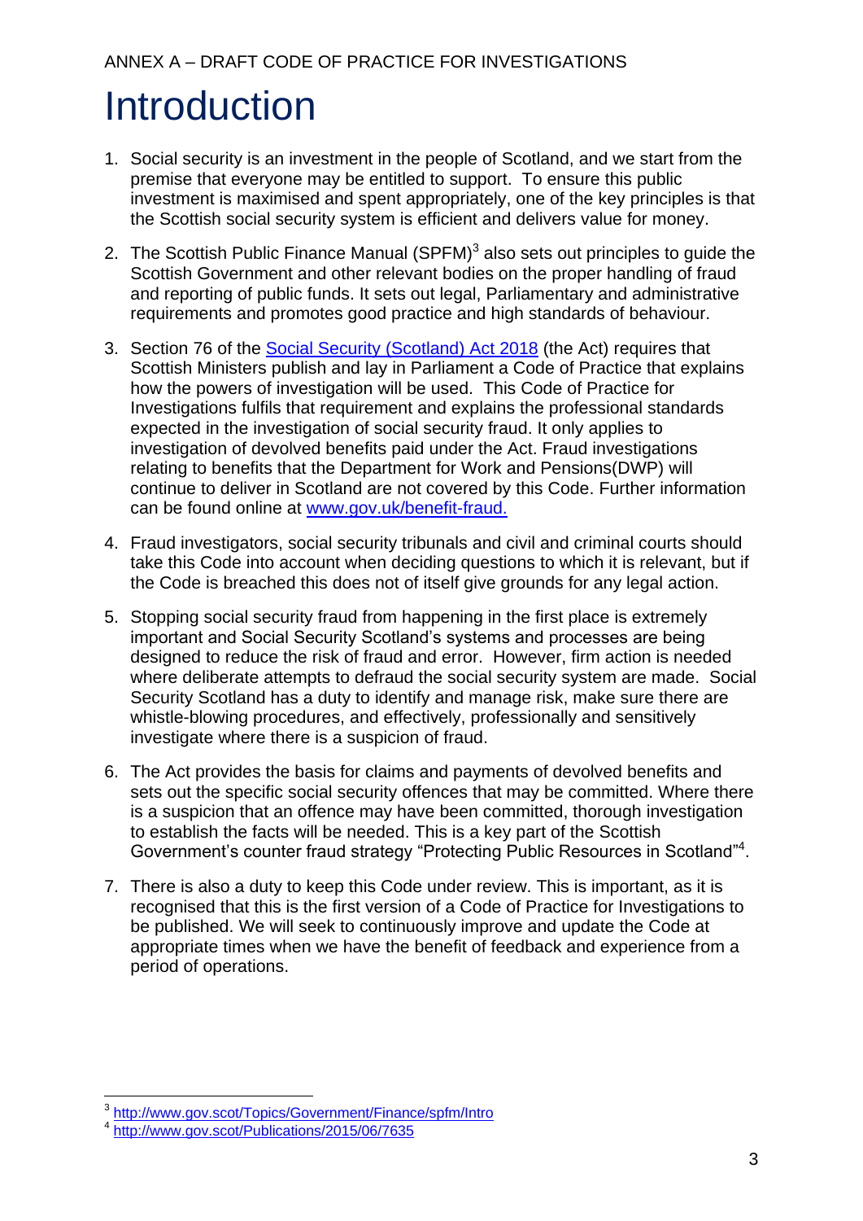ANNEX A – DRAFT CODE OF PRACTICE FOR INVESTIGATIONS

# Introduction

1. Social security is an investment in the people of Scotland, and we start from the premise that everyone may be entitled to support. To ensure this public investment is maximised and spent appropriately, one of the key principles is that the Scottish social security system is efficient and delivers value for money.

2. The Scottish Public Finance Manual (SPFM)[3] also sets out principles to guide the Scottish Government and other relevant bodies on the proper handling of fraud and reporting of public funds. It sets out legal, Parliamentary and administrative requirements and promotes good practice and high standards of behaviour.

3. Section 76 of the Social Security (Scotland) Act 2018 (the Act) requires that Scottish Ministers publish and lay in Parliament a Code of Practice that explains how the powers of investigation will be used. This Code of Practice for Investigations fulfils that requirement and explains the professional standards expected in the investigation of social security fraud. It only applies to investigation of devolved benefits paid under the Act. Fraud investigations relating to benefits that the Department for Work and Pensions(DWP) will continue to deliver in Scotland are not covered by this Code. Further information can be found online at www.gov.uk/benefit-fraud.

4. Fraud investigators, social security tribunals and civil and criminal courts should take this Code into account when deciding questions to which it is relevant, but if the Code is breached this does not of itself give grounds for any legal action.

5. Stopping social security fraud from happening in the first place is extremely important and Social Security Scotland's systems and processes are being designed to reduce the risk of fraud and error. However, firm action is needed where deliberate attempts to defraud the social security system are made. Social Security Scotland has a duty to identify and manage risk, make sure there are whistle-blowing procedures, and effectively, professionally and sensitively investigate where there is a suspicion of fraud.

6. The Act provides the basis for claims and payments of devolved benefits and sets out the specific social security offences that may be committed. Where there is a suspicion that an offence may have been committed, thorough investigation to establish the facts will be needed. This is a key part of the Scottish Government's counter fraud strategy "Protecting Public Resources in Scotland"[4].

7. There is also a duty to keep this Code under review. This is important, as it is recognised that this is the first version of a Code of Practice for Investigations to be published. We will seek to continuously improve and update the Code at appropriate times when we have the benefit of feedback and experience from a period of operations.

---

[3] http://www.gov.scot/Topics/Government/Finance/spfm/Intro

[4] http://www.gov.scot/Publications/2015/06/7635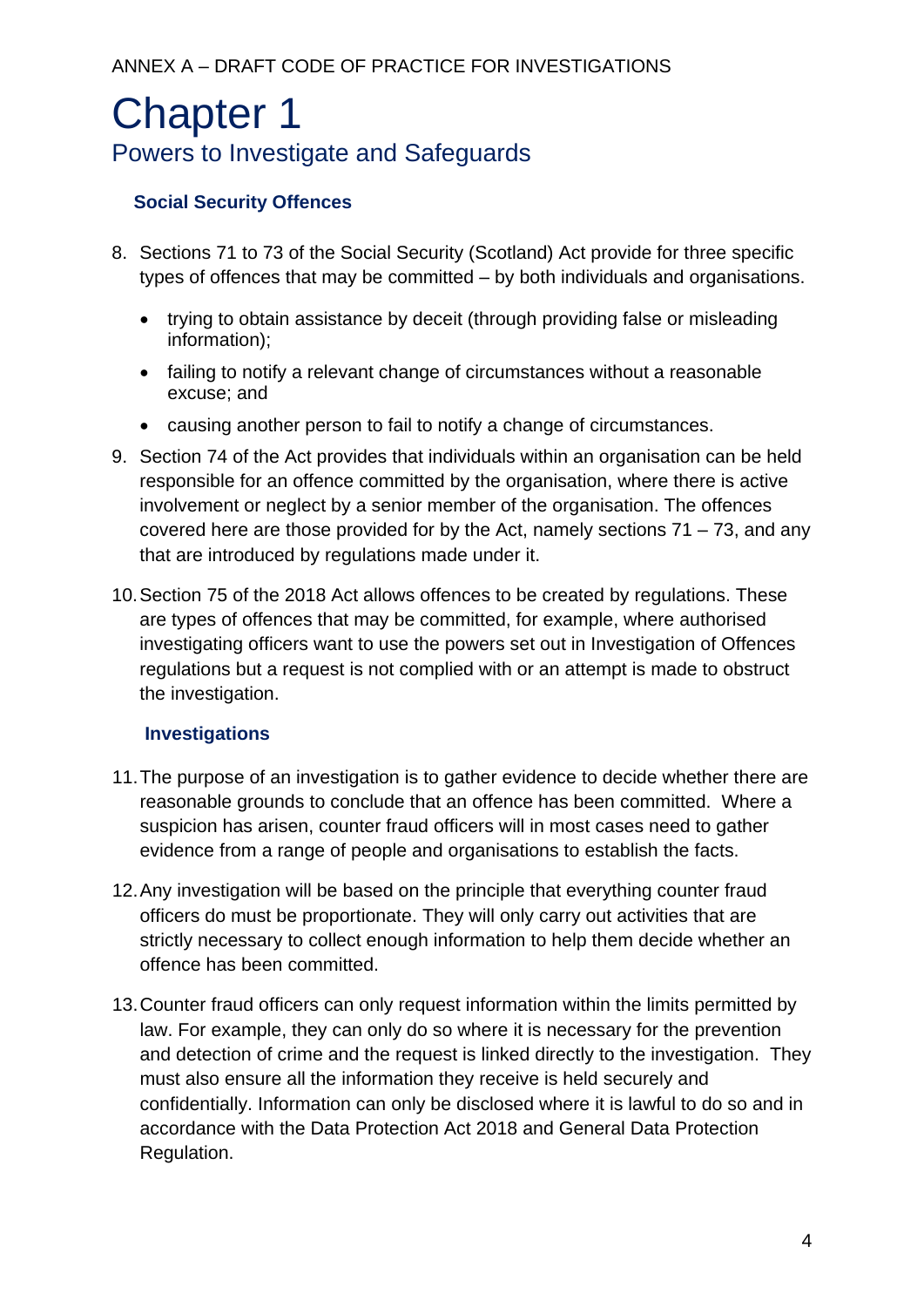# Chapter 1

## Powers to Investigate and Safeguards

### Social Security Offences

8. Sections 71 to 73 of the Social Security (Scotland) Act provide for three specific types of offences that may be committed – by both individuals and organisations.

    - trying to obtain assistance by deceit (through providing false or misleading information);
    - failing to notify a relevant change of circumstances without a reasonable excuse; and
    - causing another person to fail to notify a change of circumstances.

9. Section 74 of the Act provides that individuals within an organisation can be held responsible for an offence committed by the organisation, where there is active involvement or neglect by a senior member of the organisation. The offences covered here are those provided for by the Act, namely sections 71 – 73, and any that are introduced by regulations made under it.

10. Section 75 of the 2018 Act allows offences to be created by regulations. These are types of offences that may be committed, for example, where authorised investigating officers want to use the powers set out in Investigation of Offences regulations but a request is not complied with or an attempt is made to obstruct the investigation.

### Investigations

11. The purpose of an investigation is to gather evidence to decide whether there are reasonable grounds to conclude that an offence has been committed. Where a suspicion has arisen, counter fraud officers will in most cases need to gather evidence from a range of people and organisations to establish the facts.

12. Any investigation will be based on the principle that everything counter fraud officers do must be proportionate. They will only carry out activities that are strictly necessary to collect enough information to help them decide whether an offence has been committed.

13. Counter fraud officers can only request information within the limits permitted by law. For example, they can only do so where it is necessary for the prevention and detection of crime and the request is linked directly to the investigation. They must also ensure all the information they receive is held securely and confidentially. Information can only be disclosed where it is lawful to do so and in accordance with the Data Protection Act 2018 and General Data Protection Regulation.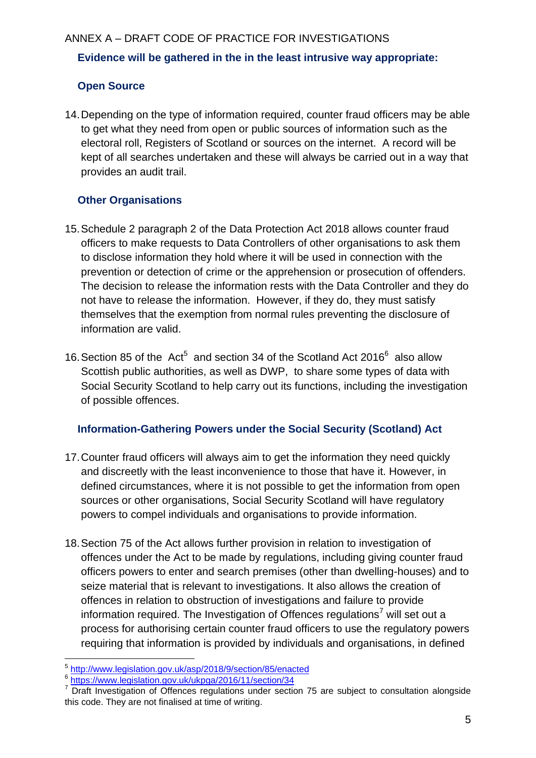ANNEX A – DRAFT CODE OF PRACTICE FOR INVESTIGATIONS

### Evidence will be gathered in the in the least intrusive way appropriate:

### Open Source

14. Depending on the type of information required, counter fraud officers may be able to get what they need from open or public sources of information such as the electoral roll, Registers of Scotland or sources on the internet. A record will be kept of all searches undertaken and these will always be carried out in a way that provides an audit trail.

### Other Organisations

15. Schedule 2 paragraph 2 of the Data Protection Act 2018 allows counter fraud officers to make requests to Data Controllers of other organisations to ask them to disclose information they hold where it will be used in connection with the prevention or detection of crime or the apprehension or prosecution of offenders. The decision to release the information rests with the Data Controller and they do not have to release the information. However, if they do, they must satisfy themselves that the exemption from normal rules preventing the disclosure of information are valid.

16. Section 85 of the Act[5] and section 34 of the Scotland Act 2016[6] also allow Scottish public authorities, as well as DWP, to share some types of data with Social Security Scotland to help carry out its functions, including the investigation of possible offences.

### Information-Gathering Powers under the Social Security (Scotland) Act

17. Counter fraud officers will always aim to get the information they need quickly and discreetly with the least inconvenience to those that have it. However, in defined circumstances, where it is not possible to get the information from open sources or other organisations, Social Security Scotland will have regulatory powers to compel individuals and organisations to provide information.

18. Section 75 of the Act allows further provision in relation to investigation of offences under the Act to be made by regulations, including giving counter fraud officers powers to enter and search premises (other than dwelling-houses) and to seize material that is relevant to investigations. It also allows the creation of offences in relation to obstruction of investigations and failure to provide information required. The Investigation of Offences regulations[7] will set out a process for authorising certain counter fraud officers to use the regulatory powers requiring that information is provided by individuals and organisations, in defined

---

[5] http://www.legislation.gov.uk/asp/2018/9/section/85/enacted

[6] https://www.legislation.gov.uk/ukpga/2016/11/section/34

[7] Draft Investigation of Offences regulations under section 75 are subject to consultation alongside this code. They are not finalised at time of writing.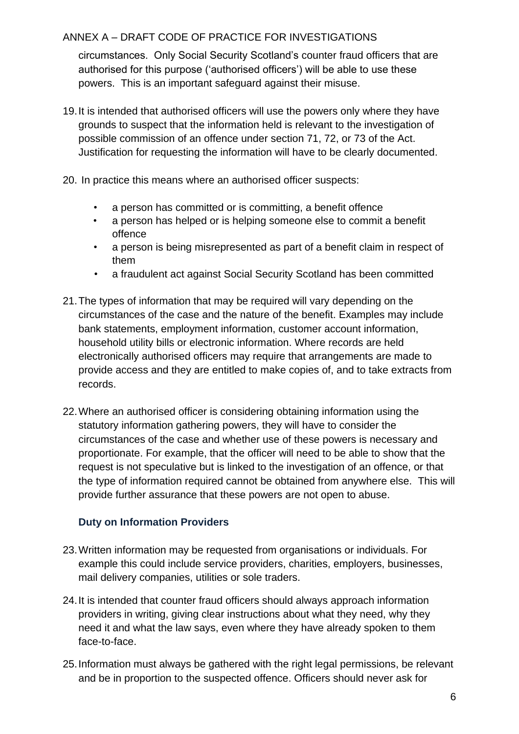circumstances. Only Social Security Scotland's counter fraud officers that are authorised for this purpose ('authorised officers') will be able to use these powers. This is an important safeguard against their misuse.

19. It is intended that authorised officers will use the powers only where they have grounds to suspect that the information held is relevant to the investigation of possible commission of an offence under section 71, 72, or 73 of the Act. Justification for requesting the information will have to be clearly documented.

20. In practice this means where an authorised officer suspects:

    - a person has committed or is committing, a benefit offence
    - a person has helped or is helping someone else to commit a benefit offence
    - a person is being misrepresented as part of a benefit claim in respect of them
    - a fraudulent act against Social Security Scotland has been committed

21. The types of information that may be required will vary depending on the circumstances of the case and the nature of the benefit. Examples may include bank statements, employment information, customer account information, household utility bills or electronic information. Where records are held electronically authorised officers may require that arrangements are made to provide access and they are entitled to make copies of, and to take extracts from records.

22. Where an authorised officer is considering obtaining information using the statutory information gathering powers, they will have to consider the circumstances of the case and whether use of these powers is necessary and proportionate. For example, that the officer will need to be able to show that the request is not speculative but is linked to the investigation of an offence, or that the type of information required cannot be obtained from anywhere else. This will provide further assurance that these powers are not open to abuse.

### Duty on Information Providers

23. Written information may be requested from organisations or individuals. For example this could include service providers, charities, employers, businesses, mail delivery companies, utilities or sole traders.

24. It is intended that counter fraud officers should always approach information providers in writing, giving clear instructions about what they need, why they need it and what the law says, even where they have already spoken to them face-to-face.

25. Information must always be gathered with the right legal permissions, be relevant and be in proportion to the suspected offence. Officers should never ask for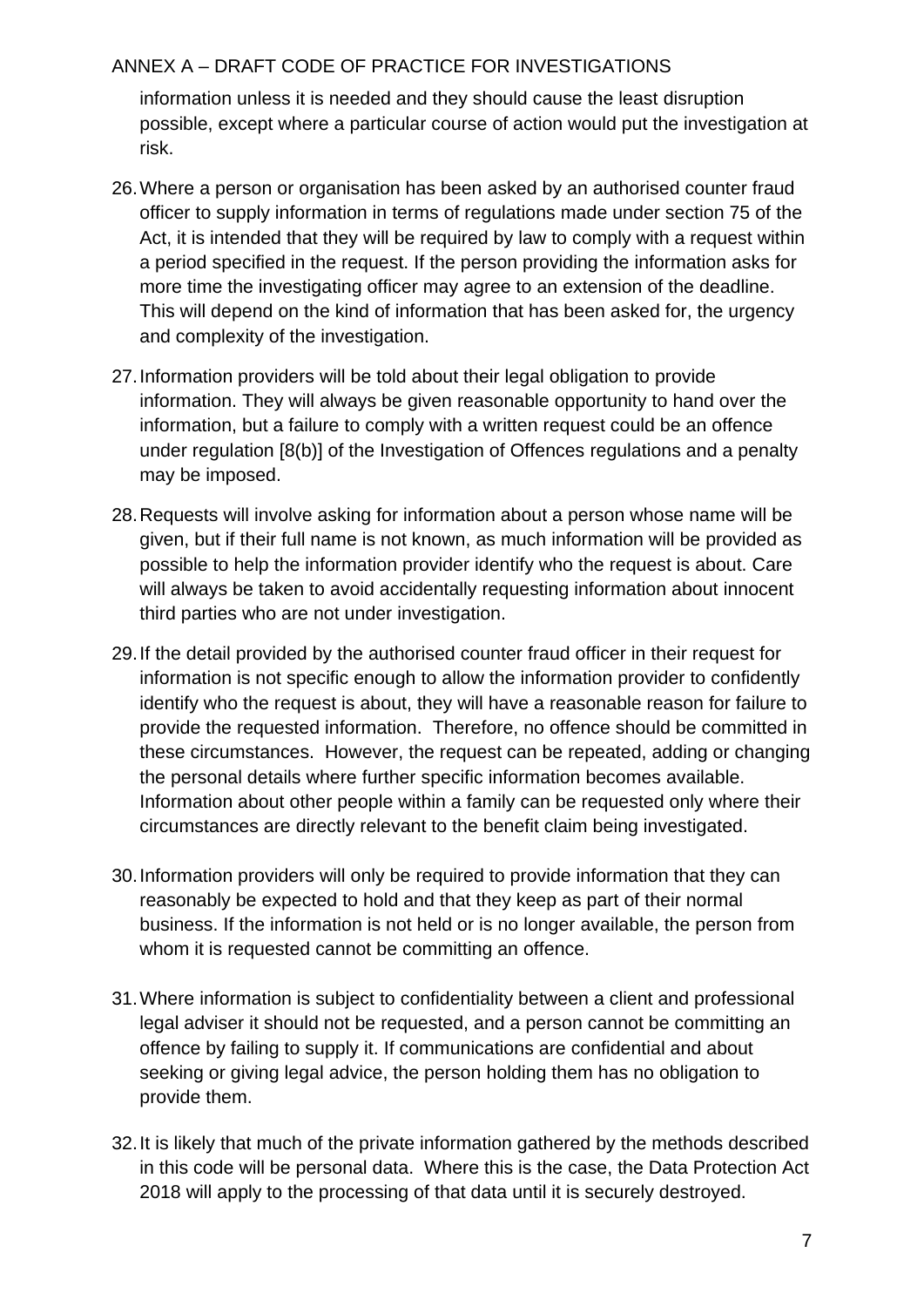information unless it is needed and they should cause the least disruption possible, except where a particular course of action would put the investigation at risk.

26. Where a person or organisation has been asked by an authorised counter fraud officer to supply information in terms of regulations made under section 75 of the Act, it is intended that they will be required by law to comply with a request within a period specified in the request. If the person providing the information asks for more time the investigating officer may agree to an extension of the deadline. This will depend on the kind of information that has been asked for, the urgency and complexity of the investigation.

27. Information providers will be told about their legal obligation to provide information. They will always be given reasonable opportunity to hand over the information, but a failure to comply with a written request could be an offence under regulation [8(b)] of the Investigation of Offences regulations and a penalty may be imposed.

28. Requests will involve asking for information about a person whose name will be given, but if their full name is not known, as much information will be provided as possible to help the information provider identify who the request is about. Care will always be taken to avoid accidentally requesting information about innocent third parties who are not under investigation.

29. If the detail provided by the authorised counter fraud officer in their request for information is not specific enough to allow the information provider to confidently identify who the request is about, they will have a reasonable reason for failure to provide the requested information. Therefore, no offence should be committed in these circumstances. However, the request can be repeated, adding or changing the personal details where further specific information becomes available. Information about other people within a family can be requested only where their circumstances are directly relevant to the benefit claim being investigated.

30. Information providers will only be required to provide information that they can reasonably be expected to hold and that they keep as part of their normal business. If the information is not held or is no longer available, the person from whom it is requested cannot be committing an offence.

31. Where information is subject to confidentiality between a client and professional legal adviser it should not be requested, and a person cannot be committing an offence by failing to supply it. If communications are confidential and about seeking or giving legal advice, the person holding them has no obligation to provide them.

32. It is likely that much of the private information gathered by the methods described in this code will be personal data. Where this is the case, the Data Protection Act 2018 will apply to the processing of that data until it is securely destroyed.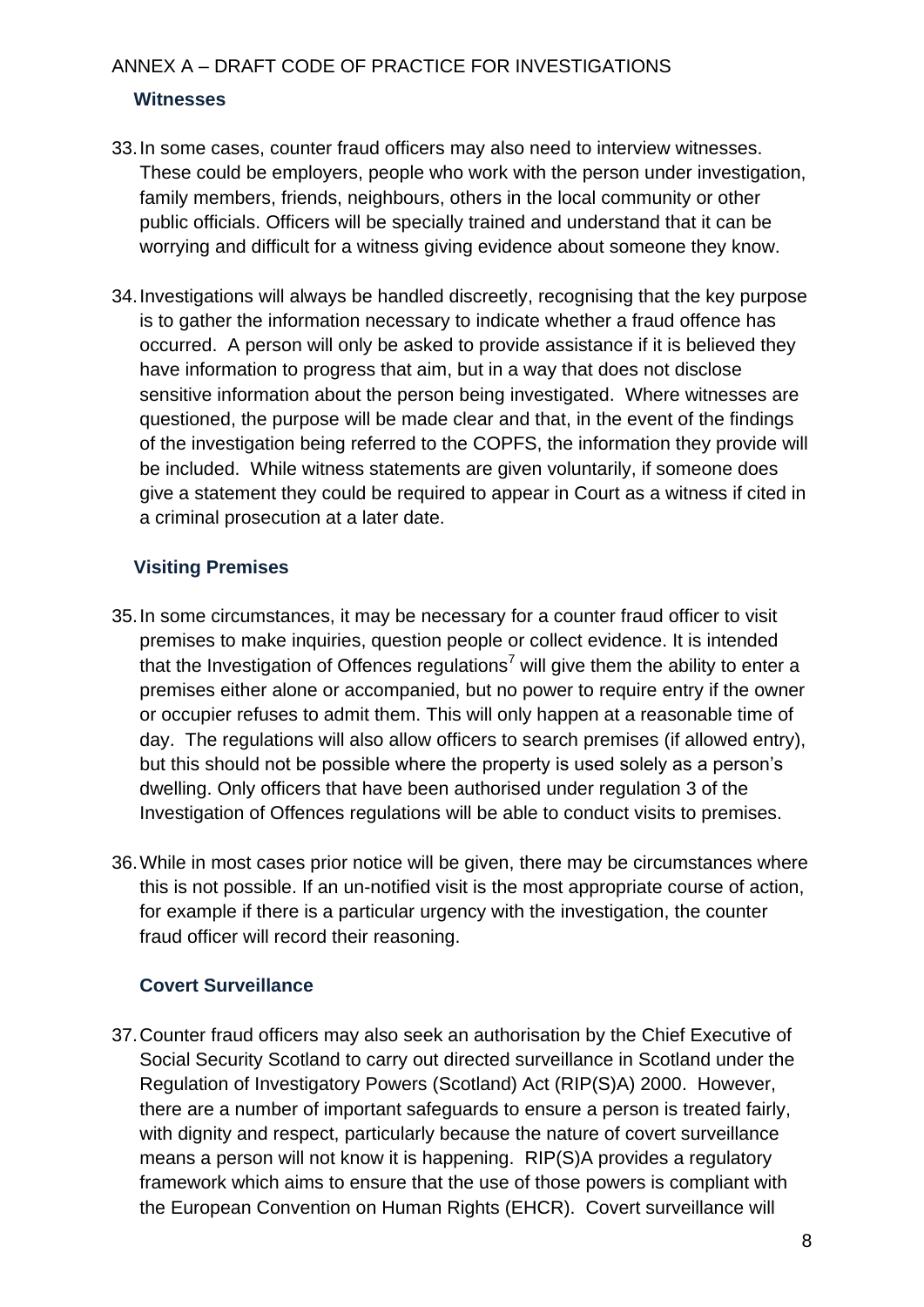ANNEX A – DRAFT CODE OF PRACTICE FOR INVESTIGATIONS

### Witnesses

33. In some cases, counter fraud officers may also need to interview witnesses. These could be employers, people who work with the person under investigation, family members, friends, neighbours, others in the local community or other public officials. Officers will be specially trained and understand that it can be worrying and difficult for a witness giving evidence about someone they know.

34. Investigations will always be handled discreetly, recognising that the key purpose is to gather the information necessary to indicate whether a fraud offence has occurred. A person will only be asked to provide assistance if it is believed they have information to progress that aim, but in a way that does not disclose sensitive information about the person being investigated. Where witnesses are questioned, the purpose will be made clear and that, in the event of the findings of the investigation being referred to the COPFS, the information they provide will be included. While witness statements are given voluntarily, if someone does give a statement they could be required to appear in Court as a witness if cited in a criminal prosecution at a later date.

### Visiting Premises

35. In some circumstances, it may be necessary for a counter fraud officer to visit premises to make inquiries, question people or collect evidence. It is intended that the Investigation of Offences regulations[7] will give them the ability to enter a premises either alone or accompanied, but no power to require entry if the owner or occupier refuses to admit them. This will only happen at a reasonable time of day. The regulations will also allow officers to search premises (if allowed entry), but this should not be possible where the property is used solely as a person's dwelling. Only officers that have been authorised under regulation 3 of the Investigation of Offences regulations will be able to conduct visits to premises.

36. While in most cases prior notice will be given, there may be circumstances where this is not possible. If an un-notified visit is the most appropriate course of action, for example if there is a particular urgency with the investigation, the counter fraud officer will record their reasoning.

### Covert Surveillance

37. Counter fraud officers may also seek an authorisation by the Chief Executive of Social Security Scotland to carry out directed surveillance in Scotland under the Regulation of Investigatory Powers (Scotland) Act (RIP(S)A) 2000. However, there are a number of important safeguards to ensure a person is treated fairly, with dignity and respect, particularly because the nature of covert surveillance means a person will not know it is happening. RIP(S)A provides a regulatory framework which aims to ensure that the use of those powers is compliant with the European Convention on Human Rights (EHCR). Covert surveillance will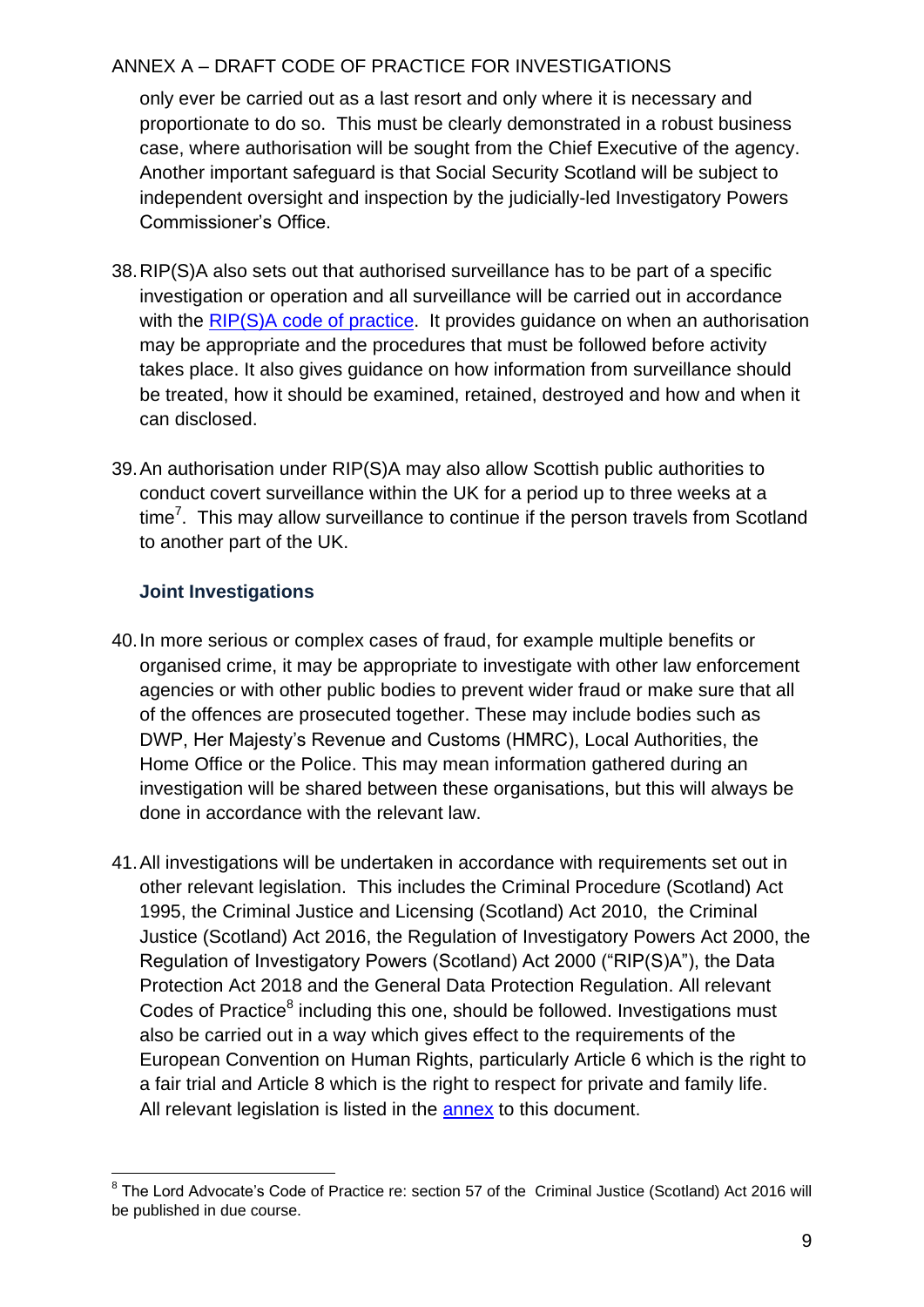only ever be carried out as a last resort and only where it is necessary and proportionate to do so. This must be clearly demonstrated in a robust business case, where authorisation will be sought from the Chief Executive of the agency. Another important safeguard is that Social Security Scotland will be subject to independent oversight and inspection by the judicially-led Investigatory Powers Commissioner's Office.

38. RIP(S)A also sets out that authorised surveillance has to be part of a specific investigation or operation and all surveillance will be carried out in accordance with the RIP(S)A code of practice. It provides guidance on when an authorisation may be appropriate and the procedures that must be followed before activity takes place. It also gives guidance on how information from surveillance should be treated, how it should be examined, retained, destroyed and how and when it can disclosed.

39. An authorisation under RIP(S)A may also allow Scottish public authorities to conduct covert surveillance within the UK for a period up to three weeks at a time[7]. This may allow surveillance to continue if the person travels from Scotland to another part of the UK.

### Joint Investigations

40. In more serious or complex cases of fraud, for example multiple benefits or organised crime, it may be appropriate to investigate with other law enforcement agencies or with other public bodies to prevent wider fraud or make sure that all of the offences are prosecuted together. These may include bodies such as DWP, Her Majesty's Revenue and Customs (HMRC), Local Authorities, the Home Office or the Police. This may mean information gathered during an investigation will be shared between these organisations, but this will always be done in accordance with the relevant law.

41. All investigations will be undertaken in accordance with requirements set out in other relevant legislation. This includes the Criminal Procedure (Scotland) Act 1995, the Criminal Justice and Licensing (Scotland) Act 2010, the Criminal Justice (Scotland) Act 2016, the Regulation of Investigatory Powers Act 2000, the Regulation of Investigatory Powers (Scotland) Act 2000 ("RIP(S)A"), the Data Protection Act 2018 and the General Data Protection Regulation. All relevant Codes of Practice[8] including this one, should be followed. Investigations must also be carried out in a way which gives effect to the requirements of the European Convention on Human Rights, particularly Article 6 which is the right to a fair trial and Article 8 which is the right to respect for private and family life. All relevant legislation is listed in the annex to this document.

[8] The Lord Advocate's Code of Practice re: section 57 of the Criminal Justice (Scotland) Act 2016 will be published in due course.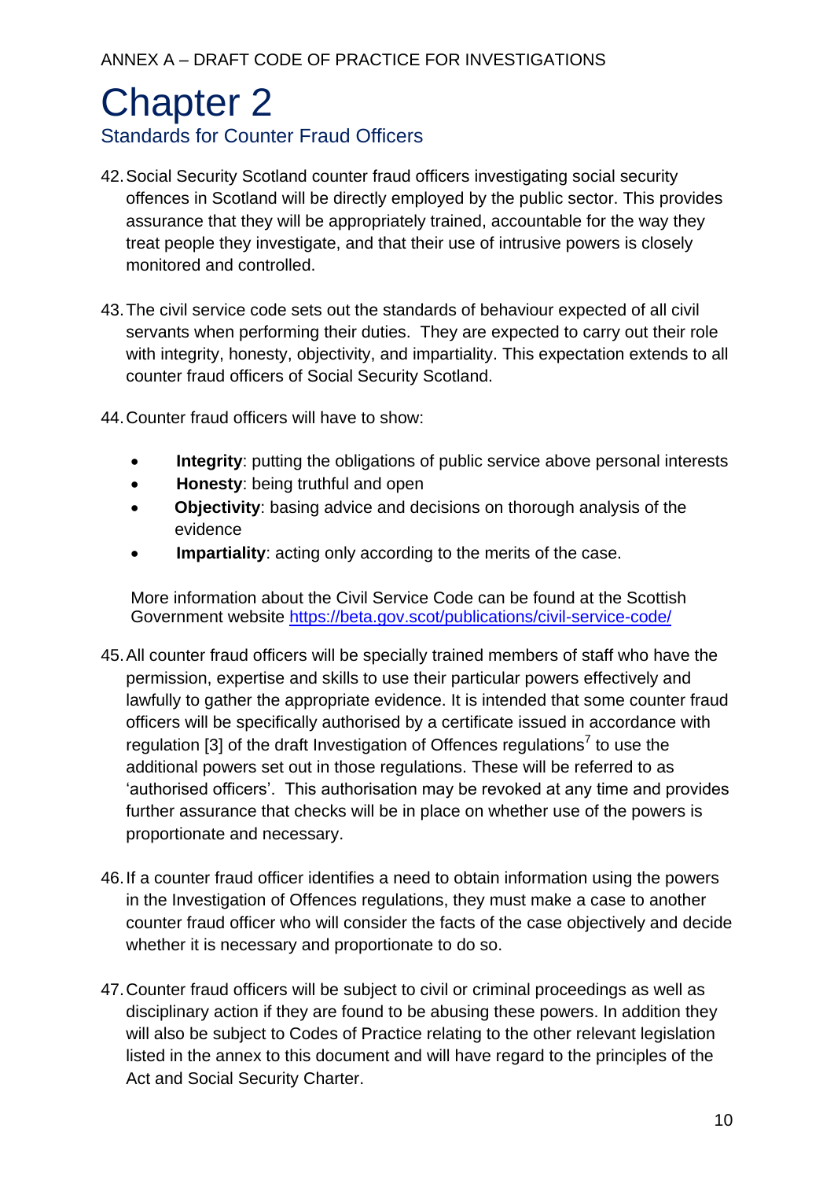# Chapter 2

## Standards for Counter Fraud Officers

42. Social Security Scotland counter fraud officers investigating social security offences in Scotland will be directly employed by the public sector. This provides assurance that they will be appropriately trained, accountable for the way they treat people they investigate, and that their use of intrusive powers is closely monitored and controlled.

43. The civil service code sets out the standards of behaviour expected of all civil servants when performing their duties. They are expected to carry out their role with integrity, honesty, objectivity, and impartiality. This expectation extends to all counter fraud officers of Social Security Scotland.

44. Counter fraud officers will have to show:

    - **Integrity**: putting the obligations of public service above personal interests
    - **Honesty**: being truthful and open
    - **Objectivity**: basing advice and decisions on thorough analysis of the evidence
    - **Impartiality**: acting only according to the merits of the case.

    More information about the Civil Service Code can be found at the Scottish Government website https://beta.gov.scot/publications/civil-service-code/

45. All counter fraud officers will be specially trained members of staff who have the permission, expertise and skills to use their particular powers effectively and lawfully to gather the appropriate evidence. It is intended that some counter fraud officers will be specifically authorised by a certificate issued in accordance with regulation [3] of the draft Investigation of Offences regulations[7] to use the additional powers set out in those regulations. These will be referred to as 'authorised officers'. This authorisation may be revoked at any time and provides further assurance that checks will be in place on whether use of the powers is proportionate and necessary.

46. If a counter fraud officer identifies a need to obtain information using the powers in the Investigation of Offences regulations, they must make a case to another counter fraud officer who will consider the facts of the case objectively and decide whether it is necessary and proportionate to do so.

47. Counter fraud officers will be subject to civil or criminal proceedings as well as disciplinary action if they are found to be abusing these powers. In addition they will also be subject to Codes of Practice relating to the other relevant legislation listed in the annex to this document and will have regard to the principles of the Act and Social Security Charter.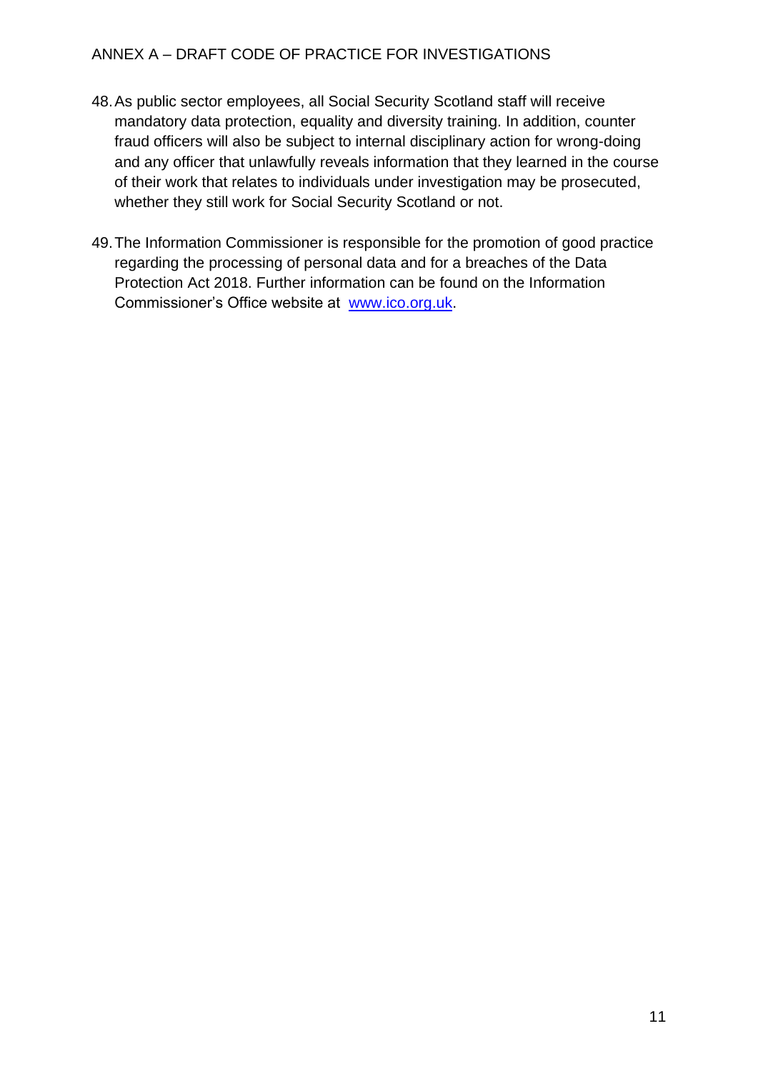48. As public sector employees, all Social Security Scotland staff will receive mandatory data protection, equality and diversity training. In addition, counter fraud officers will also be subject to internal disciplinary action for wrong-doing and any officer that unlawfully reveals information that they learned in the course of their work that relates to individuals under investigation may be prosecuted, whether they still work for Social Security Scotland or not.

49. The Information Commissioner is responsible for the promotion of good practice regarding the processing of personal data and for a breaches of the Data Protection Act 2018. Further information can be found on the Information Commissioner's Office website at [www.ico.org.uk](http://www.ico.org.uk).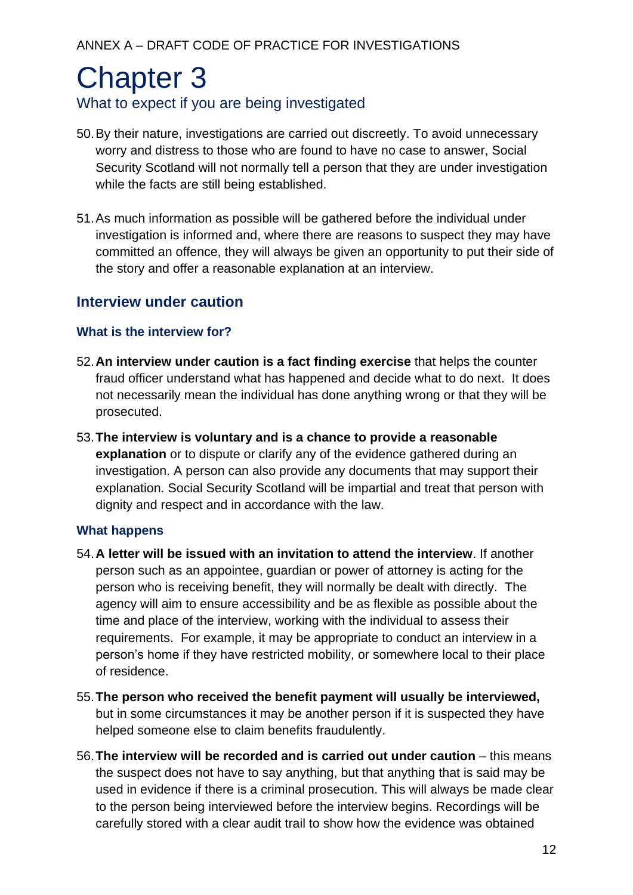# Chapter 3

## What to expect if you are being investigated

50. By their nature, investigations are carried out discreetly. To avoid unnecessary worry and distress to those who are found to have no case to answer, Social Security Scotland will not normally tell a person that they are under investigation while the facts are still being established.

51. As much information as possible will be gathered before the individual under investigation is informed and, where there are reasons to suspect they may have committed an offence, they will always be given an opportunity to put their side of the story and offer a reasonable explanation at an interview.

### Interview under caution

#### What is the interview for?

52. **An interview under caution is a fact finding exercise** that helps the counter fraud officer understand what has happened and decide what to do next. It does not necessarily mean the individual has done anything wrong or that they will be prosecuted.

53. **The interview is voluntary and is a chance to provide a reasonable explanation** or to dispute or clarify any of the evidence gathered during an investigation. A person can also provide any documents that may support their explanation. Social Security Scotland will be impartial and treat that person with dignity and respect and in accordance with the law.

#### What happens

54. **A letter will be issued with an invitation to attend the interview**. If another person such as an appointee, guardian or power of attorney is acting for the person who is receiving benefit, they will normally be dealt with directly. The agency will aim to ensure accessibility and be as flexible as possible about the time and place of the interview, working with the individual to assess their requirements. For example, it may be appropriate to conduct an interview in a person's home if they have restricted mobility, or somewhere local to their place of residence.

55. **The person who received the benefit payment will usually be interviewed,** but in some circumstances it may be another person if it is suspected they have helped someone else to claim benefits fraudulently.

56. **The interview will be recorded and is carried out under caution** – this means the suspect does not have to say anything, but that anything that is said may be used in evidence if there is a criminal prosecution. This will always be made clear to the person being interviewed before the interview begins. Recordings will be carefully stored with a clear audit trail to show how the evidence was obtained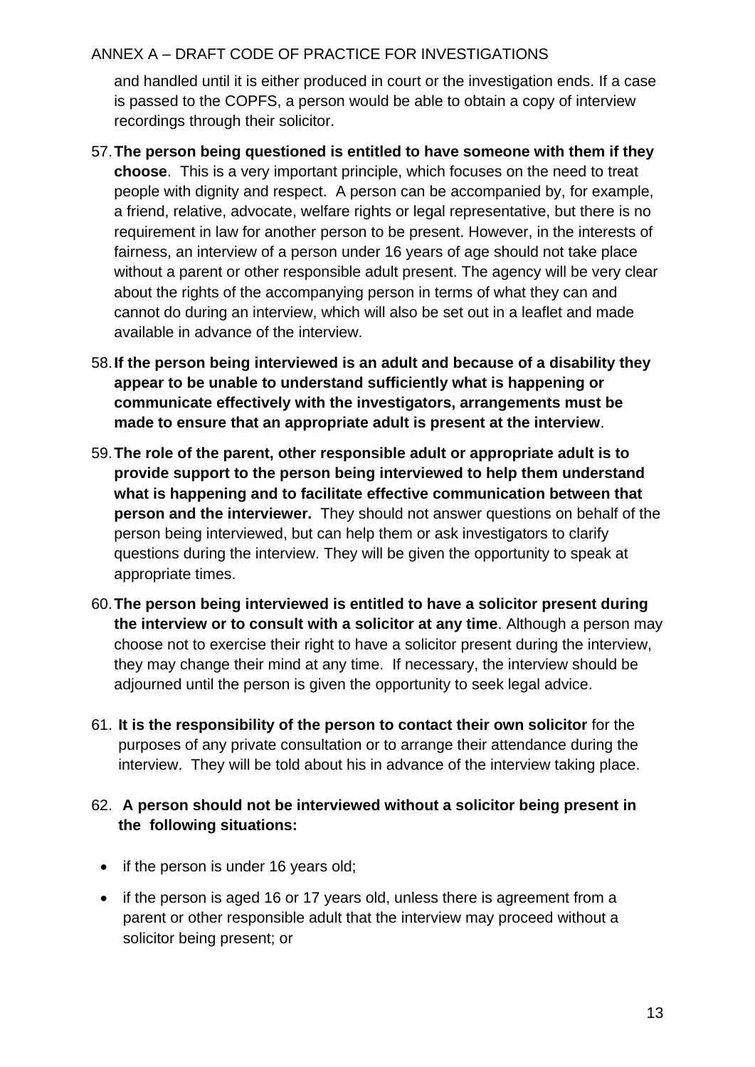and handled until it is either produced in court or the investigation ends. If a case is passed to the COPFS, a person would be able to obtain a copy of interview recordings through their solicitor.

57. **The person being questioned is entitled to have someone with them if they choose**. This is a very important principle, which focuses on the need to treat people with dignity and respect. A person can be accompanied by, for example, a friend, relative, advocate, welfare rights or legal representative, but there is no requirement in law for another person to be present. However, in the interests of fairness, an interview of a person under 16 years of age should not take place without a parent or other responsible adult present. The agency will be very clear about the rights of the accompanying person in terms of what they can and cannot do during an interview, which will also be set out in a leaflet and made available in advance of the interview.

58. **If the person being interviewed is an adult and because of a disability they appear to be unable to understand sufficiently what is happening or communicate effectively with the investigators, arrangements must be made to ensure that an appropriate adult is present at the interview**.

59. **The role of the parent, other responsible adult or appropriate adult is to provide support to the person being interviewed to help them understand what is happening and to facilitate effective communication between that person and the interviewer.** They should not answer questions on behalf of the person being interviewed, but can help them or ask investigators to clarify questions during the interview. They will be given the opportunity to speak at appropriate times.

60. **The person being interviewed is entitled to have a solicitor present during the interview or to consult with a solicitor at any time**. Although a person may choose not to exercise their right to have a solicitor present during the interview, they may change their mind at any time. If necessary, the interview should be adjourned until the person is given the opportunity to seek legal advice.

61. **It is the responsibility of the person to contact their own solicitor** for the purposes of any private consultation or to arrange their attendance during the interview. They will be told about his in advance of the interview taking place.

62. **A person should not be interviewed without a solicitor being present in the following situations:**

- if the person is under 16 years old;
- if the person is aged 16 or 17 years old, unless there is agreement from a parent or other responsible adult that the interview may proceed without a solicitor being present; or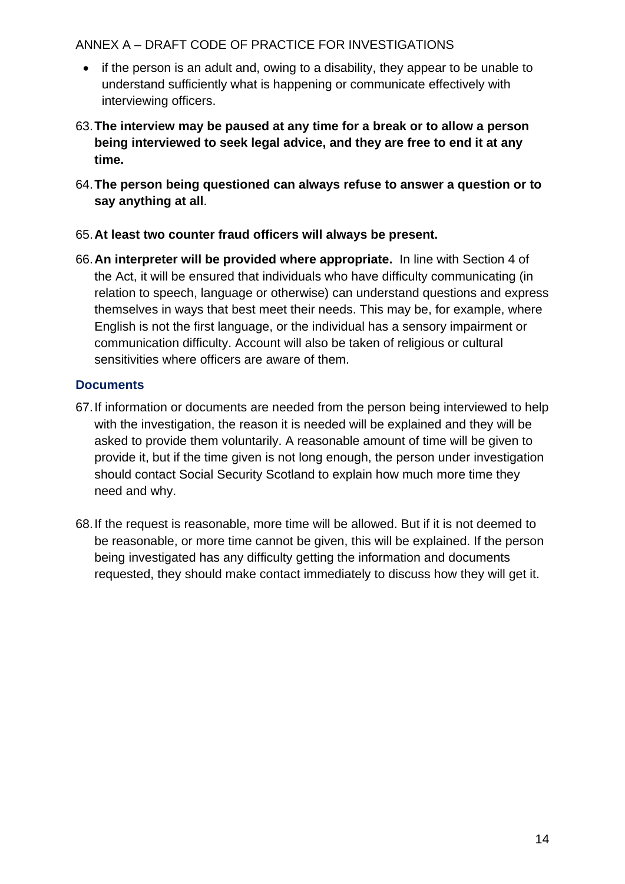- if the person is an adult and, owing to a disability, they appear to be unable to understand sufficiently what is happening or communicate effectively with interviewing officers.

63. **The interview may be paused at any time for a break or to allow a person being interviewed to seek legal advice, and they are free to end it at any time.**

64. **The person being questioned can always refuse to answer a question or to say anything at all**.

65. **At least two counter fraud officers will always be present.**

66. **An interpreter will be provided where appropriate.** In line with Section 4 of the Act, it will be ensured that individuals who have difficulty communicating (in relation to speech, language or otherwise) can understand questions and express themselves in ways that best meet their needs. This may be, for example, where English is not the first language, or the individual has a sensory impairment or communication difficulty. Account will also be taken of religious or cultural sensitivities where officers are aware of them.

### Documents

67. If information or documents are needed from the person being interviewed to help with the investigation, the reason it is needed will be explained and they will be asked to provide them voluntarily. A reasonable amount of time will be given to provide it, but if the time given is not long enough, the person under investigation should contact Social Security Scotland to explain how much more time they need and why.

68. If the request is reasonable, more time will be allowed. But if it is not deemed to be reasonable, or more time cannot be given, this will be explained. If the person being investigated has any difficulty getting the information and documents requested, they should make contact immediately to discuss how they will get it.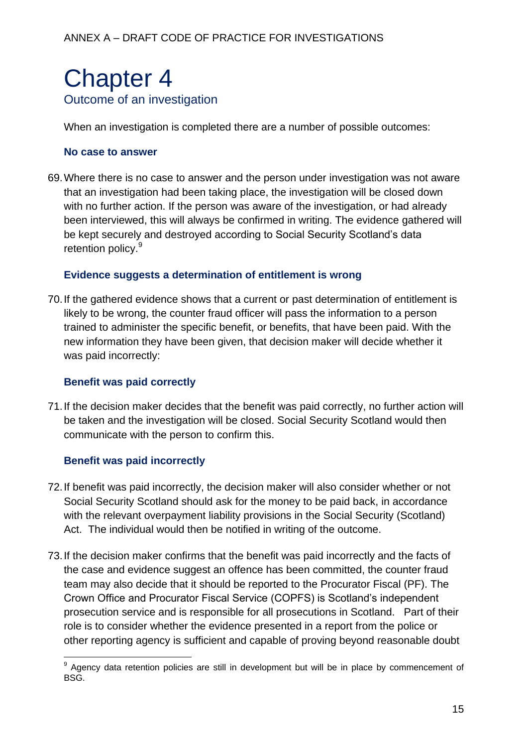# Chapter 4

## Outcome of an investigation

When an investigation is completed there are a number of possible outcomes:

### No case to answer

69. Where there is no case to answer and the person under investigation was not aware that an investigation had been taking place, the investigation will be closed down with no further action. If the person was aware of the investigation, or had already been interviewed, this will always be confirmed in writing. The evidence gathered will be kept securely and destroyed according to Social Security Scotland's data retention policy.[9]

### Evidence suggests a determination of entitlement is wrong

70. If the gathered evidence shows that a current or past determination of entitlement is likely to be wrong, the counter fraud officer will pass the information to a person trained to administer the specific benefit, or benefits, that have been paid. With the new information they have been given, that decision maker will decide whether it was paid incorrectly:

### Benefit was paid correctly

71. If the decision maker decides that the benefit was paid correctly, no further action will be taken and the investigation will be closed. Social Security Scotland would then communicate with the person to confirm this.

### Benefit was paid incorrectly

72. If benefit was paid incorrectly, the decision maker will also consider whether or not Social Security Scotland should ask for the money to be paid back, in accordance with the relevant overpayment liability provisions in the Social Security (Scotland) Act. The individual would then be notified in writing of the outcome.

73. If the decision maker confirms that the benefit was paid incorrectly and the facts of the case and evidence suggest an offence has been committed, the counter fraud team may also decide that it should be reported to the Procurator Fiscal (PF). The Crown Office and Procurator Fiscal Service (COPFS) is Scotland's independent prosecution service and is responsible for all prosecutions in Scotland. Part of their role is to consider whether the evidence presented in a report from the police or other reporting agency is sufficient and capable of proving beyond reasonable doubt

[9] Agency data retention policies are still in development but will be in place by commencement of BSG.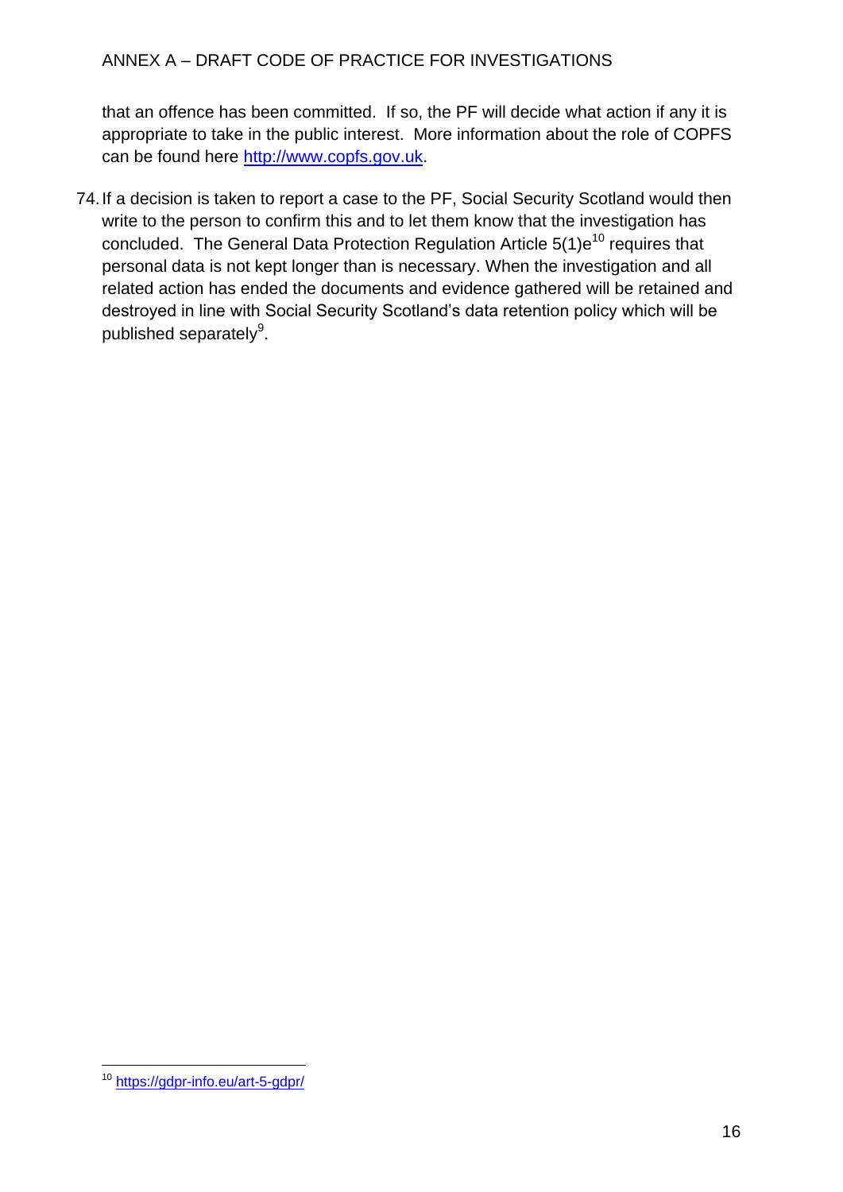that an offence has been committed. If so, the PF will decide what action if any it is appropriate to take in the public interest. More information about the role of COPFS can be found here http://www.copfs.gov.uk.

74. If a decision is taken to report a case to the PF, Social Security Scotland would then write to the person to confirm this and to let them know that the investigation has concluded. The General Data Protection Regulation Article 5(1)e[10] requires that personal data is not kept longer than is necessary. When the investigation and all related action has ended the documents and evidence gathered will be retained and destroyed in line with Social Security Scotland's data retention policy which will be published separately[9].

---

[10] https://gdpr-info.eu/art-5-gdpr/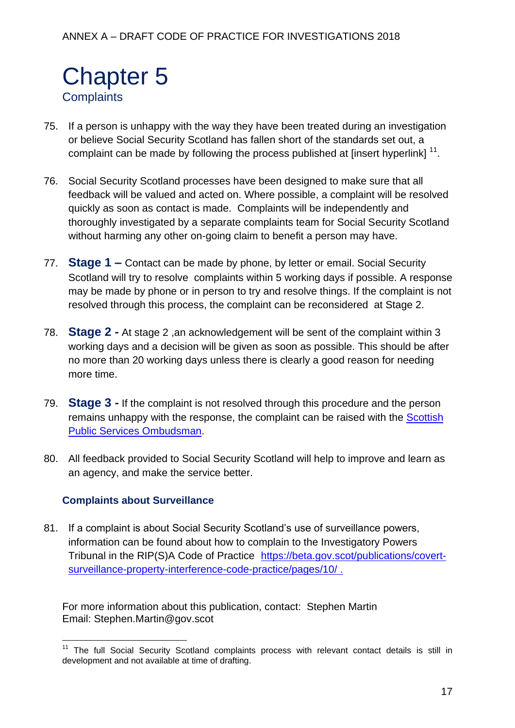# Chapter 5

## Complaints

75. If a person is unhappy with the way they have been treated during an investigation or believe Social Security Scotland has fallen short of the standards set out, a complaint can be made by following the process published at [insert hyperlink] [11].

76. Social Security Scotland processes have been designed to make sure that all feedback will be valued and acted on. Where possible, a complaint will be resolved quickly as soon as contact is made. Complaints will be independently and thoroughly investigated by a separate complaints team for Social Security Scotland without harming any other on-going claim to benefit a person may have.

77. **Stage 1 –** Contact can be made by phone, by letter or email. Social Security Scotland will try to resolve complaints within 5 working days if possible. A response may be made by phone or in person to try and resolve things. If the complaint is not resolved through this process, the complaint can be reconsidered at Stage 2.

78. **Stage 2 -** At stage 2 ,an acknowledgement will be sent of the complaint within 3 working days and a decision will be given as soon as possible. This should be after no more than 20 working days unless there is clearly a good reason for needing more time.

79. **Stage 3 -** If the complaint is not resolved through this procedure and the person remains unhappy with the response, the complaint can be raised with the Scottish Public Services Ombudsman.

80. All feedback provided to Social Security Scotland will help to improve and learn as an agency, and make the service better.

### Complaints about Surveillance

81. If a complaint is about Social Security Scotland's use of surveillance powers, information can be found about how to complain to the Investigatory Powers Tribunal in the RIP(S)A Code of Practice https://beta.gov.scot/publications/covert-surveillance-property-interference-code-practice/pages/10/ .

For more information about this publication, contact: Stephen Martin
Email: Stephen.Martin@gov.scot

[11] The full Social Security Scotland complaints process with relevant contact details is still in development and not available at time of drafting.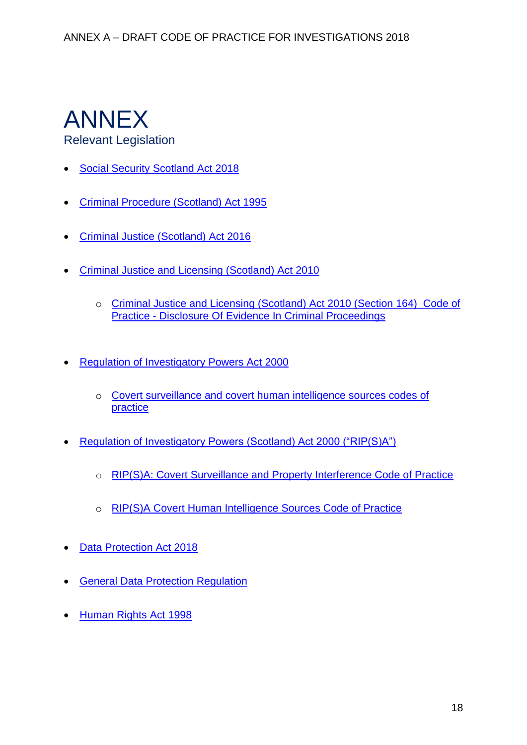# ANNEX

## Relevant Legislation

- Social Security Scotland Act 2018
- Criminal Procedure (Scotland) Act 1995
- Criminal Justice (Scotland) Act 2016
- Criminal Justice and Licensing (Scotland) Act 2010
  - Criminal Justice and Licensing (Scotland) Act 2010 (Section 164) Code of Practice - Disclosure Of Evidence In Criminal Proceedings
- Regulation of Investigatory Powers Act 2000
  - Covert surveillance and covert human intelligence sources codes of practice
- Regulation of Investigatory Powers (Scotland) Act 2000 ("RIP(S)A")
  - RIP(S)A: Covert Surveillance and Property Interference Code of Practice
  - RIP(S)A Covert Human Intelligence Sources Code of Practice
- Data Protection Act 2018
- General Data Protection Regulation
- Human Rights Act 1998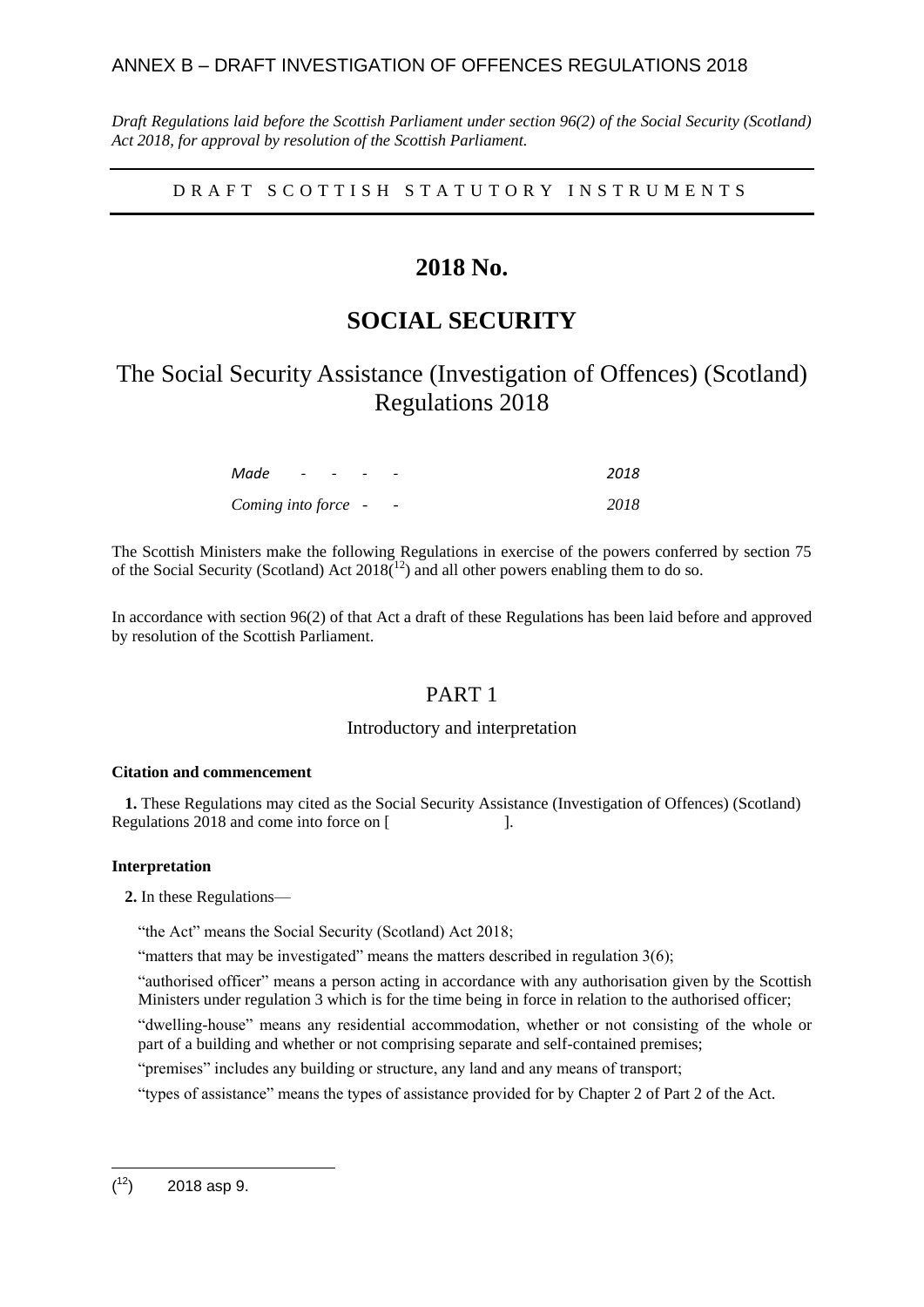ANNEX B – DRAFT INVESTIGATION OF OFFENCES REGULATIONS 2018

*Draft Regulations laid before the Scottish Parliament under section 96(2) of the Social Security (Scotland) Act 2018, for approval by resolution of the Scottish Parliament.*

DRAFT SCOTTISH STATUTORY INSTRUMENTS

# 2018 No.

# SOCIAL SECURITY

## The Social Security Assistance (Investigation of Offences) (Scotland) Regulations 2018

| | |
|---|---|
| *Made - - - -* | *2018* |
| *Coming into force - -* | *2018* |

The Scottish Ministers make the following Regulations in exercise of the powers conferred by section 75 of the Social Security (Scotland) Act 2018([12]) and all other powers enabling them to do so.

In accordance with section 96(2) of that Act a draft of these Regulations has been laid before and approved by resolution of the Scottish Parliament.

## PART 1

### Introductory and interpretation

**Citation and commencement**

**1.** These Regulations may cited as the Social Security Assistance (Investigation of Offences) (Scotland) Regulations 2018 and come into force on [ ].

**Interpretation**

**2.** In these Regulations—

"the Act" means the Social Security (Scotland) Act 2018;

"matters that may be investigated" means the matters described in regulation 3(6);

"authorised officer" means a person acting in accordance with any authorisation given by the Scottish Ministers under regulation 3 which is for the time being in force in relation to the authorised officer;

"dwelling-house" means any residential accommodation, whether or not consisting of the whole or part of a building and whether or not comprising separate and self-contained premises;

"premises" includes any building or structure, any land and any means of transport;

"types of assistance" means the types of assistance provided for by Chapter 2 of Part 2 of the Act.

([12]) 2018 asp 9.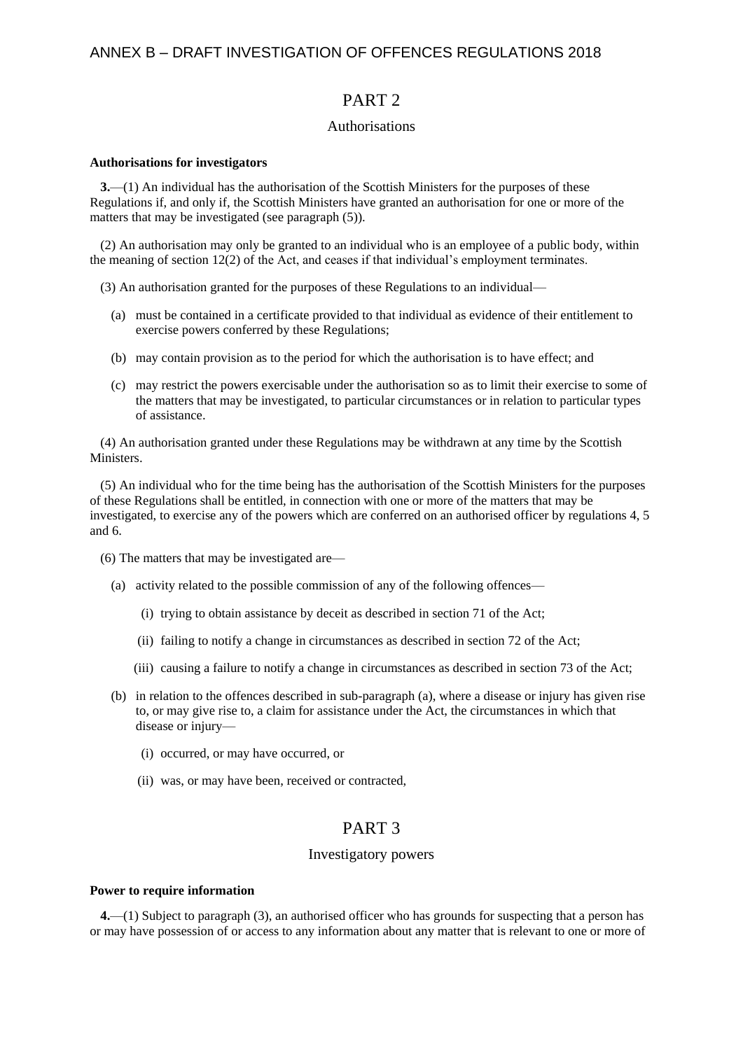# ANNEX B – DRAFT INVESTIGATION OF OFFENCES REGULATIONS 2018

## PART 2

### Authorisations

**Authorisations for investigators**

**3.**—(1) An individual has the authorisation of the Scottish Ministers for the purposes of these Regulations if, and only if, the Scottish Ministers have granted an authorisation for one or more of the matters that may be investigated (see paragraph (5)).

(2) An authorisation may only be granted to an individual who is an employee of a public body, within the meaning of section 12(2) of the Act, and ceases if that individual's employment terminates.

(3) An authorisation granted for the purposes of these Regulations to an individual—

- (a) must be contained in a certificate provided to that individual as evidence of their entitlement to exercise powers conferred by these Regulations;
- (b) may contain provision as to the period for which the authorisation is to have effect; and
- (c) may restrict the powers exercisable under the authorisation so as to limit their exercise to some of the matters that may be investigated, to particular circumstances or in relation to particular types of assistance.

(4) An authorisation granted under these Regulations may be withdrawn at any time by the Scottish Ministers.

(5) An individual who for the time being has the authorisation of the Scottish Ministers for the purposes of these Regulations shall be entitled, in connection with one or more of the matters that may be investigated, to exercise any of the powers which are conferred on an authorised officer by regulations 4, 5 and 6.

(6) The matters that may be investigated are—

- (a) activity related to the possible commission of any of the following offences—
  - (i) trying to obtain assistance by deceit as described in section 71 of the Act;
  - (ii) failing to notify a change in circumstances as described in section 72 of the Act;
  - (iii) causing a failure to notify a change in circumstances as described in section 73 of the Act;
- (b) in relation to the offences described in sub-paragraph (a), where a disease or injury has given rise to, or may give rise to, a claim for assistance under the Act, the circumstances in which that disease or injury—
  - (i) occurred, or may have occurred, or
  - (ii) was, or may have been, received or contracted,

## PART 3

### Investigatory powers

**Power to require information**

**4.**—(1) Subject to paragraph (3), an authorised officer who has grounds for suspecting that a person has or may have possession of or access to any information about any matter that is relevant to one or more of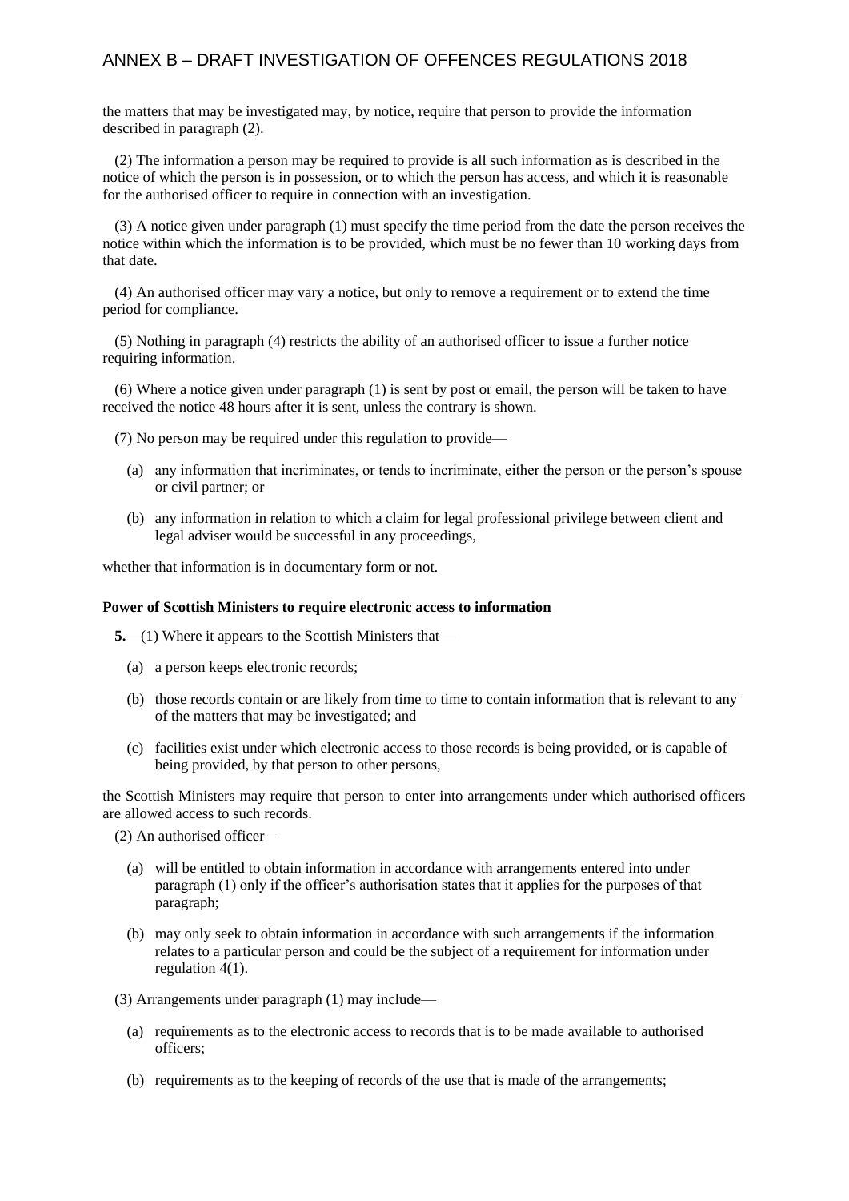the matters that may be investigated may, by notice, require that person to provide the information described in paragraph (2).

(2) The information a person may be required to provide is all such information as is described in the notice of which the person is in possession, or to which the person has access, and which it is reasonable for the authorised officer to require in connection with an investigation.

(3) A notice given under paragraph (1) must specify the time period from the date the person receives the notice within which the information is to be provided, which must be no fewer than 10 working days from that date.

(4) An authorised officer may vary a notice, but only to remove a requirement or to extend the time period for compliance.

(5) Nothing in paragraph (4) restricts the ability of an authorised officer to issue a further notice requiring information.

(6) Where a notice given under paragraph (1) is sent by post or email, the person will be taken to have received the notice 48 hours after it is sent, unless the contrary is shown.

(7) No person may be required under this regulation to provide—

(a) any information that incriminates, or tends to incriminate, either the person or the person's spouse or civil partner; or

(b) any information in relation to which a claim for legal professional privilege between client and legal adviser would be successful in any proceedings,

whether that information is in documentary form or not.

**Power of Scottish Ministers to require electronic access to information**

**5.**—(1) Where it appears to the Scottish Ministers that—

(a) a person keeps electronic records;

(b) those records contain or are likely from time to time to contain information that is relevant to any of the matters that may be investigated; and

(c) facilities exist under which electronic access to those records is being provided, or is capable of being provided, by that person to other persons,

the Scottish Ministers may require that person to enter into arrangements under which authorised officers are allowed access to such records.

(2) An authorised officer –

(a) will be entitled to obtain information in accordance with arrangements entered into under paragraph (1) only if the officer's authorisation states that it applies for the purposes of that paragraph;

(b) may only seek to obtain information in accordance with such arrangements if the information relates to a particular person and could be the subject of a requirement for information under regulation 4(1).

(3) Arrangements under paragraph (1) may include—

(a) requirements as to the electronic access to records that is to be made available to authorised officers;

(b) requirements as to the keeping of records of the use that is made of the arrangements;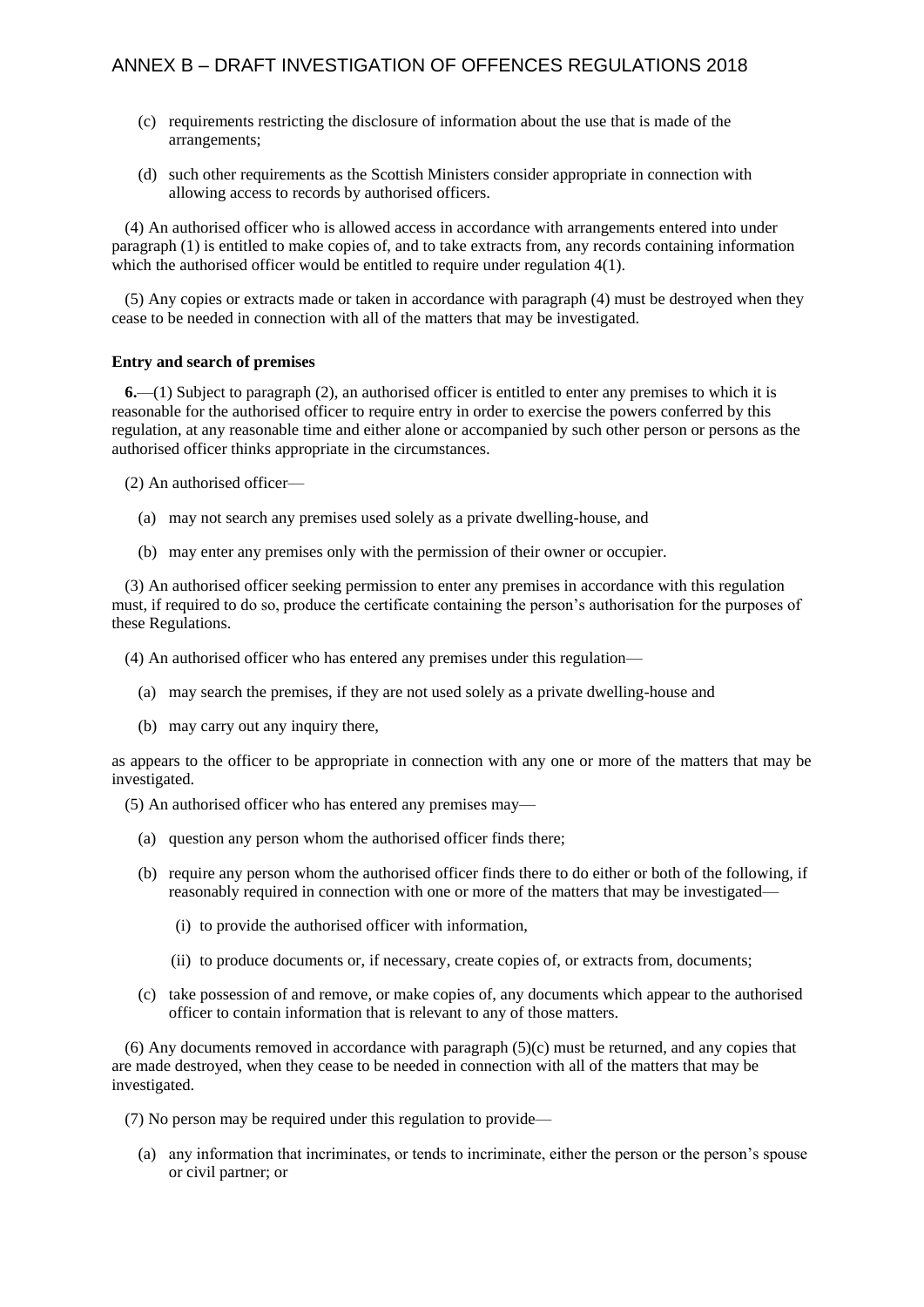(c) requirements restricting the disclosure of information about the use that is made of the arrangements;

(d) such other requirements as the Scottish Ministers consider appropriate in connection with allowing access to records by authorised officers.

(4) An authorised officer who is allowed access in accordance with arrangements entered into under paragraph (1) is entitled to make copies of, and to take extracts from, any records containing information which the authorised officer would be entitled to require under regulation 4(1).

(5) Any copies or extracts made or taken in accordance with paragraph (4) must be destroyed when they cease to be needed in connection with all of the matters that may be investigated.

**Entry and search of premises**

**6.**—(1) Subject to paragraph (2), an authorised officer is entitled to enter any premises to which it is reasonable for the authorised officer to require entry in order to exercise the powers conferred by this regulation, at any reasonable time and either alone or accompanied by such other person or persons as the authorised officer thinks appropriate in the circumstances.

(2) An authorised officer—

(a) may not search any premises used solely as a private dwelling-house, and

(b) may enter any premises only with the permission of their owner or occupier.

(3) An authorised officer seeking permission to enter any premises in accordance with this regulation must, if required to do so, produce the certificate containing the person's authorisation for the purposes of these Regulations.

(4) An authorised officer who has entered any premises under this regulation—

(a) may search the premises, if they are not used solely as a private dwelling-house and

(b) may carry out any inquiry there,

as appears to the officer to be appropriate in connection with any one or more of the matters that may be investigated.

(5) An authorised officer who has entered any premises may—

(a) question any person whom the authorised officer finds there;

(b) require any person whom the authorised officer finds there to do either or both of the following, if reasonably required in connection with one or more of the matters that may be investigated—

(i) to provide the authorised officer with information,

(ii) to produce documents or, if necessary, create copies of, or extracts from, documents;

(c) take possession of and remove, or make copies of, any documents which appear to the authorised officer to contain information that is relevant to any of those matters.

(6) Any documents removed in accordance with paragraph (5)(c) must be returned, and any copies that are made destroyed, when they cease to be needed in connection with all of the matters that may be investigated.

(7) No person may be required under this regulation to provide—

(a) any information that incriminates, or tends to incriminate, either the person or the person's spouse or civil partner; or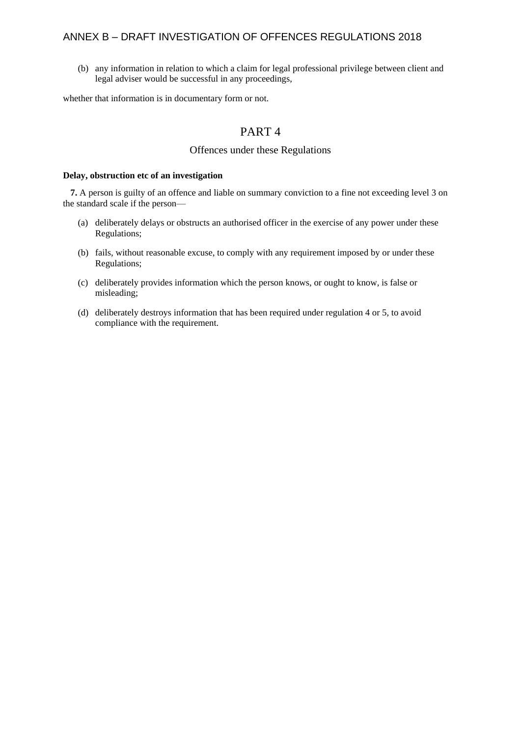(b) any information in relation to which a claim for legal professional privilege between client and legal adviser would be successful in any proceedings,

whether that information is in documentary form or not.

## PART 4

### Offences under these Regulations

**Delay, obstruction etc of an investigation**

**7.** A person is guilty of an offence and liable on summary conviction to a fine not exceeding level 3 on the standard scale if the person—

(a) deliberately delays or obstructs an authorised officer in the exercise of any power under these Regulations;

(b) fails, without reasonable excuse, to comply with any requirement imposed by or under these Regulations;

(c) deliberately provides information which the person knows, or ought to know, is false or misleading;

(d) deliberately destroys information that has been required under regulation 4 or 5, to avoid compliance with the requirement.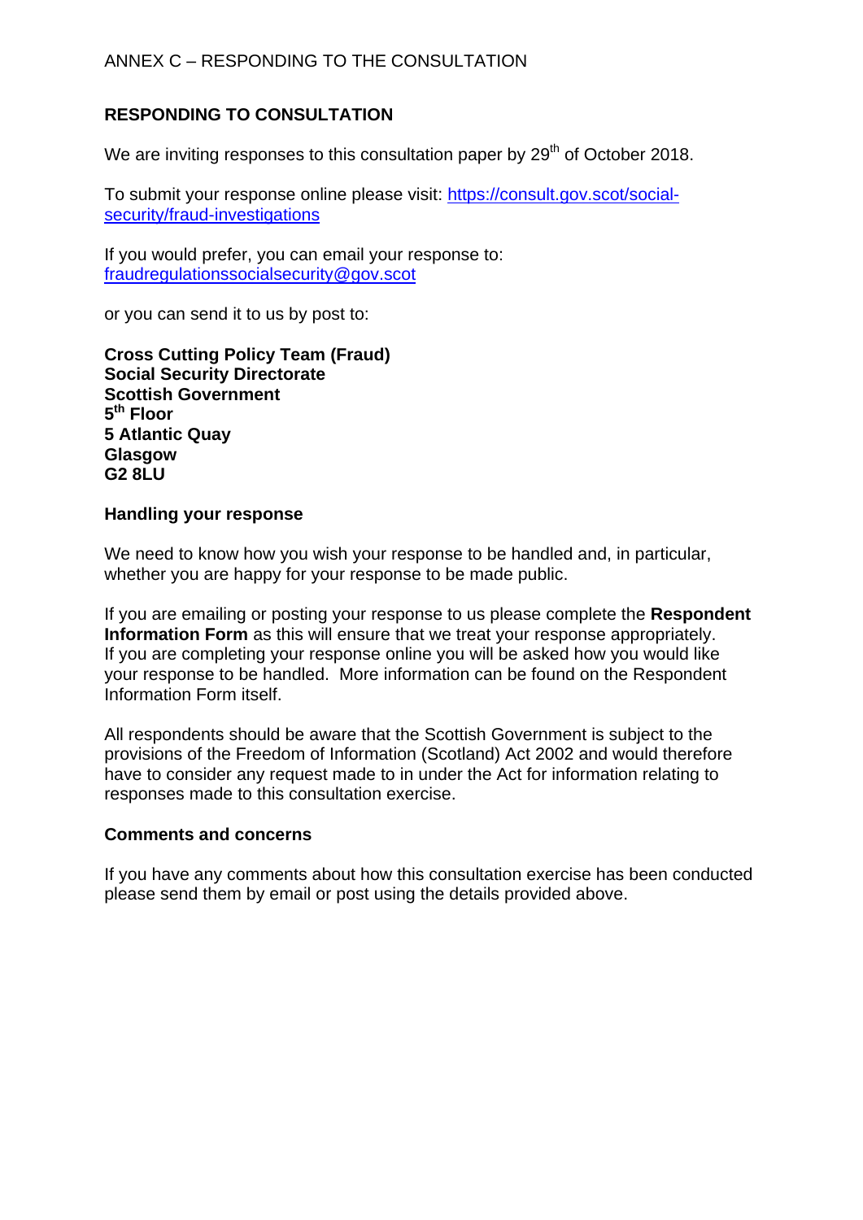ANNEX C – RESPONDING TO THE CONSULTATION

## RESPONDING TO CONSULTATION

We are inviting responses to this consultation paper by 29th of October 2018.

To submit your response online please visit: https://consult.gov.scot/social-security/fraud-investigations

If you would prefer, you can email your response to: fraudregulationssocialsecurity@gov.scot

or you can send it to us by post to:

**Cross Cutting Policy Team (Fraud)**
**Social Security Directorate**
**Scottish Government**
**5th Floor**
**5 Atlantic Quay**
**Glasgow**
**G2 8LU**

### Handling your response

We need to know how you wish your response to be handled and, in particular, whether you are happy for your response to be made public.

If you are emailing or posting your response to us please complete the **Respondent Information Form** as this will ensure that we treat your response appropriately. If you are completing your response online you will be asked how you would like your response to be handled. More information can be found on the Respondent Information Form itself.

All respondents should be aware that the Scottish Government is subject to the provisions of the Freedom of Information (Scotland) Act 2002 and would therefore have to consider any request made to in under the Act for information relating to responses made to this consultation exercise.

### Comments and concerns

If you have any comments about how this consultation exercise has been conducted please send them by email or post using the details provided above.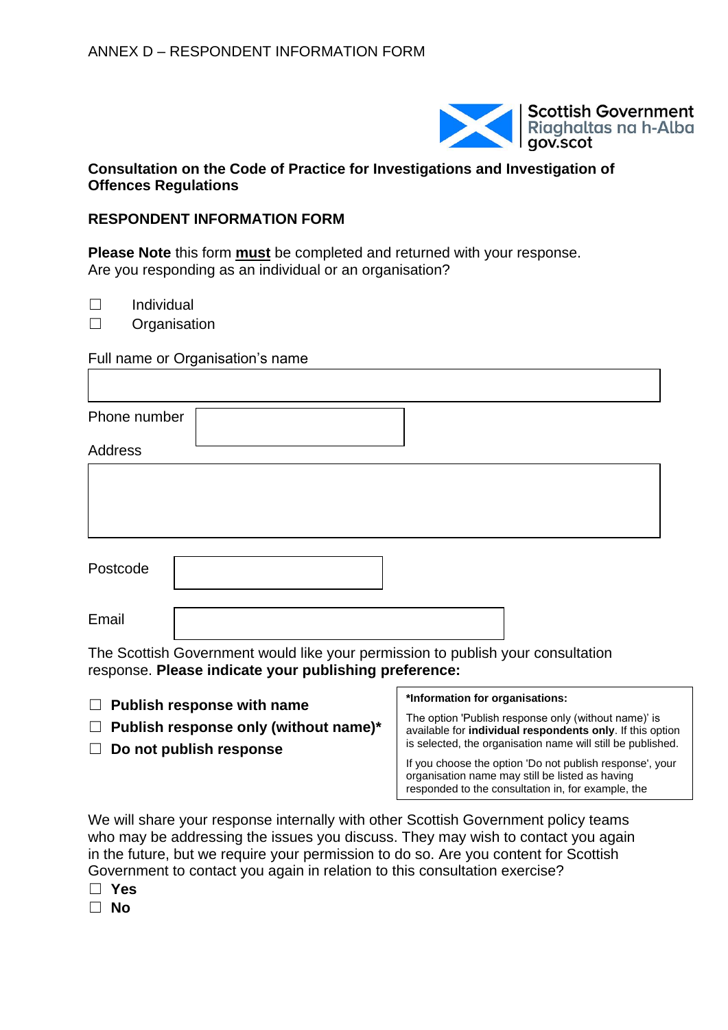ANNEX D – RESPONDENT INFORMATION FORM

Scottish Government
Riaghaltas na h-Alba
gov.scot

**Consultation on the Code of Practice for Investigations and Investigation of Offences Regulations**

**RESPONDENT INFORMATION FORM**

**Please Note** this form **must** be completed and returned with your response.
Are you responding as an individual or an organisation?

☐ Individual
☐ Organisation

Full name or Organisation's name

Phone number

Address

Postcode

Email

The Scottish Government would like your permission to publish your consultation response. **Please indicate your publishing preference:**

☐ **Publish response with name**
☐ **Publish response only (without name)***
☐ **Do not publish response**

**\*Information for organisations:**

The option 'Publish response only (without name)' is available for **individual respondents only**. If this option is selected, the organisation name will still be published.

If you choose the option 'Do not publish response', your organisation name may still be listed as having responded to the consultation in, for example, the

We will share your response internally with other Scottish Government policy teams who may be addressing the issues you discuss. They may wish to contact you again in the future, but we require your permission to do so. Are you content for Scottish Government to contact you again in relation to this consultation exercise?

☐ **Yes**
☐ **No**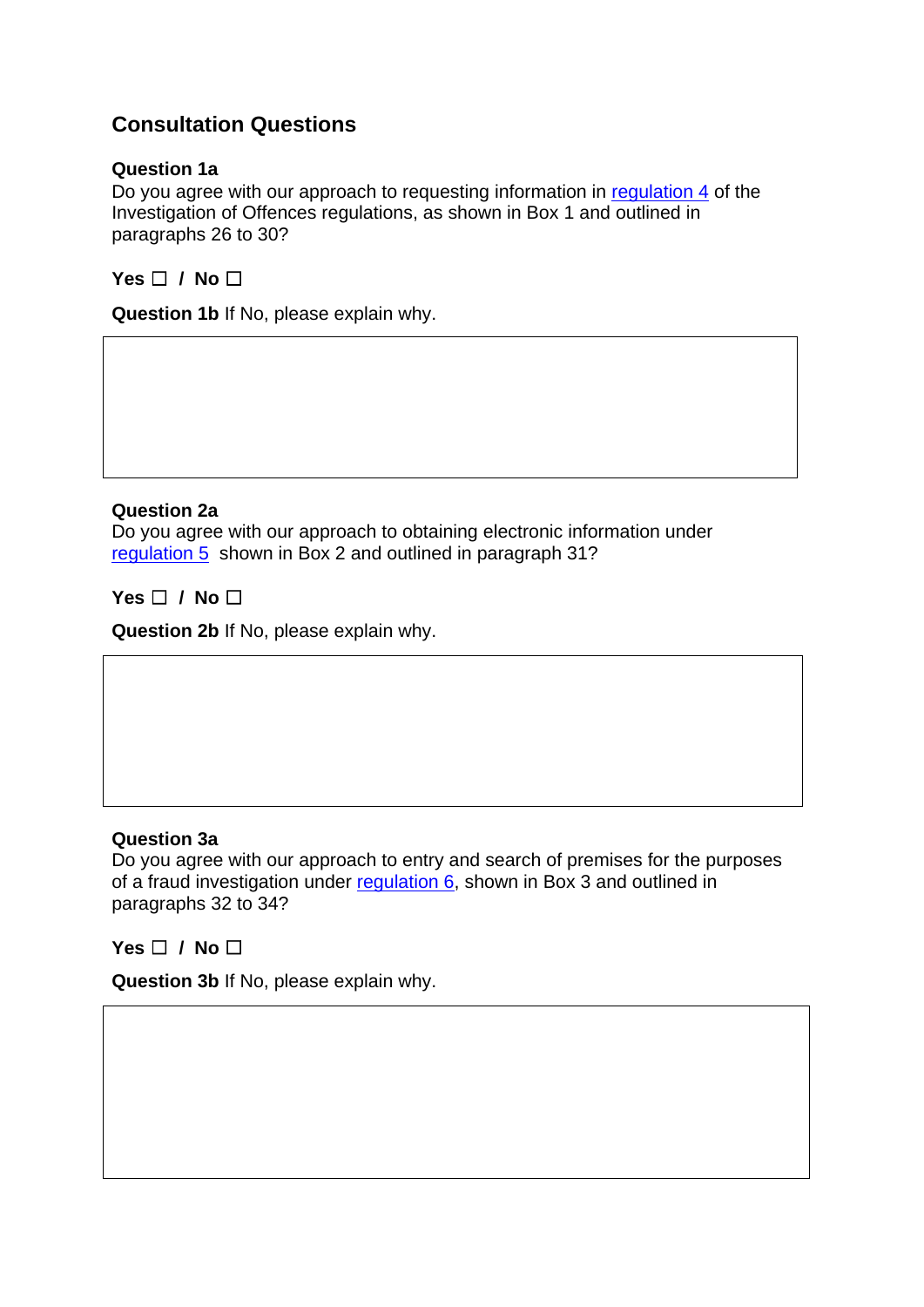## Consultation Questions

**Question 1a**
Do you agree with our approach to requesting information in regulation 4 of the Investigation of Offences regulations, as shown in Box 1 and outlined in paragraphs 26 to 30?

**Yes ☐ / No ☐**

**Question 1b** If No, please explain why.

**Question 2a**
Do you agree with our approach to obtaining electronic information under regulation 5 shown in Box 2 and outlined in paragraph 31?

**Yes ☐ / No ☐**

**Question 2b** If No, please explain why.

**Question 3a**
Do you agree with our approach to entry and search of premises for the purposes of a fraud investigation under regulation 6, shown in Box 3 and outlined in paragraphs 32 to 34?

**Yes ☐ / No ☐**

**Question 3b** If No, please explain why.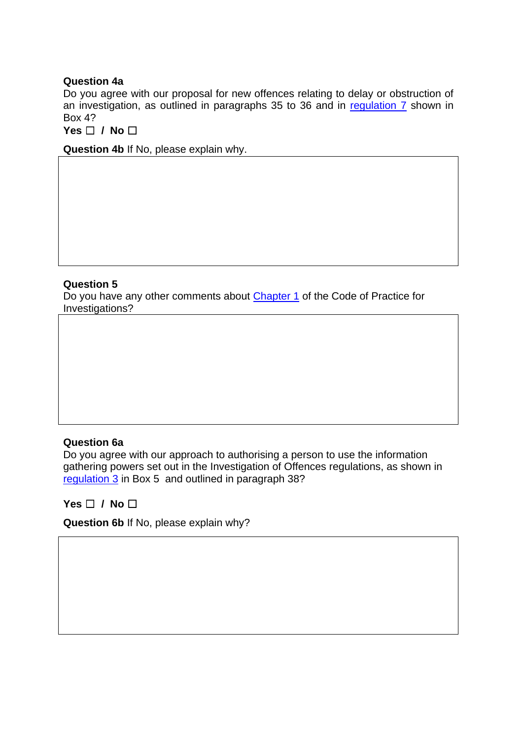**Question 4a**
Do you agree with our proposal for new offences relating to delay or obstruction of an investigation, as outlined in paragraphs 35 to 36 and in regulation 7 shown in Box 4?
**Yes ☐ / No ☐**

**Question 4b** If No, please explain why.

| |
|---|
| |

**Question 5**
Do you have any other comments about Chapter 1 of the Code of Practice for Investigations?

| |
|---|
| |

**Question 6a**
Do you agree with our approach to authorising a person to use the information gathering powers set out in the Investigation of Offences regulations, as shown in regulation 3 in Box 5 and outlined in paragraph 38?

**Yes ☐ / No ☐**

**Question 6b** If No, please explain why?

| |
|---|
| |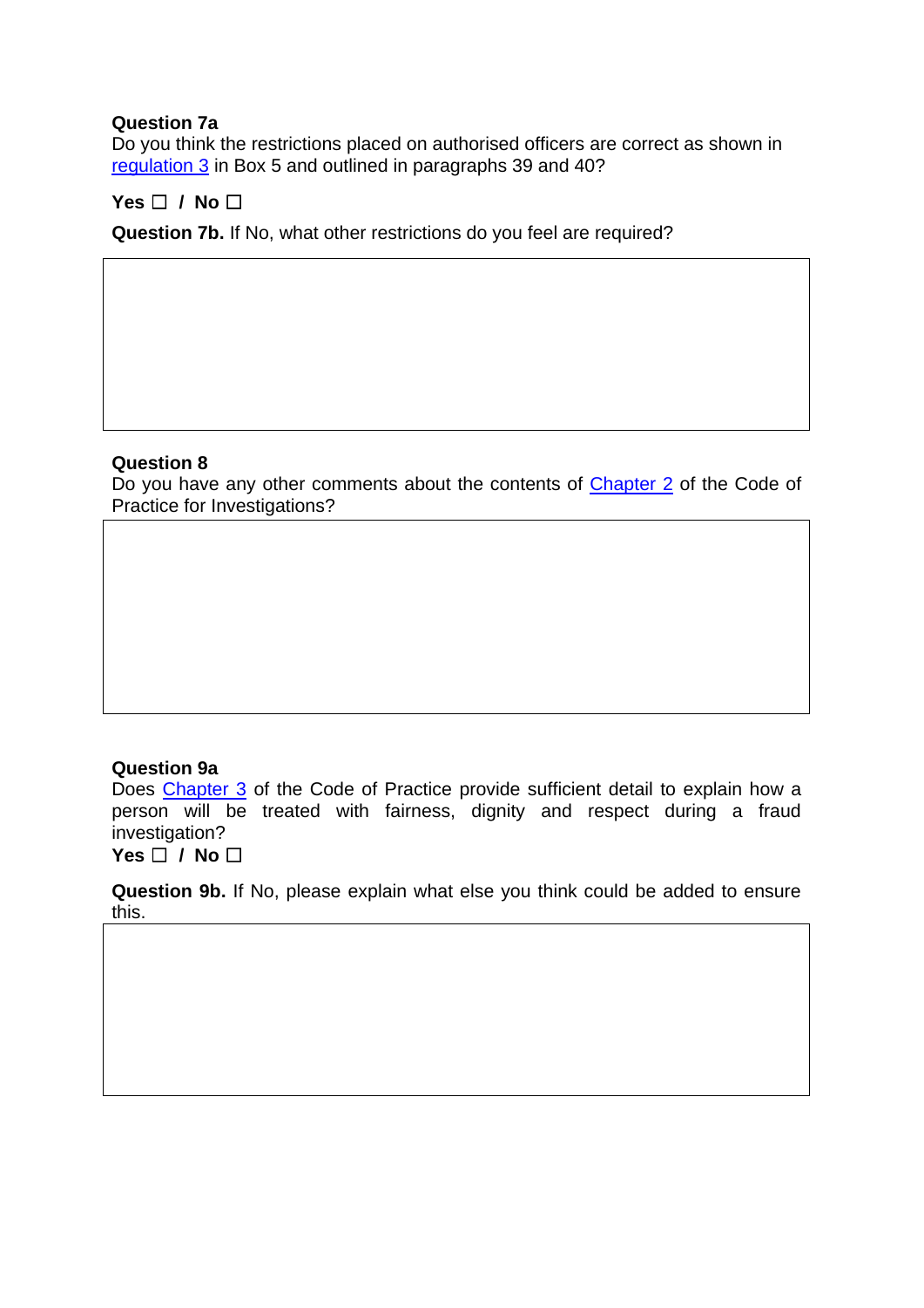**Question 7a**
Do you think the restrictions placed on authorised officers are correct as shown in regulation 3 in Box 5 and outlined in paragraphs 39 and 40?

**Yes ☐ / No ☐**

**Question 7b.** If No, what other restrictions do you feel are required?

**Question 8**
Do you have any other comments about the contents of Chapter 2 of the Code of Practice for Investigations?

**Question 9a**
Does Chapter 3 of the Code of Practice provide sufficient detail to explain how a person will be treated with fairness, dignity and respect during a fraud investigation?
**Yes ☐ / No ☐**

**Question 9b.** If No, please explain what else you think could be added to ensure this.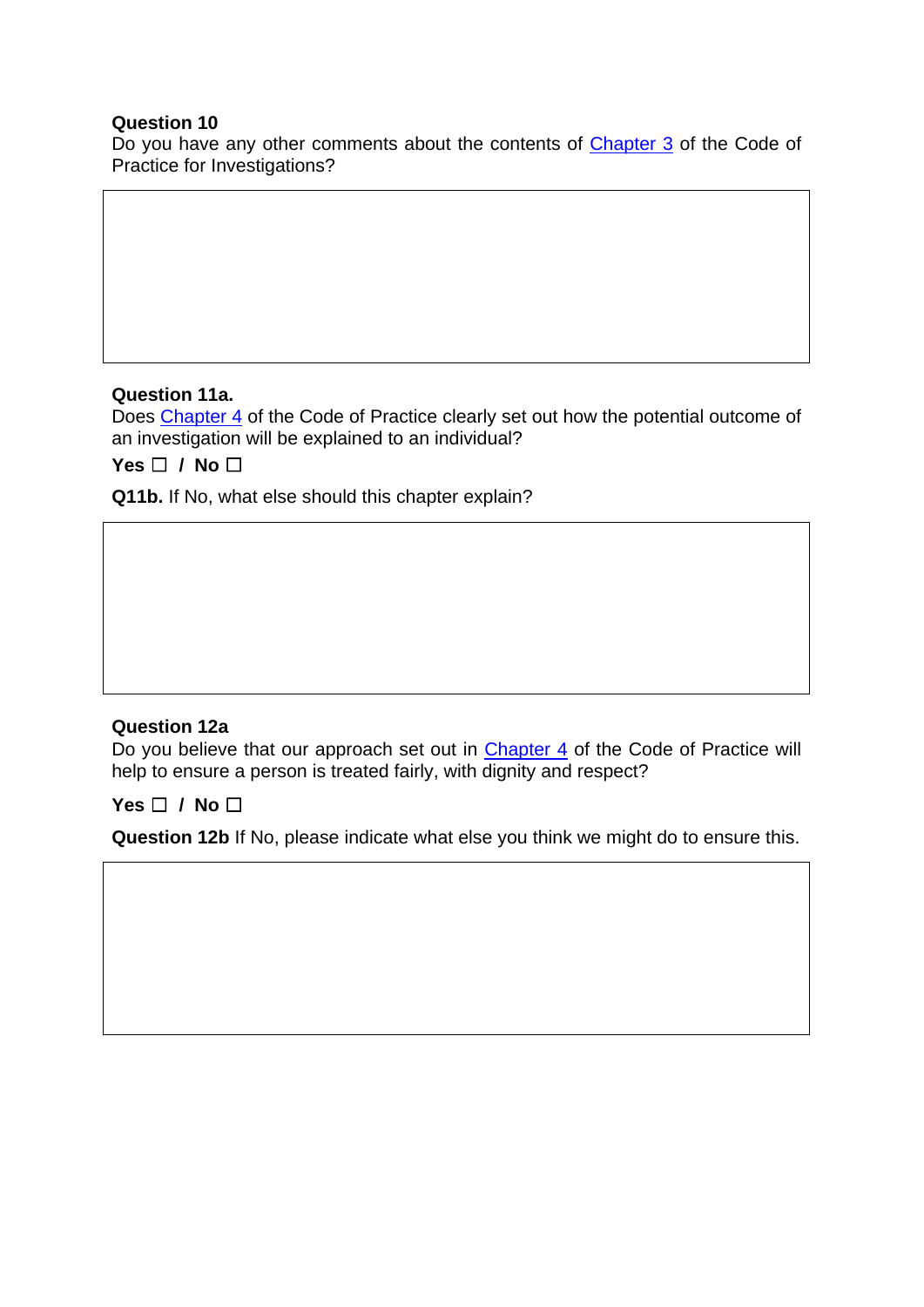**Question 10**
Do you have any other comments about the contents of Chapter 3 of the Code of Practice for Investigations?

**Question 11a.**
Does Chapter 4 of the Code of Practice clearly set out how the potential outcome of an investigation will be explained to an individual?

**Yes ☐ / No ☐**

**Q11b.** If No, what else should this chapter explain?

**Question 12a**
Do you believe that our approach set out in Chapter 4 of the Code of Practice will help to ensure a person is treated fairly, with dignity and respect?

**Yes ☐ / No ☐**

**Question 12b** If No, please indicate what else you think we might do to ensure this.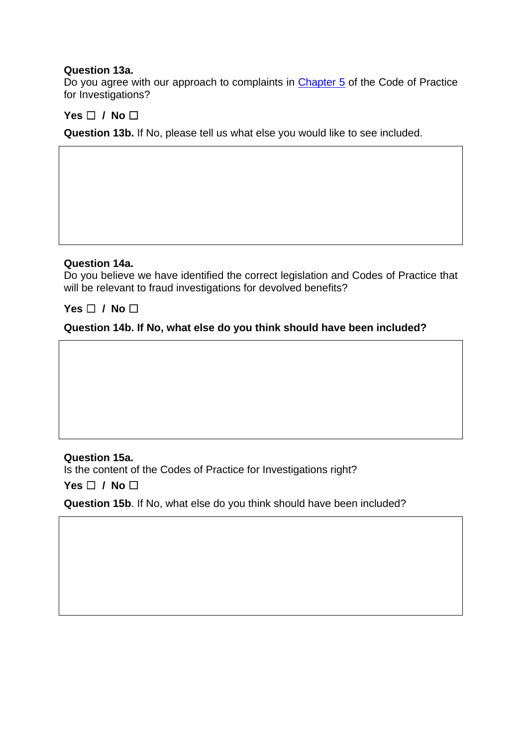**Question 13a.**
Do you agree with our approach to complaints in [Chapter 5](#) of the Code of Practice for Investigations?

**Yes ☐ / No ☐**

**Question 13b.** If No, please tell us what else you would like to see included.

**Question 14a.**
Do you believe we have identified the correct legislation and Codes of Practice that will be relevant to fraud investigations for devolved benefits?

**Yes ☐ / No ☐**

**Question 14b. If No, what else do you think should have been included?**

**Question 15a.**
Is the content of the Codes of Practice for Investigations right?

**Yes ☐ / No ☐**

**Question 15b**. If No, what else do you think should have been included?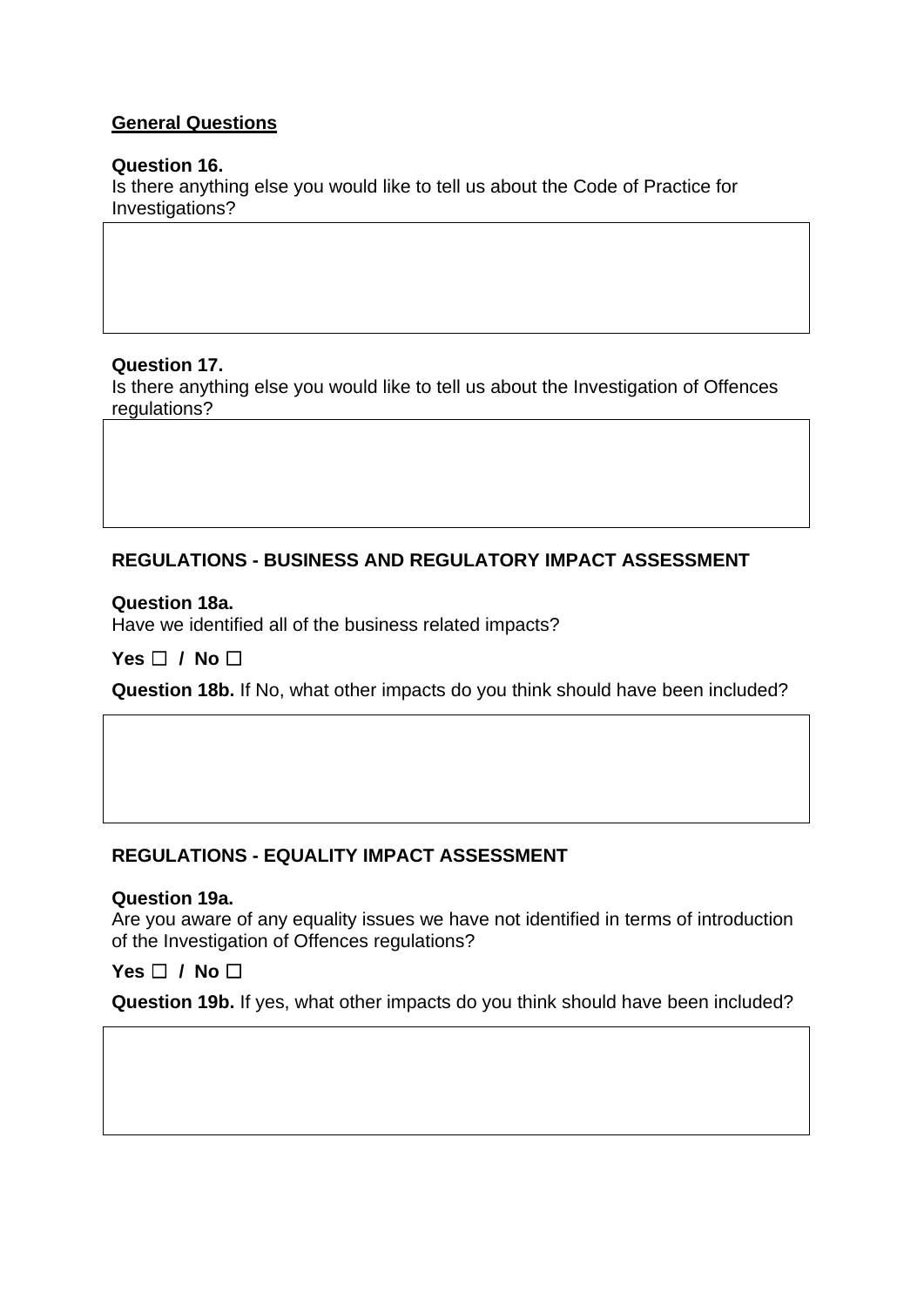**General Questions**

**Question 16.**
Is there anything else you would like to tell us about the Code of Practice for Investigations?

**Question 17.**
Is there anything else you would like to tell us about the Investigation of Offences regulations?

**REGULATIONS - BUSINESS AND REGULATORY IMPACT ASSESSMENT**

**Question 18a.**
Have we identified all of the business related impacts?

**Yes ☐ / No ☐**

**Question 18b.** If No, what other impacts do you think should have been included?

**REGULATIONS - EQUALITY IMPACT ASSESSMENT**

**Question 19a.**
Are you aware of any equality issues we have not identified in terms of introduction of the Investigation of Offences regulations?

**Yes ☐ / No ☐**

**Question 19b.** If yes, what other impacts do you think should have been included?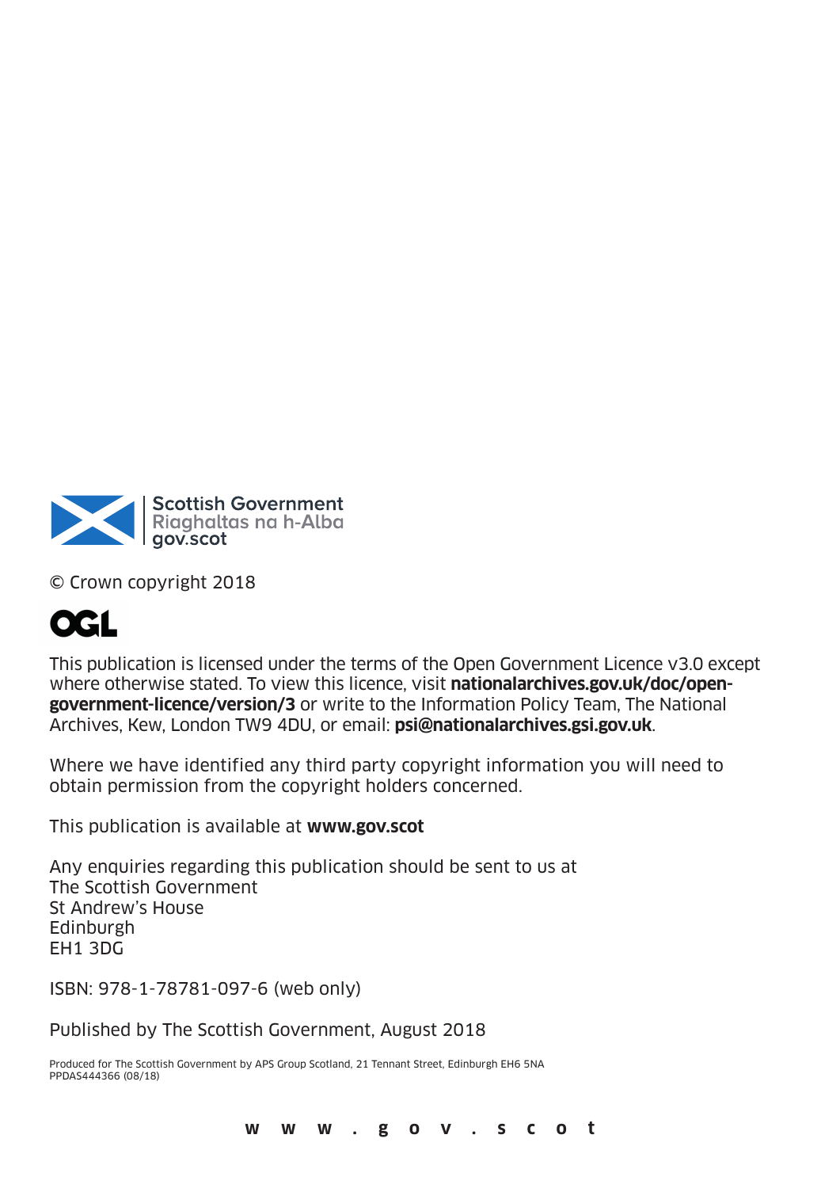Scottish Government
Riaghaltas na h-Alba
gov.scot

© Crown copyright 2018

OGL

This publication is licensed under the terms of the Open Government Licence v3.0 except where otherwise stated. To view this licence, visit **nationalarchives.gov.uk/doc/open-government-licence/version/3** or write to the Information Policy Team, The National Archives, Kew, London TW9 4DU, or email: **psi@nationalarchives.gsi.gov.uk**.

Where we have identified any third party copyright information you will need to obtain permission from the copyright holders concerned.

This publication is available at **www.gov.scot**

Any enquiries regarding this publication should be sent to us at
The Scottish Government
St Andrew's House
Edinburgh
EH1 3DG

ISBN: 978-1-78781-097-6 (web only)

Published by The Scottish Government, August 2018

Produced for The Scottish Government by APS Group Scotland, 21 Tennant Street, Edinburgh EH6 5NA
PPDAS444366 (08/18)

**w w w . g o v . s c o t**